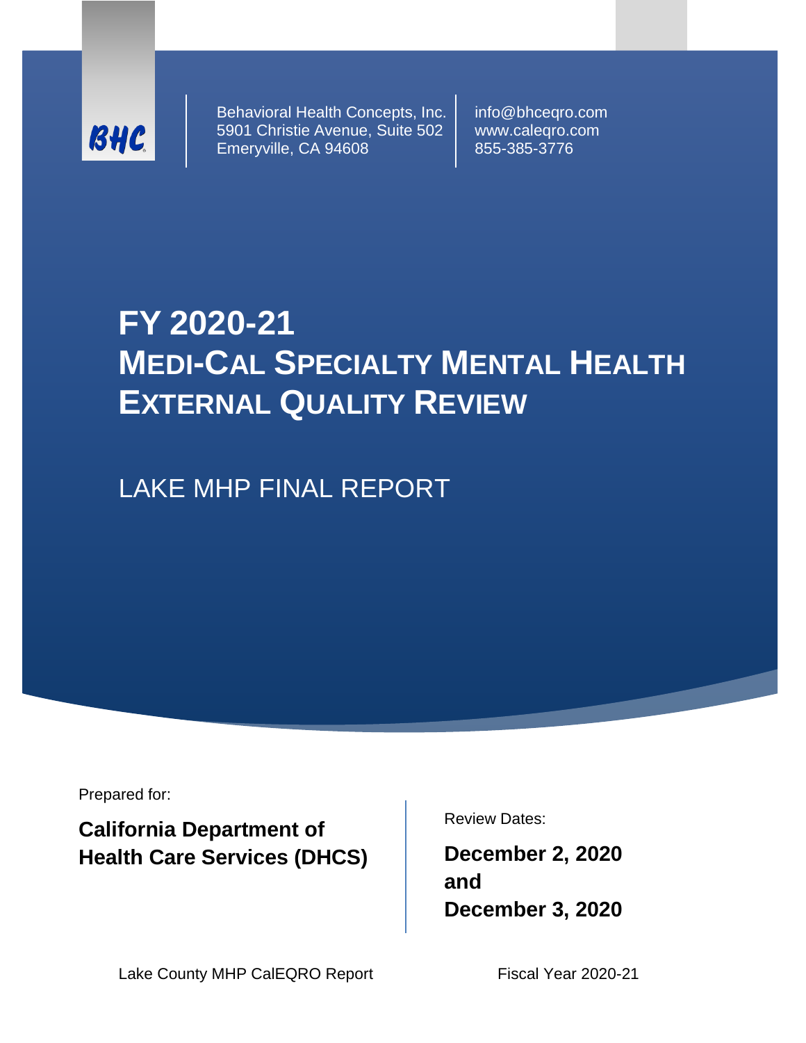BHC

Behavioral Health Concepts, Inc.
5901 Christie Avenue, Suite 502
Emeryville, CA 94608

info@bhceqro.com
www.caleqro.com
855-385-3776

# FY 2020-21 MEDI-CAL SPECIALTY MENTAL HEALTH EXTERNAL QUALITY REVIEW

## LAKE MHP FINAL REPORT

Prepared for:

**California Department of Health Care Services (DHCS)**

Review Dates:

**December 2, 2020 and December 3, 2020**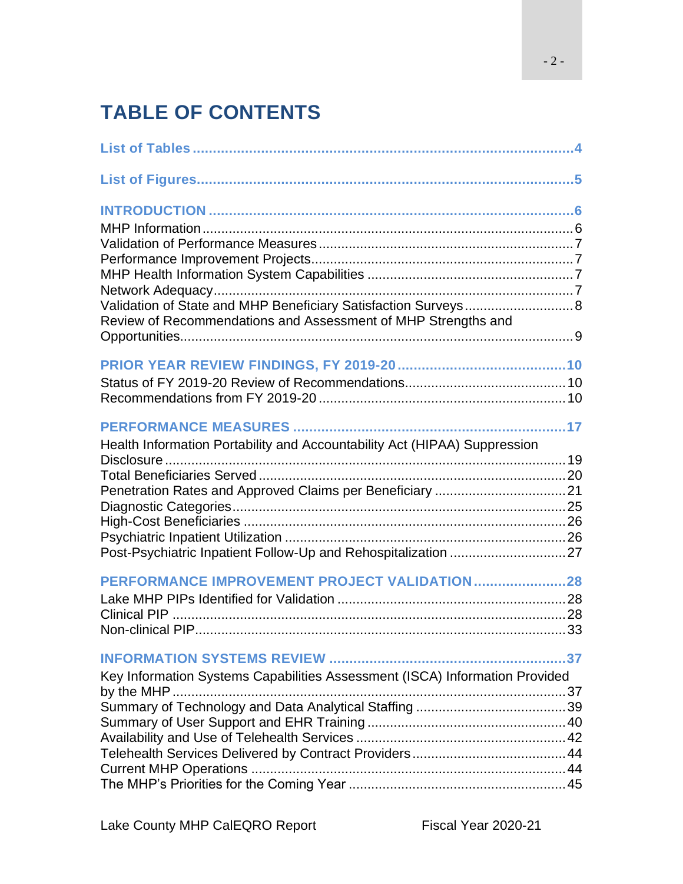# TABLE OF CONTENTS

**List of Tables** ........................................................................................ 4

**List of Figures** ....................................................................................... 5

**INTRODUCTION** ...................................................................................... 6

MHP Information ........................................................................................ 6
Validation of Performance Measures ......................................................... 7
Performance Improvement Projects ........................................................... 7
MHP Health Information System Capabilities ........................................... 7
Network Adequacy ..................................................................................... 7
Validation of State and MHP Beneficiary Satisfaction Surveys .................. 8
Review of Recommendations and Assessment of MHP Strengths and Opportunities ........................................................................................... 9

**PRIOR YEAR REVIEW FINDINGS, FY 2019-20** ....................................... 10

Status of FY 2019-20 Review of Recommendations .................................. 10
Recommendations from FY 2019-20 ......................................................... 10

**PERFORMANCE MEASURES** ................................................................. 17

Health Information Portability and Accountability Act (HIPAA) Suppression Disclosure .............................................................................................. 19
Total Beneficiaries Served ........................................................................ 20
Penetration Rates and Approved Claims per Beneficiary ......................... 21
Diagnostic Categories ............................................................................... 25
High-Cost Beneficiaries ............................................................................ 26
Psychiatric Inpatient Utilization ................................................................. 26
Post-Psychiatric Inpatient Follow-Up and Rehospitalization ...................... 27

**PERFORMANCE IMPROVEMENT PROJECT VALIDATION** ...................... 28

Lake MHP PIPs Identified for Validation .................................................... 28
Clinical PIP ............................................................................................... 28
Non-clinical PIP ......................................................................................... 33

**INFORMATION SYSTEMS REVIEW** ......................................................... 37

Key Information Systems Capabilities Assessment (ISCA) Information Provided by the MHP ........................................................................................... 37
Summary of Technology and Data Analytical Staffing .............................. 39
Summary of User Support and EHR Training ........................................... 40
Availability and Use of Telehealth Services .............................................. 42
Telehealth Services Delivered by Contract Providers ................................ 44
Current MHP Operations ........................................................................... 44
The MHP's Priorities for the Coming Year ................................................ 45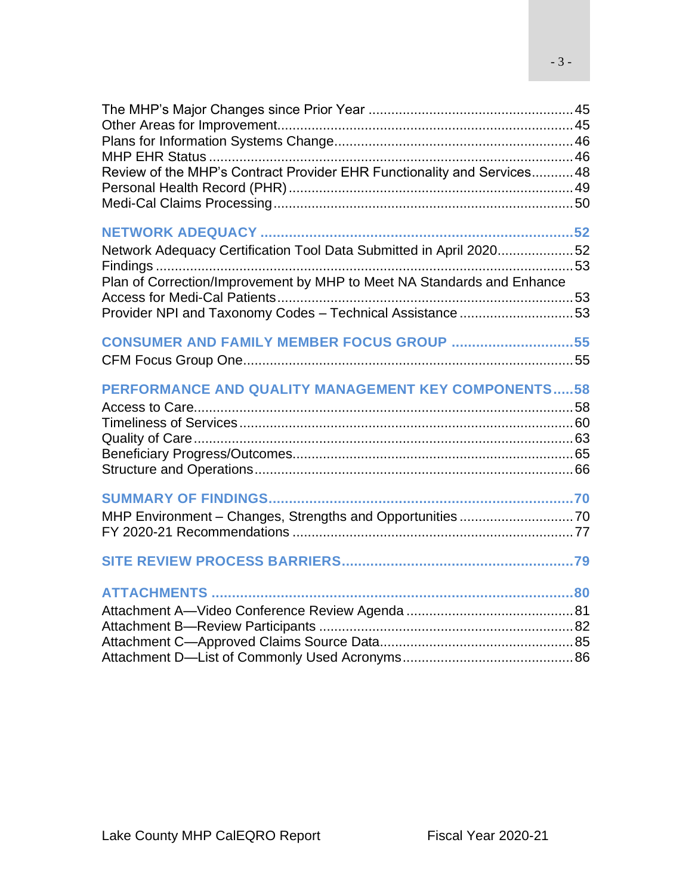The MHP's Major Changes since Prior Year ..................................................... 45
Other Areas for Improvement............................................................................ 45
Plans for Information Systems Change.............................................................. 46
MHP EHR Status ............................................................................................... 46
Review of the MHP's Contract Provider EHR Functionality and Services........... 48
Personal Health Record (PHR) .......................................................................... 49
Medi-Cal Claims Processing .............................................................................. 50

**NETWORK ADEQUACY ............................................................................ 52**

Network Adequacy Certification Tool Data Submitted in April 2020.................... 52
Findings ............................................................................................................ 53
Plan of Correction/Improvement by MHP to Meet NA Standards and Enhance Access for Medi-Cal Patients ............................................................................ 53
Provider NPI and Taxonomy Codes – Technical Assistance .............................. 53

**CONSUMER AND FAMILY MEMBER FOCUS GROUP .............................. 55**

CFM Focus Group One...................................................................................... 55

**PERFORMANCE AND QUALITY MANAGEMENT KEY COMPONENTS..... 58**

Access to Care................................................................................................... 58
Timeliness of Services ....................................................................................... 60
Quality of Care................................................................................................... 63
Beneficiary Progress/Outcomes......................................................................... 65
Structure and Operations ................................................................................... 66

**SUMMARY OF FINDINGS.......................................................................... 70**

MHP Environment – Changes, Strengths and Opportunities .............................. 70
FY 2020-21 Recommendations ......................................................................... 77

**SITE REVIEW PROCESS BARRIERS........................................................ 79**

**ATTACHMENTS ........................................................................................ 80**

Attachment A—Video Conference Review Agenda ............................................ 81
Attachment B—Review Participants .................................................................. 82
Attachment C—Approved Claims Source Data................................................... 85
Attachment D—List of Commonly Used Acronyms............................................. 86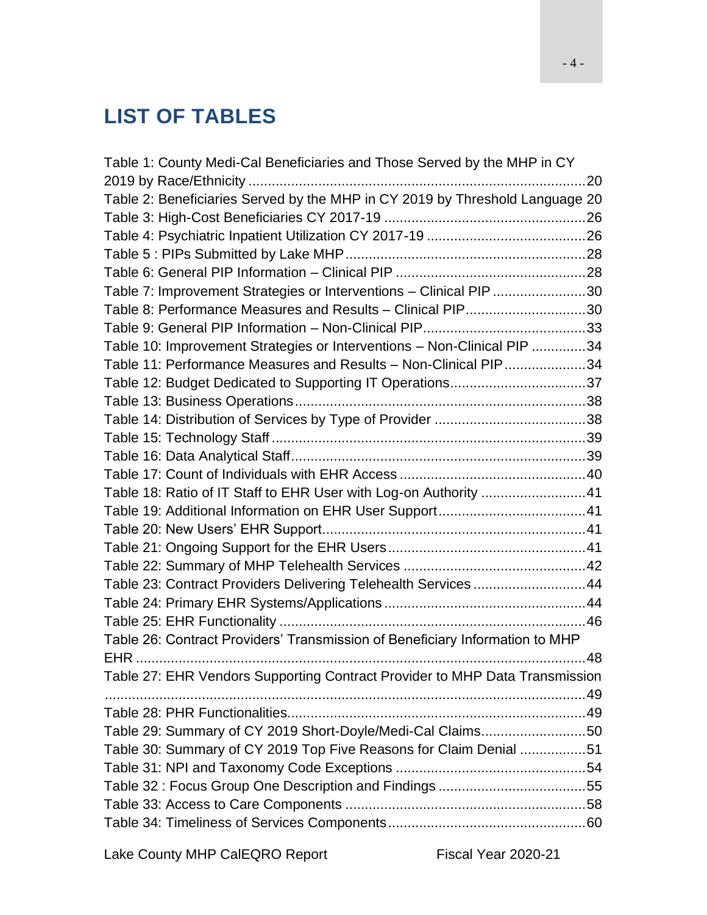# LIST OF TABLES

Table 1: County Medi-Cal Beneficiaries and Those Served by the MHP in CY 2019 by Race/Ethnicity ........................................................................................20
Table 2: Beneficiaries Served by the MHP in CY 2019 by Threshold Language 20
Table 3: High-Cost Beneficiaries CY 2017-19 ....................................................26
Table 4: Psychiatric Inpatient Utilization CY 2017-19 .........................................26
Table 5 : PIPs Submitted by Lake MHP..............................................................28
Table 6: General PIP Information – Clinical PIP .................................................28
Table 7: Improvement Strategies or Interventions – Clinical PIP ........................30
Table 8: Performance Measures and Results – Clinical PIP...............................30
Table 9: General PIP Information – Non-Clinical PIP..........................................33
Table 10: Improvement Strategies or Interventions – Non-Clinical PIP ..............34
Table 11: Performance Measures and Results – Non-Clinical PIP.....................34
Table 12: Budget Dedicated to Supporting IT Operations...................................37
Table 13: Business Operations..........................................................................38
Table 14: Distribution of Services by Type of Provider .......................................38
Table 15: Technology Staff.................................................................................39
Table 16: Data Analytical Staff............................................................................39
Table 17: Count of Individuals with EHR Access ................................................40
Table 18: Ratio of IT Staff to EHR User with Log-on Authority ...........................41
Table 19: Additional Information on EHR User Support......................................41
Table 20: New Users' EHR Support....................................................................41
Table 21: Ongoing Support for the EHR Users...................................................41
Table 22: Summary of MHP Telehealth Services ...............................................42
Table 23: Contract Providers Delivering Telehealth Services .............................44
Table 24: Primary EHR Systems/Applications....................................................44
Table 25: EHR Functionality ...............................................................................46
Table 26: Contract Providers' Transmission of Beneficiary Information to MHP EHR .....................................................................................................................48
Table 27: EHR Vendors Supporting Contract Provider to MHP Data Transmission ..............................................................................................................49
Table 28: PHR Functionalities.............................................................................49
Table 29: Summary of CY 2019 Short-Doyle/Medi-Cal Claims...........................50
Table 30: Summary of CY 2019 Top Five Reasons for Claim Denial .................51
Table 31: NPI and Taxonomy Code Exceptions .................................................54
Table 32 : Focus Group One Description and Findings ......................................55
Table 33: Access to Care Components ..............................................................58
Table 34: Timeliness of Services Components...................................................60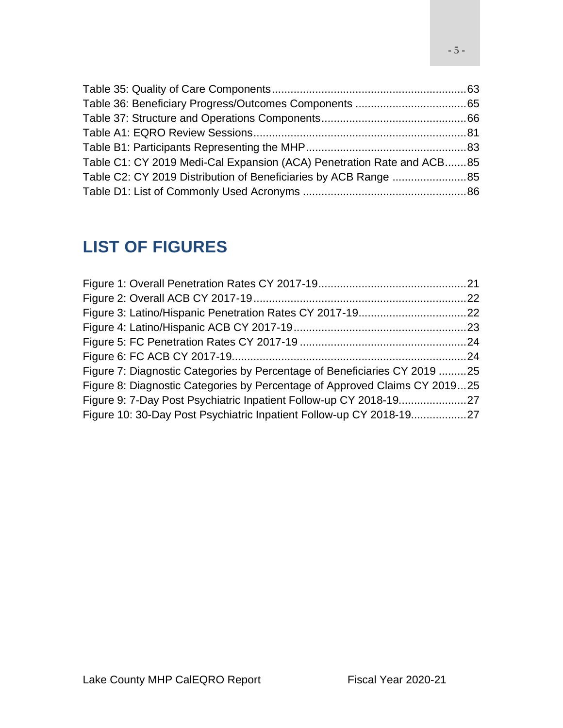Table 35: Quality of Care Components...............................................................63
Table 36: Beneficiary Progress/Outcomes Components ....................................65
Table 37: Structure and Operations Components...............................................66
Table A1: EQRO Review Sessions.....................................................................81
Table B1: Participants Representing the MHP....................................................83
Table C1: CY 2019 Medi-Cal Expansion (ACA) Penetration Rate and ACB.......85
Table C2: CY 2019 Distribution of Beneficiaries by ACB Range ........................85
Table D1: List of Commonly Used Acronyms .....................................................86

## LIST OF FIGURES

Figure 1: Overall Penetration Rates CY 2017-19................................................21
Figure 2: Overall ACB CY 2017-19.....................................................................22
Figure 3: Latino/Hispanic Penetration Rates CY 2017-19...................................22
Figure 4: Latino/Hispanic ACB CY 2017-19........................................................23
Figure 5: FC Penetration Rates CY 2017-19 ......................................................24
Figure 6: FC ACB CY 2017-19............................................................................24
Figure 7: Diagnostic Categories by Percentage of Beneficiaries CY 2019 .........25
Figure 8: Diagnostic Categories by Percentage of Approved Claims CY 2019...25
Figure 9: 7-Day Post Psychiatric Inpatient Follow-up CY 2018-19......................27
Figure 10: 30-Day Post Psychiatric Inpatient Follow-up CY 2018-19..................27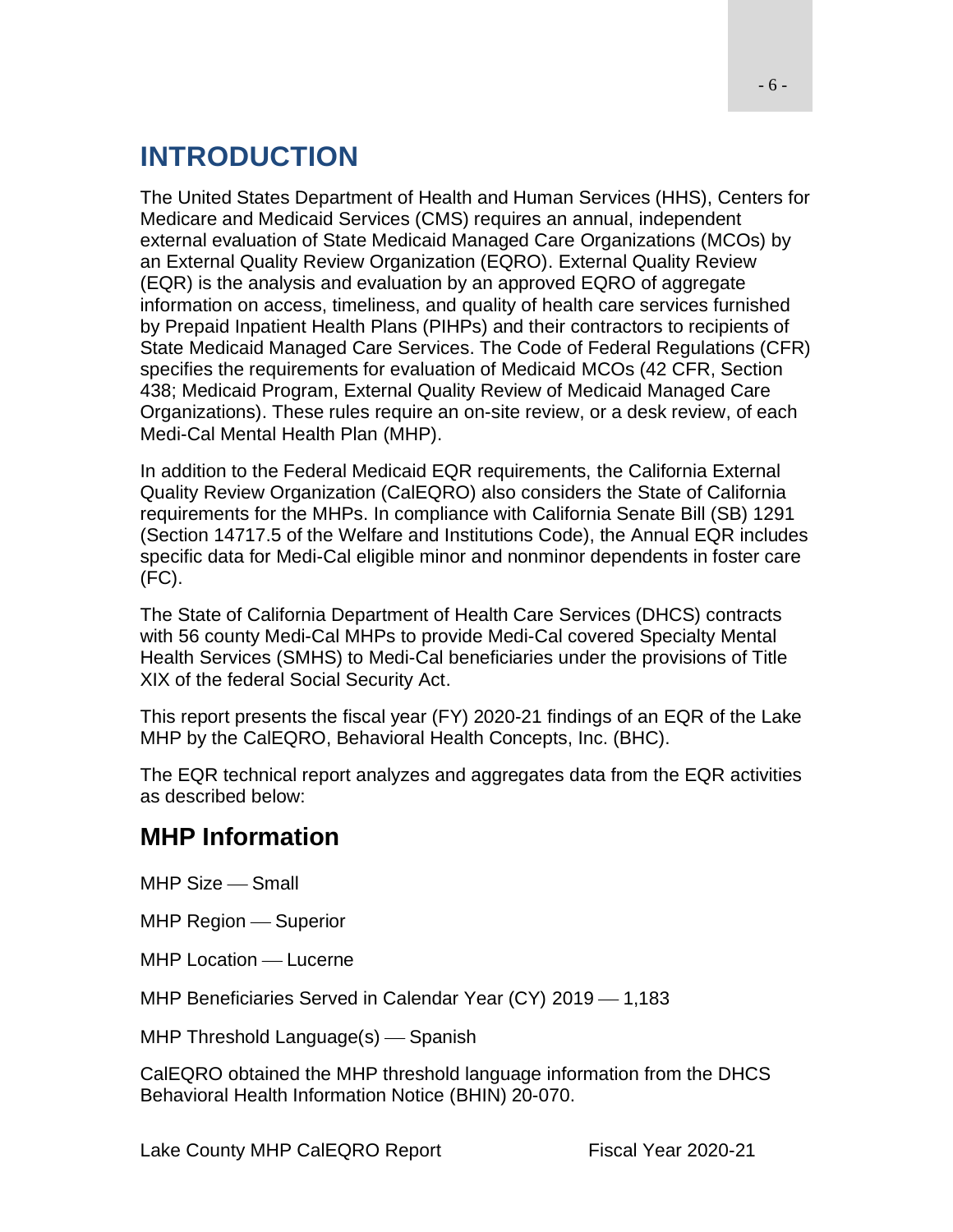# INTRODUCTION

The United States Department of Health and Human Services (HHS), Centers for Medicare and Medicaid Services (CMS) requires an annual, independent external evaluation of State Medicaid Managed Care Organizations (MCOs) by an External Quality Review Organization (EQRO). External Quality Review (EQR) is the analysis and evaluation by an approved EQRO of aggregate information on access, timeliness, and quality of health care services furnished by Prepaid Inpatient Health Plans (PIHPs) and their contractors to recipients of State Medicaid Managed Care Services. The Code of Federal Regulations (CFR) specifies the requirements for evaluation of Medicaid MCOs (42 CFR, Section 438; Medicaid Program, External Quality Review of Medicaid Managed Care Organizations). These rules require an on-site review, or a desk review, of each Medi-Cal Mental Health Plan (MHP).

In addition to the Federal Medicaid EQR requirements, the California External Quality Review Organization (CalEQRO) also considers the State of California requirements for the MHPs. In compliance with California Senate Bill (SB) 1291 (Section 14717.5 of the Welfare and Institutions Code), the Annual EQR includes specific data for Medi-Cal eligible minor and nonminor dependents in foster care (FC).

The State of California Department of Health Care Services (DHCS) contracts with 56 county Medi-Cal MHPs to provide Medi-Cal covered Specialty Mental Health Services (SMHS) to Medi-Cal beneficiaries under the provisions of Title XIX of the federal Social Security Act.

This report presents the fiscal year (FY) 2020-21 findings of an EQR of the Lake MHP by the CalEQRO, Behavioral Health Concepts, Inc. (BHC).

The EQR technical report analyzes and aggregates data from the EQR activities as described below:

## MHP Information

MHP Size — Small

MHP Region — Superior

MHP Location — Lucerne

MHP Beneficiaries Served in Calendar Year (CY) 2019 — 1,183

MHP Threshold Language(s) — Spanish

CalEQRO obtained the MHP threshold language information from the DHCS Behavioral Health Information Notice (BHIN) 20-070.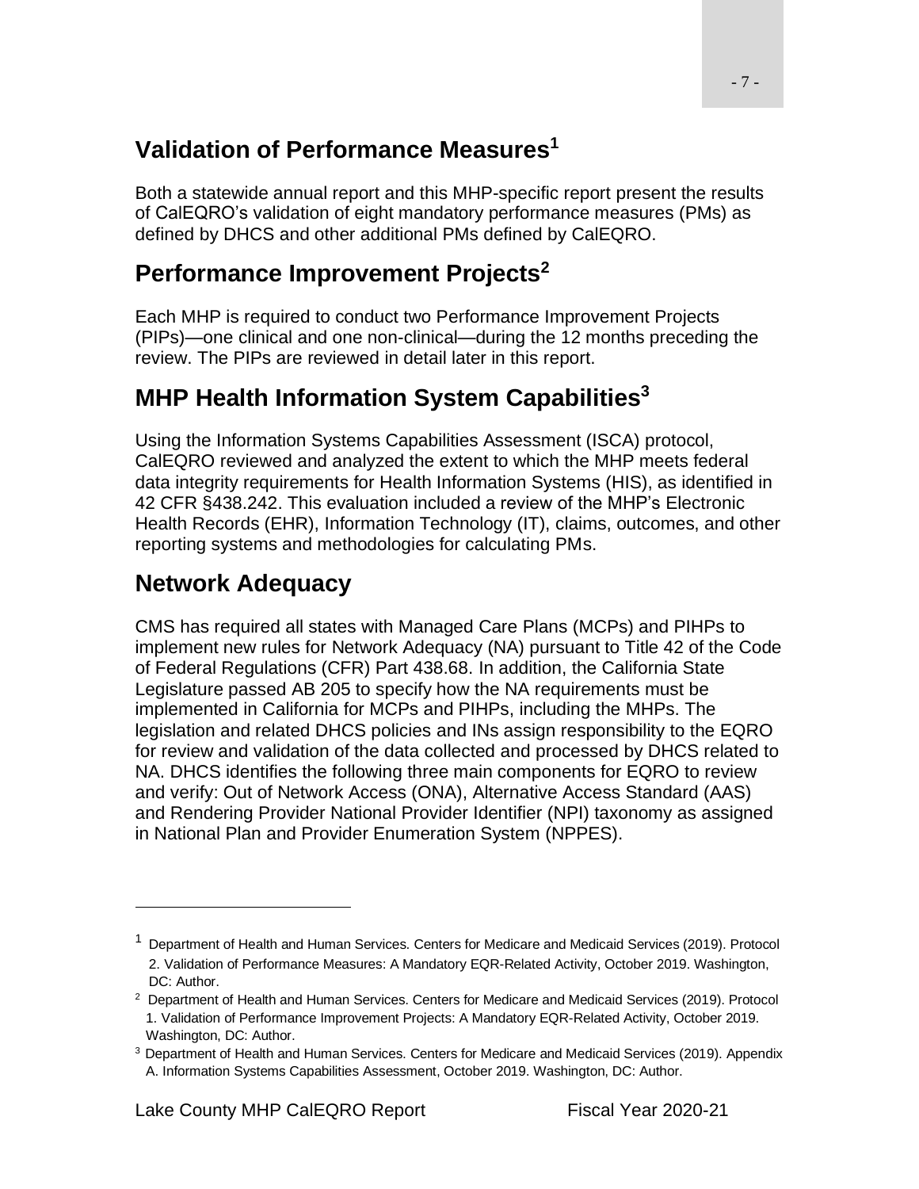## Validation of Performance Measures[1]

Both a statewide annual report and this MHP-specific report present the results of CalEQRO's validation of eight mandatory performance measures (PMs) as defined by DHCS and other additional PMs defined by CalEQRO.

## Performance Improvement Projects[2]

Each MHP is required to conduct two Performance Improvement Projects (PIPs)—one clinical and one non-clinical—during the 12 months preceding the review. The PIPs are reviewed in detail later in this report.

## MHP Health Information System Capabilities[3]

Using the Information Systems Capabilities Assessment (ISCA) protocol, CalEQRO reviewed and analyzed the extent to which the MHP meets federal data integrity requirements for Health Information Systems (HIS), as identified in 42 CFR §438.242. This evaluation included a review of the MHP's Electronic Health Records (EHR), Information Technology (IT), claims, outcomes, and other reporting systems and methodologies for calculating PMs.

## Network Adequacy

CMS has required all states with Managed Care Plans (MCPs) and PIHPs to implement new rules for Network Adequacy (NA) pursuant to Title 42 of the Code of Federal Regulations (CFR) Part 438.68. In addition, the California State Legislature passed AB 205 to specify how the NA requirements must be implemented in California for MCPs and PIHPs, including the MHPs. The legislation and related DHCS policies and INs assign responsibility to the EQRO for review and validation of the data collected and processed by DHCS related to NA. DHCS identifies the following three main components for EQRO to review and verify: Out of Network Access (ONA), Alternative Access Standard (AAS) and Rendering Provider National Provider Identifier (NPI) taxonomy as assigned in National Plan and Provider Enumeration System (NPPES).

---

[1] Department of Health and Human Services. Centers for Medicare and Medicaid Services (2019). Protocol 2. Validation of Performance Measures: A Mandatory EQR-Related Activity, October 2019. Washington, DC: Author.

[2] Department of Health and Human Services. Centers for Medicare and Medicaid Services (2019). Protocol 1. Validation of Performance Improvement Projects: A Mandatory EQR-Related Activity, October 2019. Washington, DC: Author.

[3] Department of Health and Human Services. Centers for Medicare and Medicaid Services (2019). Appendix A. Information Systems Capabilities Assessment, October 2019. Washington, DC: Author.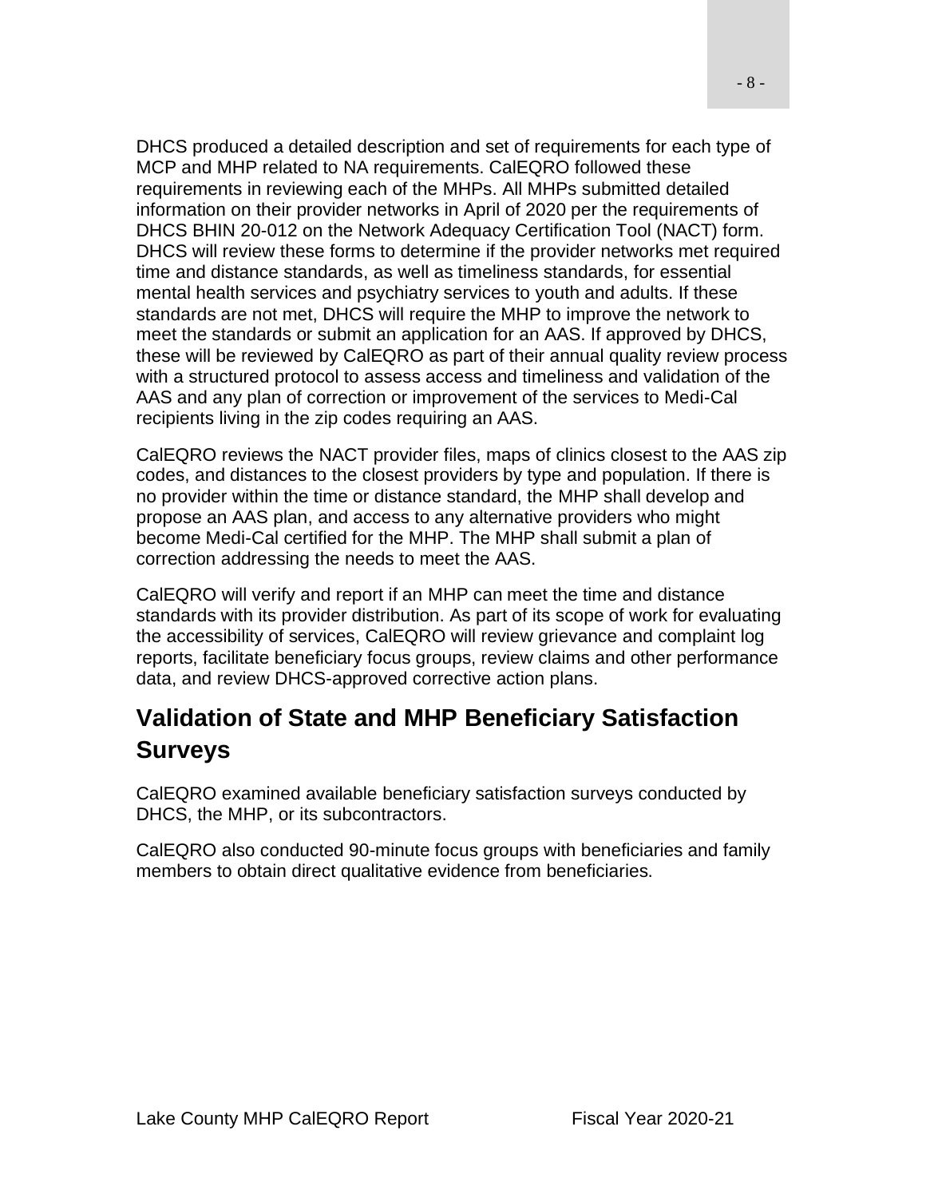DHCS produced a detailed description and set of requirements for each type of MCP and MHP related to NA requirements. CalEQRO followed these requirements in reviewing each of the MHPs. All MHPs submitted detailed information on their provider networks in April of 2020 per the requirements of DHCS BHIN 20-012 on the Network Adequacy Certification Tool (NACT) form. DHCS will review these forms to determine if the provider networks met required time and distance standards, as well as timeliness standards, for essential mental health services and psychiatry services to youth and adults. If these standards are not met, DHCS will require the MHP to improve the network to meet the standards or submit an application for an AAS. If approved by DHCS, these will be reviewed by CalEQRO as part of their annual quality review process with a structured protocol to assess access and timeliness and validation of the AAS and any plan of correction or improvement of the services to Medi-Cal recipients living in the zip codes requiring an AAS.

CalEQRO reviews the NACT provider files, maps of clinics closest to the AAS zip codes, and distances to the closest providers by type and population. If there is no provider within the time or distance standard, the MHP shall develop and propose an AAS plan, and access to any alternative providers who might become Medi-Cal certified for the MHP. The MHP shall submit a plan of correction addressing the needs to meet the AAS.

CalEQRO will verify and report if an MHP can meet the time and distance standards with its provider distribution. As part of its scope of work for evaluating the accessibility of services, CalEQRO will review grievance and complaint log reports, facilitate beneficiary focus groups, review claims and other performance data, and review DHCS-approved corrective action plans.

## Validation of State and MHP Beneficiary Satisfaction Surveys

CalEQRO examined available beneficiary satisfaction surveys conducted by DHCS, the MHP, or its subcontractors.

CalEQRO also conducted 90-minute focus groups with beneficiaries and family members to obtain direct qualitative evidence from beneficiaries.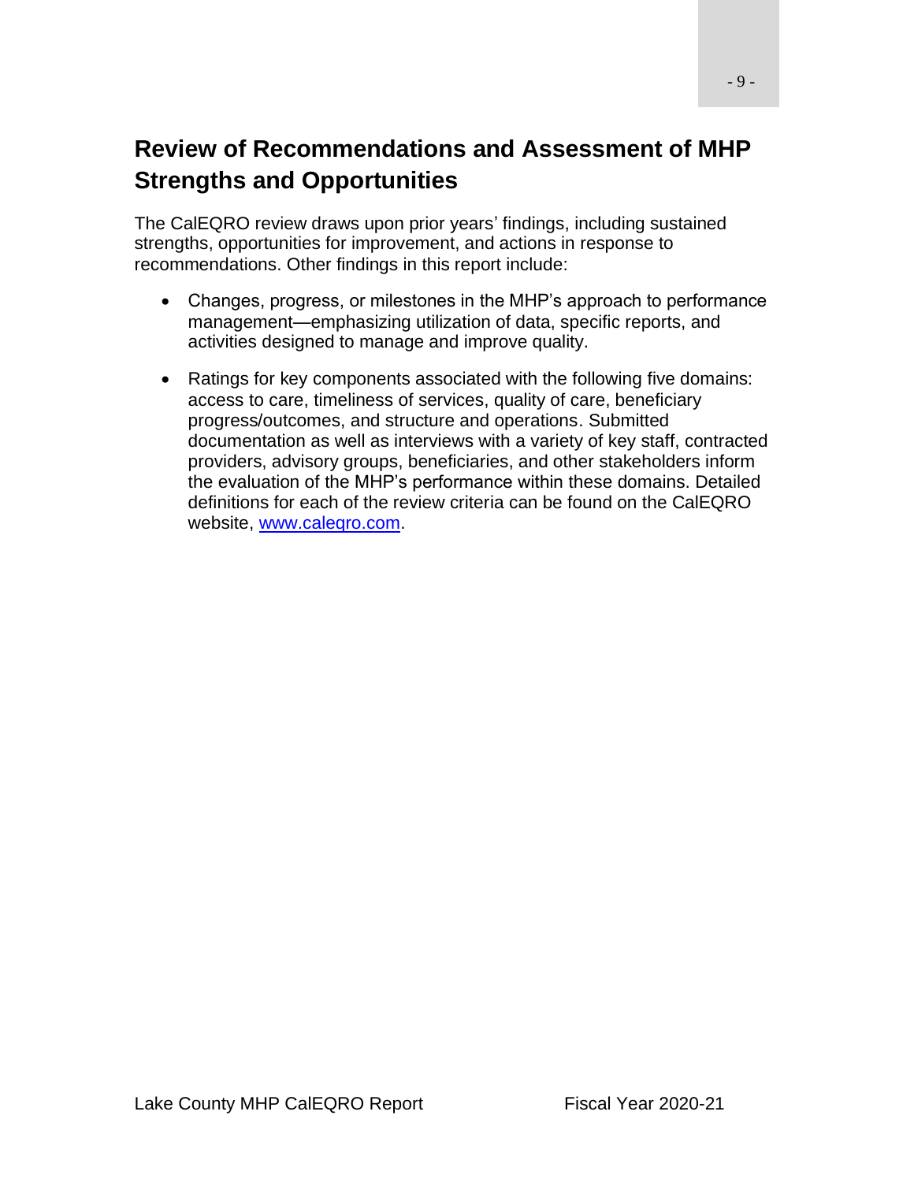## Review of Recommendations and Assessment of MHP Strengths and Opportunities

The CalEQRO review draws upon prior years' findings, including sustained strengths, opportunities for improvement, and actions in response to recommendations. Other findings in this report include:

- Changes, progress, or milestones in the MHP's approach to performance management—emphasizing utilization of data, specific reports, and activities designed to manage and improve quality.
- Ratings for key components associated with the following five domains: access to care, timeliness of services, quality of care, beneficiary progress/outcomes, and structure and operations. Submitted documentation as well as interviews with a variety of key staff, contracted providers, advisory groups, beneficiaries, and other stakeholders inform the evaluation of the MHP's performance within these domains. Detailed definitions for each of the review criteria can be found on the CalEQRO website, [www.caleqro.com](http://www.caleqro.com).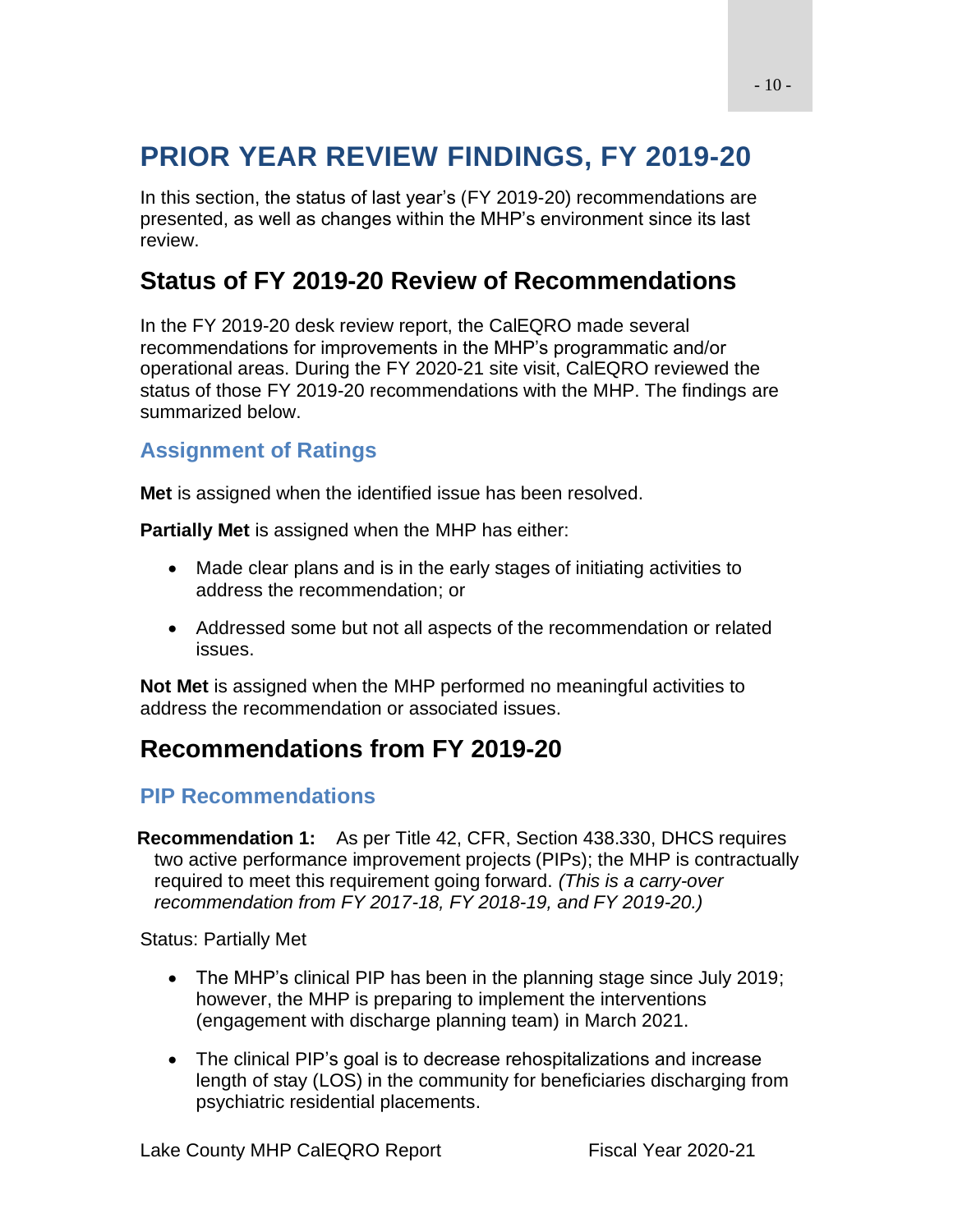# PRIOR YEAR REVIEW FINDINGS, FY 2019-20

In this section, the status of last year's (FY 2019-20) recommendations are presented, as well as changes within the MHP's environment since its last review.

## Status of FY 2019-20 Review of Recommendations

In the FY 2019-20 desk review report, the CalEQRO made several recommendations for improvements in the MHP's programmatic and/or operational areas. During the FY 2020-21 site visit, CalEQRO reviewed the status of those FY 2019-20 recommendations with the MHP. The findings are summarized below.

### Assignment of Ratings

**Met** is assigned when the identified issue has been resolved.

**Partially Met** is assigned when the MHP has either:

- Made clear plans and is in the early stages of initiating activities to address the recommendation; or
- Addressed some but not all aspects of the recommendation or related issues.

**Not Met** is assigned when the MHP performed no meaningful activities to address the recommendation or associated issues.

## Recommendations from FY 2019-20

### PIP Recommendations

**Recommendation 1:** As per Title 42, CFR, Section 438.330, DHCS requires two active performance improvement projects (PIPs); the MHP is contractually required to meet this requirement going forward. *(This is a carry-over recommendation from FY 2017-18, FY 2018-19, and FY 2019-20.)*

Status: Partially Met

- The MHP's clinical PIP has been in the planning stage since July 2019; however, the MHP is preparing to implement the interventions (engagement with discharge planning team) in March 2021.
- The clinical PIP's goal is to decrease rehospitalizations and increase length of stay (LOS) in the community for beneficiaries discharging from psychiatric residential placements.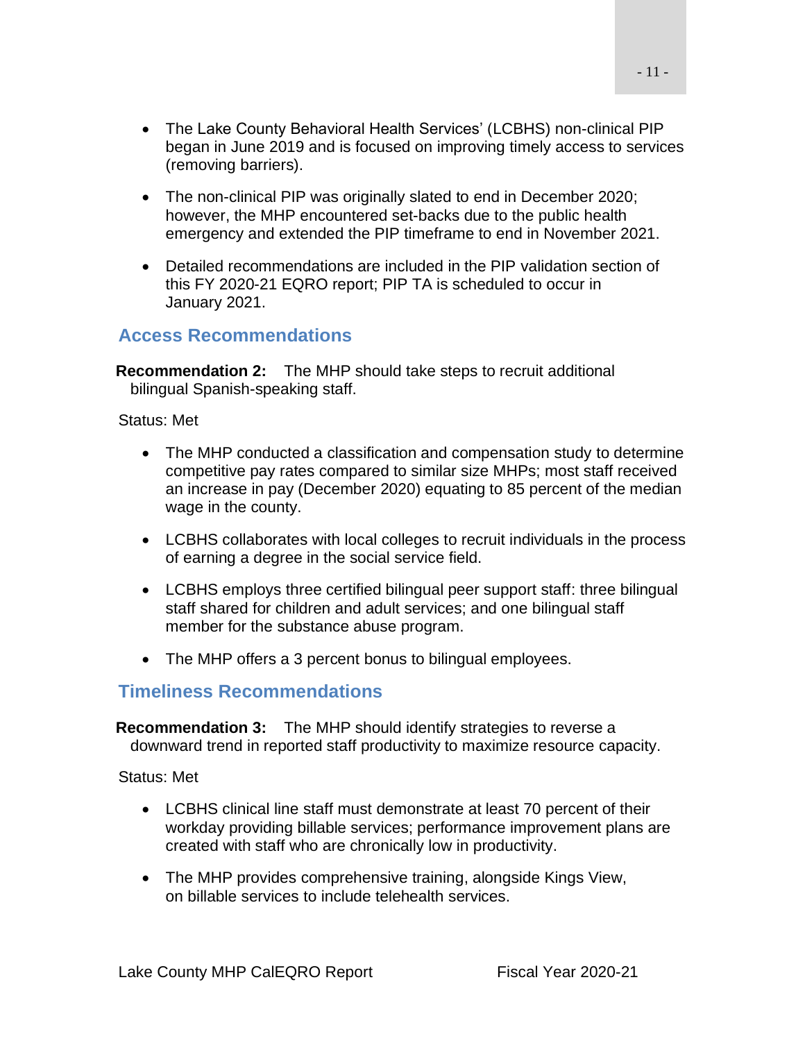- The Lake County Behavioral Health Services' (LCBHS) non-clinical PIP began in June 2019 and is focused on improving timely access to services (removing barriers).

- The non-clinical PIP was originally slated to end in December 2020; however, the MHP encountered set-backs due to the public health emergency and extended the PIP timeframe to end in November 2021.

- Detailed recommendations are included in the PIP validation section of this FY 2020-21 EQRO report; PIP TA is scheduled to occur in January 2021.

## Access Recommendations

**Recommendation 2:** The MHP should take steps to recruit additional bilingual Spanish-speaking staff.

Status: Met

- The MHP conducted a classification and compensation study to determine competitive pay rates compared to similar size MHPs; most staff received an increase in pay (December 2020) equating to 85 percent of the median wage in the county.

- LCBHS collaborates with local colleges to recruit individuals in the process of earning a degree in the social service field.

- LCBHS employs three certified bilingual peer support staff: three bilingual staff shared for children and adult services; and one bilingual staff member for the substance abuse program.

- The MHP offers a 3 percent bonus to bilingual employees.

## Timeliness Recommendations

**Recommendation 3:** The MHP should identify strategies to reverse a downward trend in reported staff productivity to maximize resource capacity.

Status: Met

- LCBHS clinical line staff must demonstrate at least 70 percent of their workday providing billable services; performance improvement plans are created with staff who are chronically low in productivity.

- The MHP provides comprehensive training, alongside Kings View, on billable services to include telehealth services.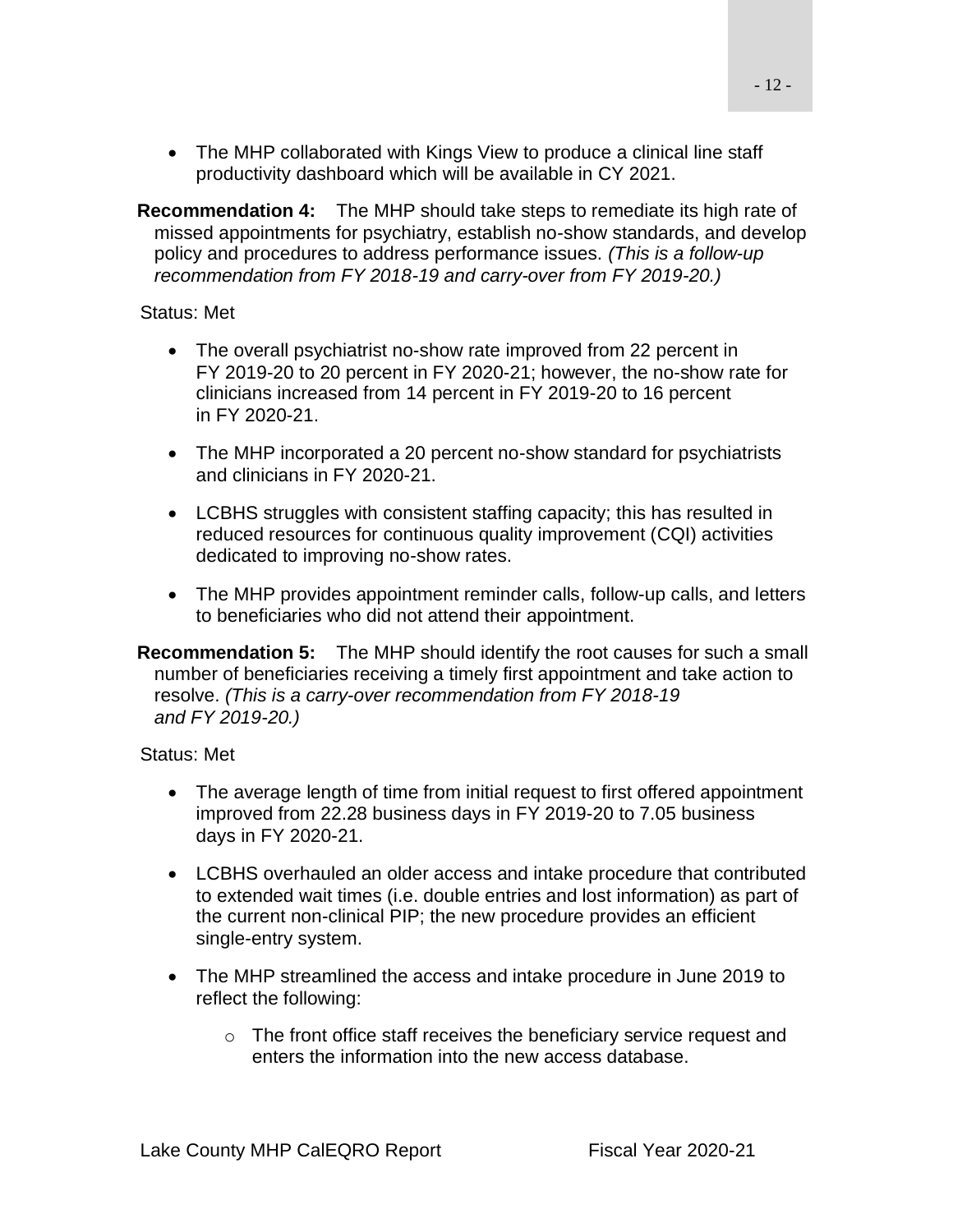- The MHP collaborated with Kings View to produce a clinical line staff productivity dashboard which will be available in CY 2021.

**Recommendation 4:** The MHP should take steps to remediate its high rate of missed appointments for psychiatry, establish no-show standards, and develop policy and procedures to address performance issues. *(This is a follow-up recommendation from FY 2018-19 and carry-over from FY 2019-20.)*

Status: Met

- The overall psychiatrist no-show rate improved from 22 percent in FY 2019-20 to 20 percent in FY 2020-21; however, the no-show rate for clinicians increased from 14 percent in FY 2019-20 to 16 percent in FY 2020-21.
- The MHP incorporated a 20 percent no-show standard for psychiatrists and clinicians in FY 2020-21.
- LCBHS struggles with consistent staffing capacity; this has resulted in reduced resources for continuous quality improvement (CQI) activities dedicated to improving no-show rates.
- The MHP provides appointment reminder calls, follow-up calls, and letters to beneficiaries who did not attend their appointment.

**Recommendation 5:** The MHP should identify the root causes for such a small number of beneficiaries receiving a timely first appointment and take action to resolve. *(This is a carry-over recommendation from FY 2018-19 and FY 2019-20.)*

Status: Met

- The average length of time from initial request to first offered appointment improved from 22.28 business days in FY 2019-20 to 7.05 business days in FY 2020-21.
- LCBHS overhauled an older access and intake procedure that contributed to extended wait times (i.e. double entries and lost information) as part of the current non-clinical PIP; the new procedure provides an efficient single-entry system.
- The MHP streamlined the access and intake procedure in June 2019 to reflect the following:
  - The front office staff receives the beneficiary service request and enters the information into the new access database.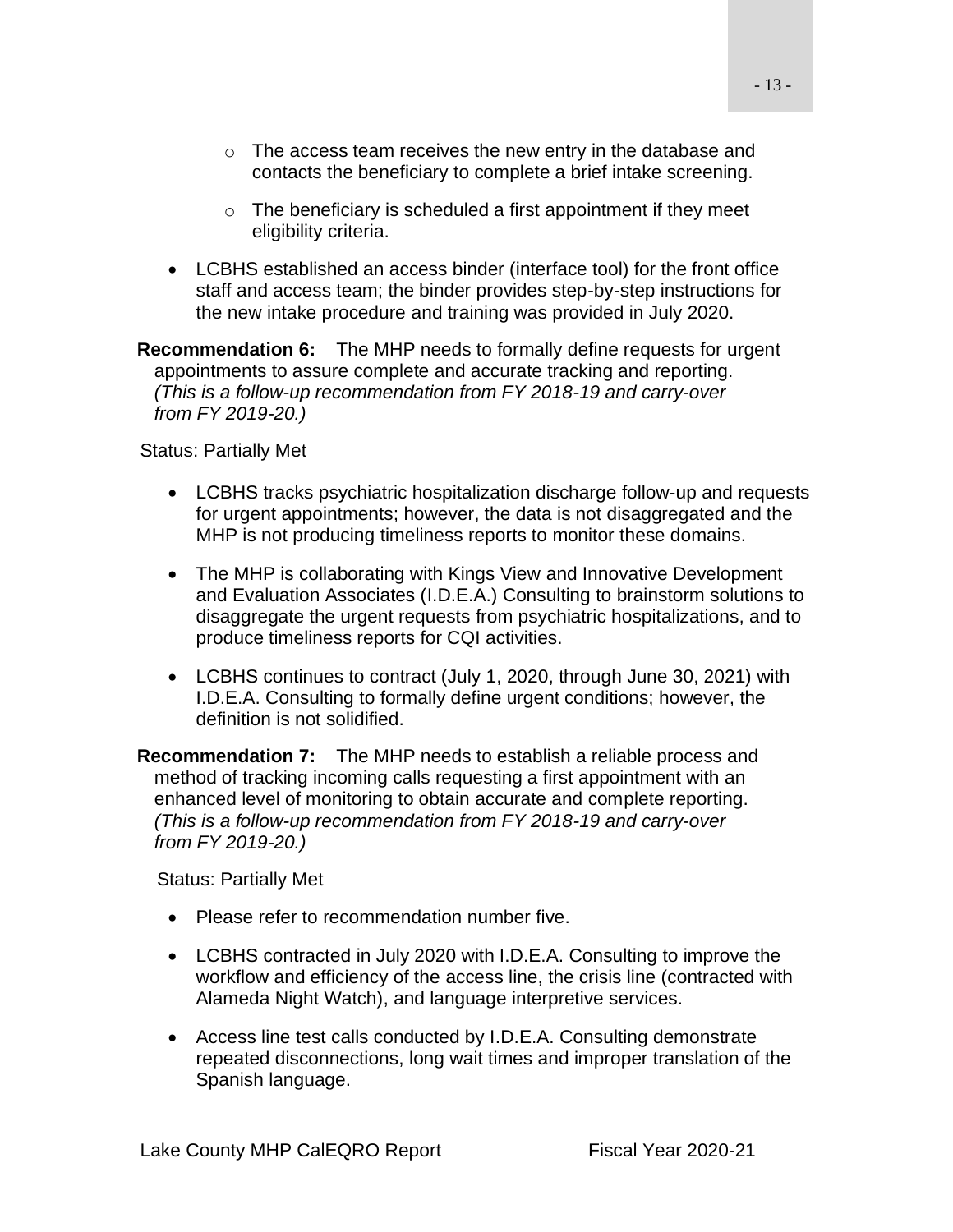- The access team receives the new entry in the database and contacts the beneficiary to complete a brief intake screening.
    - The beneficiary is scheduled a first appointment if they meet eligibility criteria.
- LCBHS established an access binder (interface tool) for the front office staff and access team; the binder provides step-by-step instructions for the new intake procedure and training was provided in July 2020.

**Recommendation 6:** The MHP needs to formally define requests for urgent appointments to assure complete and accurate tracking and reporting. *(This is a follow-up recommendation from FY 2018-19 and carry-over from FY 2019-20.)*

Status: Partially Met

- LCBHS tracks psychiatric hospitalization discharge follow-up and requests for urgent appointments; however, the data is not disaggregated and the MHP is not producing timeliness reports to monitor these domains.
- The MHP is collaborating with Kings View and Innovative Development and Evaluation Associates (I.D.E.A.) Consulting to brainstorm solutions to disaggregate the urgent requests from psychiatric hospitalizations, and to produce timeliness reports for CQI activities.
- LCBHS continues to contract (July 1, 2020, through June 30, 2021) with I.D.E.A. Consulting to formally define urgent conditions; however, the definition is not solidified.

**Recommendation 7:** The MHP needs to establish a reliable process and method of tracking incoming calls requesting a first appointment with an enhanced level of monitoring to obtain accurate and complete reporting. *(This is a follow-up recommendation from FY 2018-19 and carry-over from FY 2019-20.)*

Status: Partially Met

- Please refer to recommendation number five.
- LCBHS contracted in July 2020 with I.D.E.A. Consulting to improve the workflow and efficiency of the access line, the crisis line (contracted with Alameda Night Watch), and language interpretive services.
- Access line test calls conducted by I.D.E.A. Consulting demonstrate repeated disconnections, long wait times and improper translation of the Spanish language.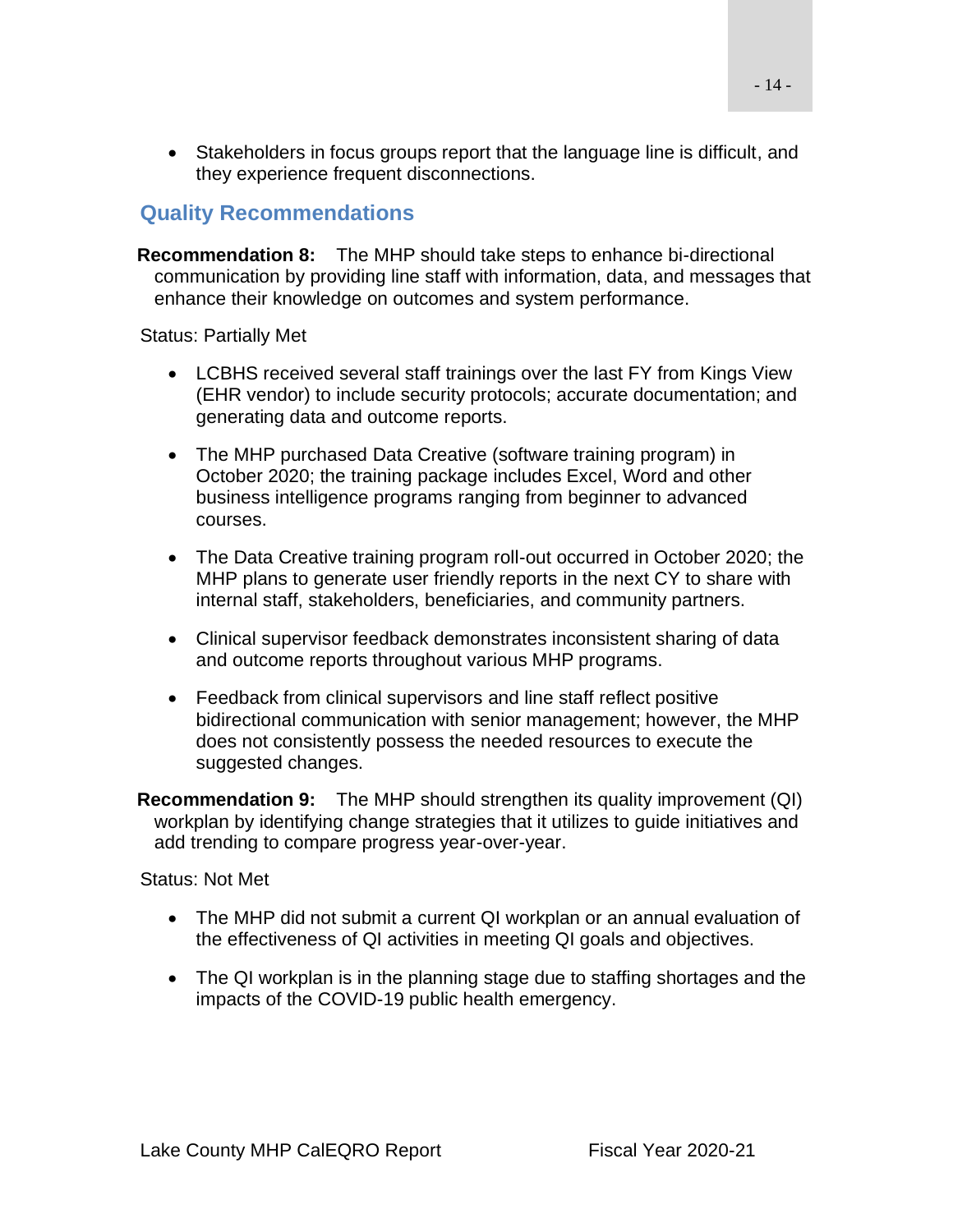- Stakeholders in focus groups report that the language line is difficult, and they experience frequent disconnections.

## Quality Recommendations

**Recommendation 8:** The MHP should take steps to enhance bi-directional communication by providing line staff with information, data, and messages that enhance their knowledge on outcomes and system performance.

Status: Partially Met

- LCBHS received several staff trainings over the last FY from Kings View (EHR vendor) to include security protocols; accurate documentation; and generating data and outcome reports.
- The MHP purchased Data Creative (software training program) in October 2020; the training package includes Excel, Word and other business intelligence programs ranging from beginner to advanced courses.
- The Data Creative training program roll-out occurred in October 2020; the MHP plans to generate user friendly reports in the next CY to share with internal staff, stakeholders, beneficiaries, and community partners.
- Clinical supervisor feedback demonstrates inconsistent sharing of data and outcome reports throughout various MHP programs.
- Feedback from clinical supervisors and line staff reflect positive bidirectional communication with senior management; however, the MHP does not consistently possess the needed resources to execute the suggested changes.

**Recommendation 9:** The MHP should strengthen its quality improvement (QI) workplan by identifying change strategies that it utilizes to guide initiatives and add trending to compare progress year-over-year.

Status: Not Met

- The MHP did not submit a current QI workplan or an annual evaluation of the effectiveness of QI activities in meeting QI goals and objectives.
- The QI workplan is in the planning stage due to staffing shortages and the impacts of the COVID-19 public health emergency.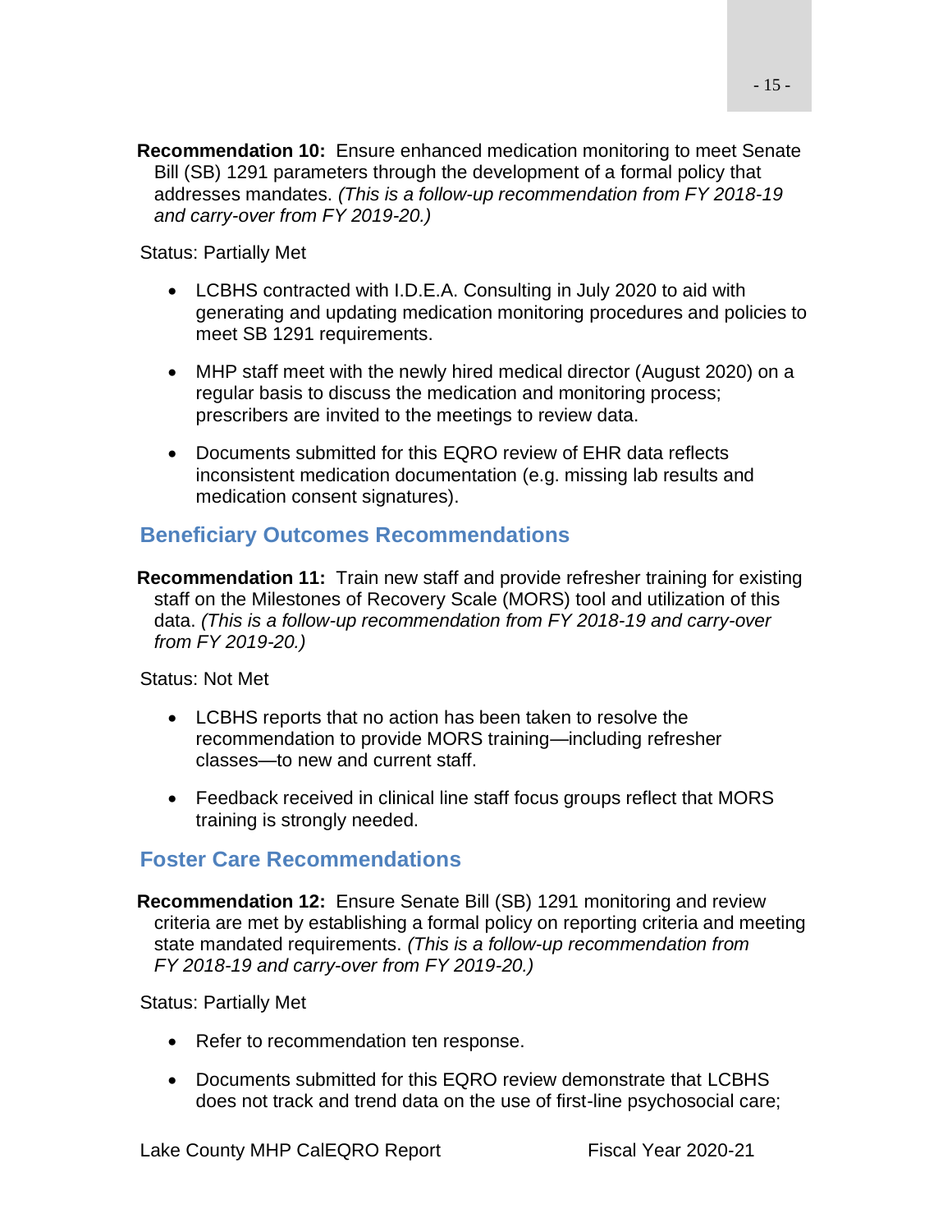**Recommendation 10:** Ensure enhanced medication monitoring to meet Senate Bill (SB) 1291 parameters through the development of a formal policy that addresses mandates. *(This is a follow-up recommendation from FY 2018-19 and carry-over from FY 2019-20.)*

Status: Partially Met

- LCBHS contracted with I.D.E.A. Consulting in July 2020 to aid with generating and updating medication monitoring procedures and policies to meet SB 1291 requirements.
- MHP staff meet with the newly hired medical director (August 2020) on a regular basis to discuss the medication and monitoring process; prescribers are invited to the meetings to review data.
- Documents submitted for this EQRO review of EHR data reflects inconsistent medication documentation (e.g. missing lab results and medication consent signatures).

## Beneficiary Outcomes Recommendations

**Recommendation 11:** Train new staff and provide refresher training for existing staff on the Milestones of Recovery Scale (MORS) tool and utilization of this data. *(This is a follow-up recommendation from FY 2018-19 and carry-over from FY 2019-20.)*

Status: Not Met

- LCBHS reports that no action has been taken to resolve the recommendation to provide MORS training—including refresher classes—to new and current staff.
- Feedback received in clinical line staff focus groups reflect that MORS training is strongly needed.

## Foster Care Recommendations

**Recommendation 12:** Ensure Senate Bill (SB) 1291 monitoring and review criteria are met by establishing a formal policy on reporting criteria and meeting state mandated requirements. *(This is a follow-up recommendation from FY 2018-19 and carry-over from FY 2019-20.)*

Status: Partially Met

- Refer to recommendation ten response.
- Documents submitted for this EQRO review demonstrate that LCBHS does not track and trend data on the use of first-line psychosocial care;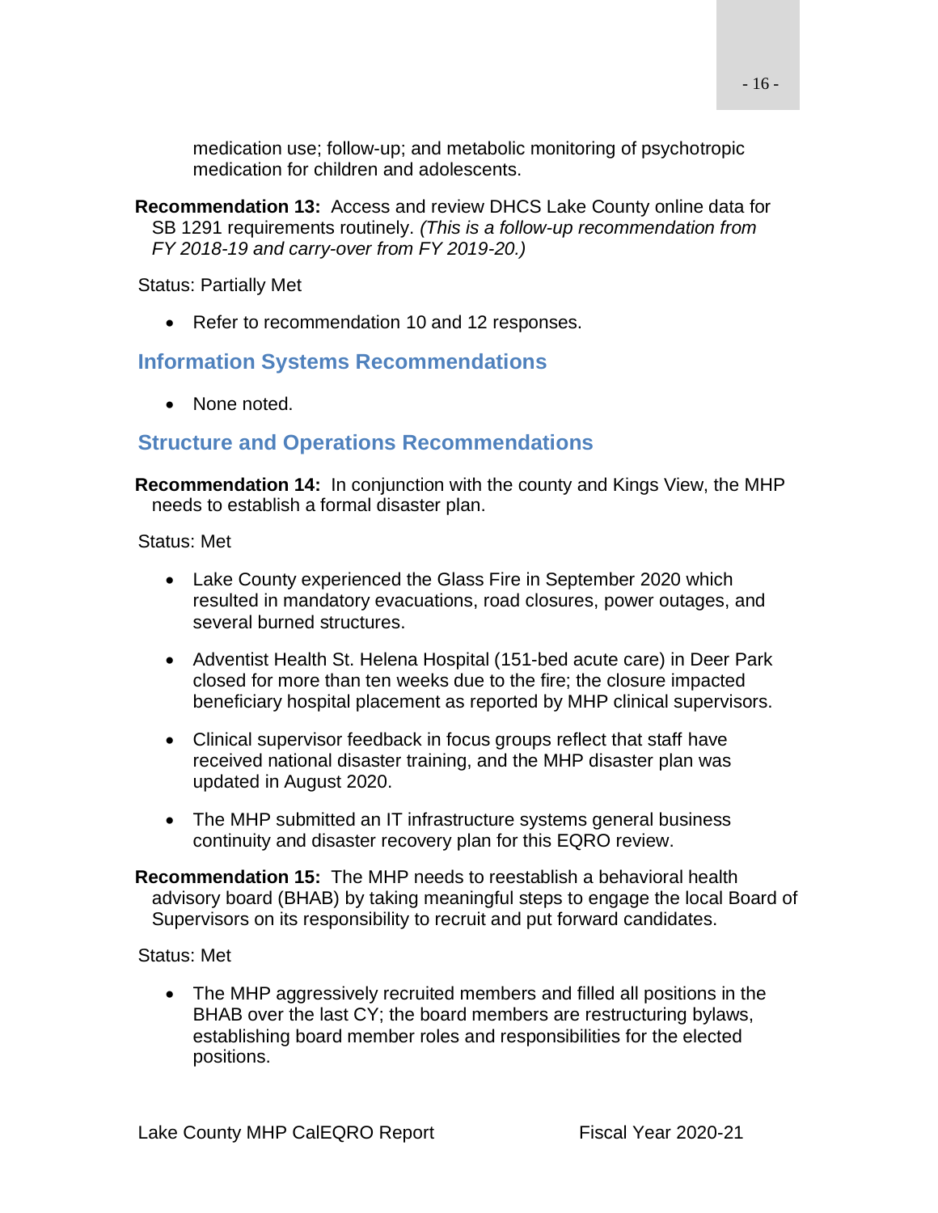medication use; follow-up; and metabolic monitoring of psychotropic medication for children and adolescents.

**Recommendation 13:** Access and review DHCS Lake County online data for SB 1291 requirements routinely. *(This is a follow-up recommendation from FY 2018-19 and carry-over from FY 2019-20.)*

Status: Partially Met

- Refer to recommendation 10 and 12 responses.

## Information Systems Recommendations

- None noted.

## Structure and Operations Recommendations

**Recommendation 14:** In conjunction with the county and Kings View, the MHP needs to establish a formal disaster plan.

Status: Met

- Lake County experienced the Glass Fire in September 2020 which resulted in mandatory evacuations, road closures, power outages, and several burned structures.
- Adventist Health St. Helena Hospital (151-bed acute care) in Deer Park closed for more than ten weeks due to the fire; the closure impacted beneficiary hospital placement as reported by MHP clinical supervisors.
- Clinical supervisor feedback in focus groups reflect that staff have received national disaster training, and the MHP disaster plan was updated in August 2020.
- The MHP submitted an IT infrastructure systems general business continuity and disaster recovery plan for this EQRO review.

**Recommendation 15:** The MHP needs to reestablish a behavioral health advisory board (BHAB) by taking meaningful steps to engage the local Board of Supervisors on its responsibility to recruit and put forward candidates.

Status: Met

- The MHP aggressively recruited members and filled all positions in the BHAB over the last CY; the board members are restructuring bylaws, establishing board member roles and responsibilities for the elected positions.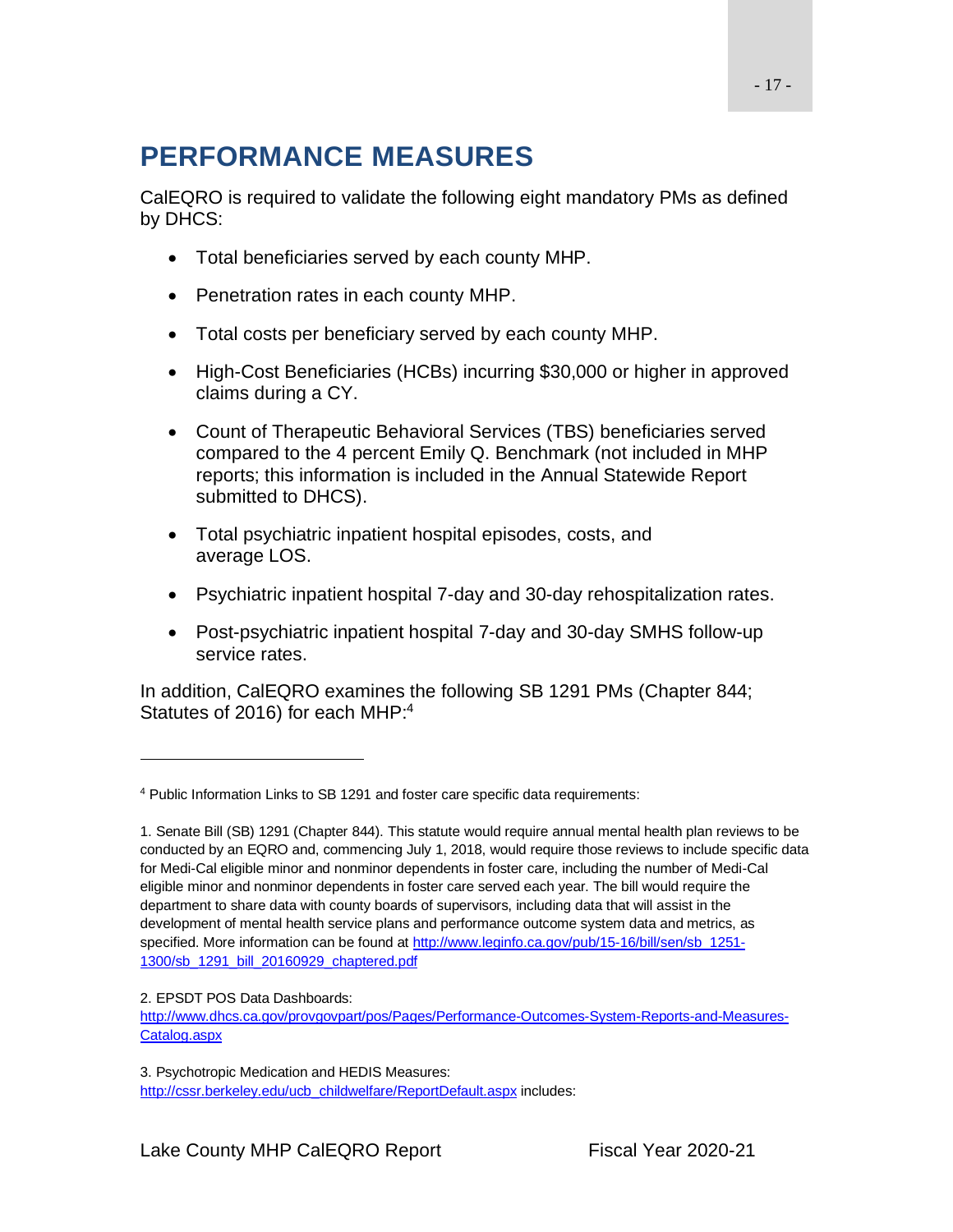# PERFORMANCE MEASURES

CalEQRO is required to validate the following eight mandatory PMs as defined by DHCS:

- Total beneficiaries served by each county MHP.
- Penetration rates in each county MHP.
- Total costs per beneficiary served by each county MHP.
- High-Cost Beneficiaries (HCBs) incurring $30,000 or higher in approved claims during a CY.
- Count of Therapeutic Behavioral Services (TBS) beneficiaries served compared to the 4 percent Emily Q. Benchmark (not included in MHP reports; this information is included in the Annual Statewide Report submitted to DHCS).
- Total psychiatric inpatient hospital episodes, costs, and average LOS.
- Psychiatric inpatient hospital 7-day and 30-day rehospitalization rates.
- Post-psychiatric inpatient hospital 7-day and 30-day SMHS follow-up service rates.

In addition, CalEQRO examines the following SB 1291 PMs (Chapter 844; Statutes of 2016) for each MHP:[4]

---

[4] Public Information Links to SB 1291 and foster care specific data requirements:

1. Senate Bill (SB) 1291 (Chapter 844). This statute would require annual mental health plan reviews to be conducted by an EQRO and, commencing July 1, 2018, would require those reviews to include specific data for Medi-Cal eligible minor and nonminor dependents in foster care, including the number of Medi-Cal eligible minor and nonminor dependents in foster care served each year. The bill would require the department to share data with county boards of supervisors, including data that will assist in the development of mental health service plans and performance outcome system data and metrics, as specified. More information can be found at http://www.leginfo.ca.gov/pub/15-16/bill/sen/sb_1251-1300/sb_1291_bill_20160929_chaptered.pdf

2. EPSDT POS Data Dashboards: http://www.dhcs.ca.gov/provgovpart/pos/Pages/Performance-Outcomes-System-Reports-and-Measures-Catalog.aspx

3. Psychotropic Medication and HEDIS Measures: http://cssr.berkeley.edu/ucb_childwelfare/ReportDefault.aspx includes: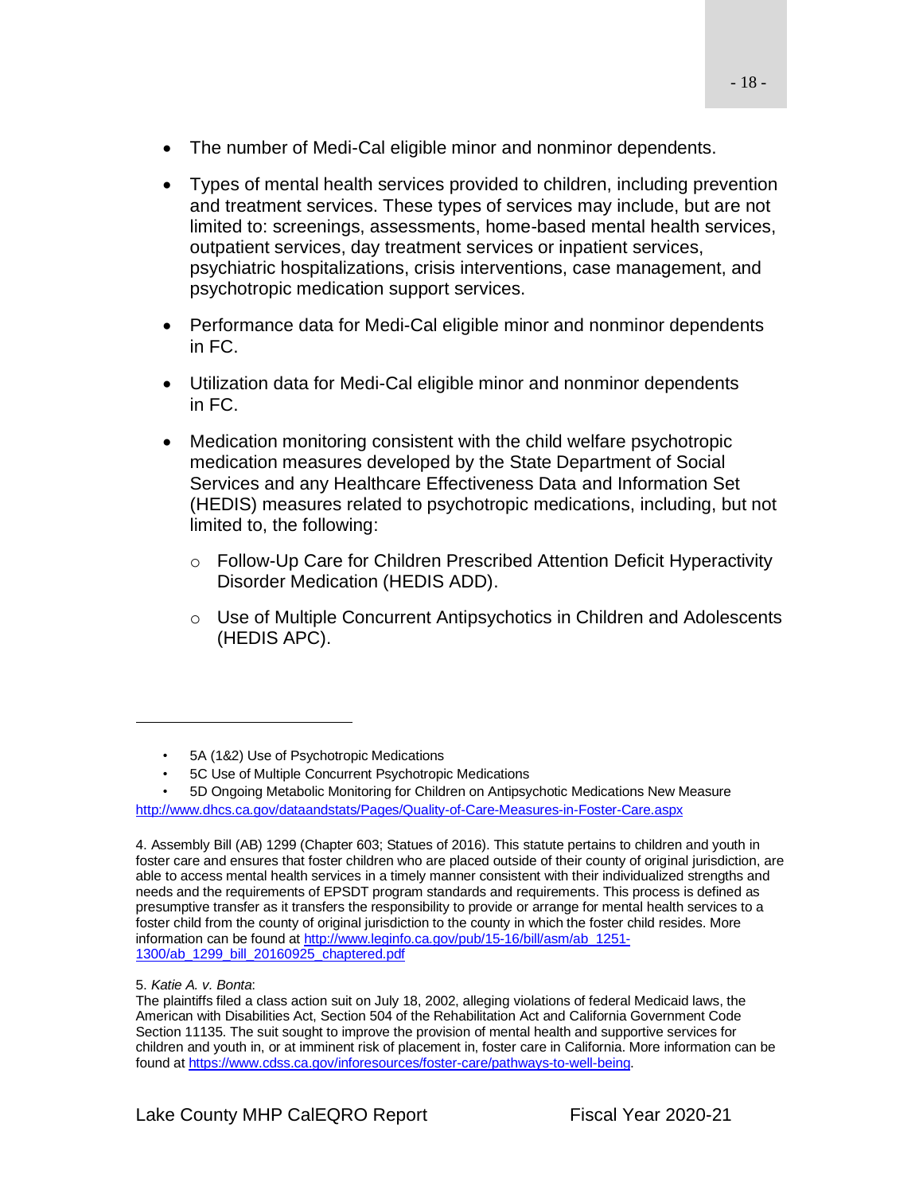- The number of Medi-Cal eligible minor and nonminor dependents.

- Types of mental health services provided to children, including prevention and treatment services. These types of services may include, but are not limited to: screenings, assessments, home-based mental health services, outpatient services, day treatment services or inpatient services, psychiatric hospitalizations, crisis interventions, case management, and psychotropic medication support services.

- Performance data for Medi-Cal eligible minor and nonminor dependents in FC.

- Utilization data for Medi-Cal eligible minor and nonminor dependents in FC.

- Medication monitoring consistent with the child welfare psychotropic medication measures developed by the State Department of Social Services and any Healthcare Effectiveness Data and Information Set (HEDIS) measures related to psychotropic medications, including, but not limited to, the following:

  - Follow-Up Care for Children Prescribed Attention Deficit Hyperactivity Disorder Medication (HEDIS ADD).

  - Use of Multiple Concurrent Antipsychotics in Children and Adolescents (HEDIS APC).

---

- 5A (1&2) Use of Psychotropic Medications
- 5C Use of Multiple Concurrent Psychotropic Medications
- 5D Ongoing Metabolic Monitoring for Children on Antipsychotic Medications New Measure

http://www.dhcs.ca.gov/dataandstats/Pages/Quality-of-Care-Measures-in-Foster-Care.aspx

4. Assembly Bill (AB) 1299 (Chapter 603; Statues of 2016). This statute pertains to children and youth in foster care and ensures that foster children who are placed outside of their county of original jurisdiction, are able to access mental health services in a timely manner consistent with their individualized strengths and needs and the requirements of EPSDT program standards and requirements. This process is defined as presumptive transfer as it transfers the responsibility to provide or arrange for mental health services to a foster child from the county of original jurisdiction to the county in which the foster child resides. More information can be found at http://www.leginfo.ca.gov/pub/15-16/bill/asm/ab_1251-1300/ab_1299_bill_20160925_chaptered.pdf

5. *Katie A. v. Bonta*:
The plaintiffs filed a class action suit on July 18, 2002, alleging violations of federal Medicaid laws, the American with Disabilities Act, Section 504 of the Rehabilitation Act and California Government Code Section 11135. The suit sought to improve the provision of mental health and supportive services for children and youth in, or at imminent risk of placement in, foster care in California. More information can be found at https://www.cdss.ca.gov/inforesources/foster-care/pathways-to-well-being.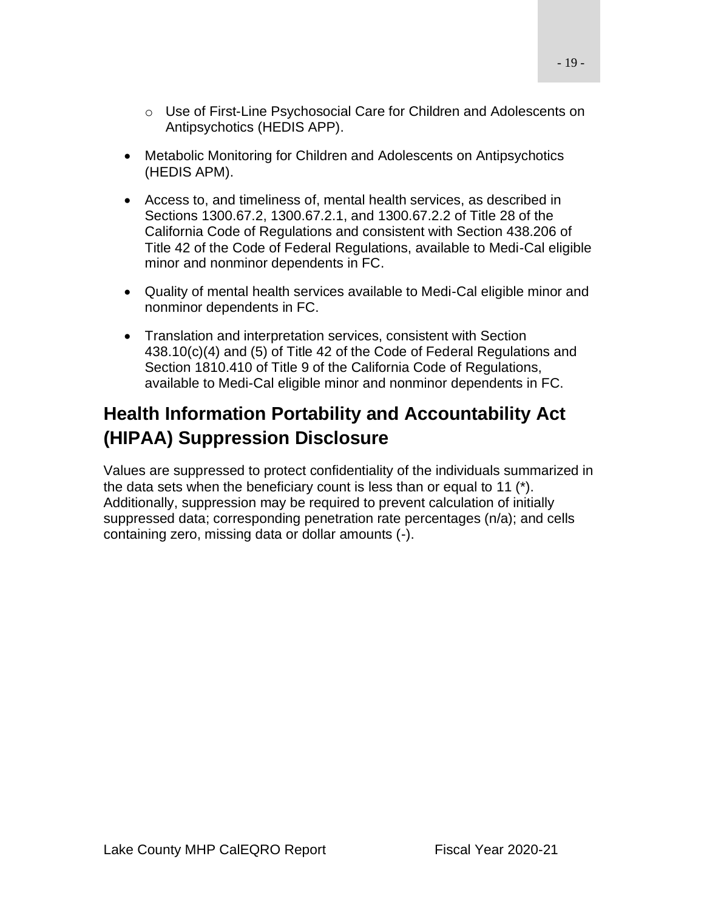- Use of First-Line Psychosocial Care for Children and Adolescents on Antipsychotics (HEDIS APP).

- Metabolic Monitoring for Children and Adolescents on Antipsychotics (HEDIS APM).
- Access to, and timeliness of, mental health services, as described in Sections 1300.67.2, 1300.67.2.1, and 1300.67.2.2 of Title 28 of the California Code of Regulations and consistent with Section 438.206 of Title 42 of the Code of Federal Regulations, available to Medi-Cal eligible minor and nonminor dependents in FC.
- Quality of mental health services available to Medi-Cal eligible minor and nonminor dependents in FC.
- Translation and interpretation services, consistent with Section 438.10(c)(4) and (5) of Title 42 of the Code of Federal Regulations and Section 1810.410 of Title 9 of the California Code of Regulations, available to Medi-Cal eligible minor and nonminor dependents in FC.

## Health Information Portability and Accountability Act (HIPAA) Suppression Disclosure

Values are suppressed to protect confidentiality of the individuals summarized in the data sets when the beneficiary count is less than or equal to 11 (*). Additionally, suppression may be required to prevent calculation of initially suppressed data; corresponding penetration rate percentages (n/a); and cells containing zero, missing data or dollar amounts (-).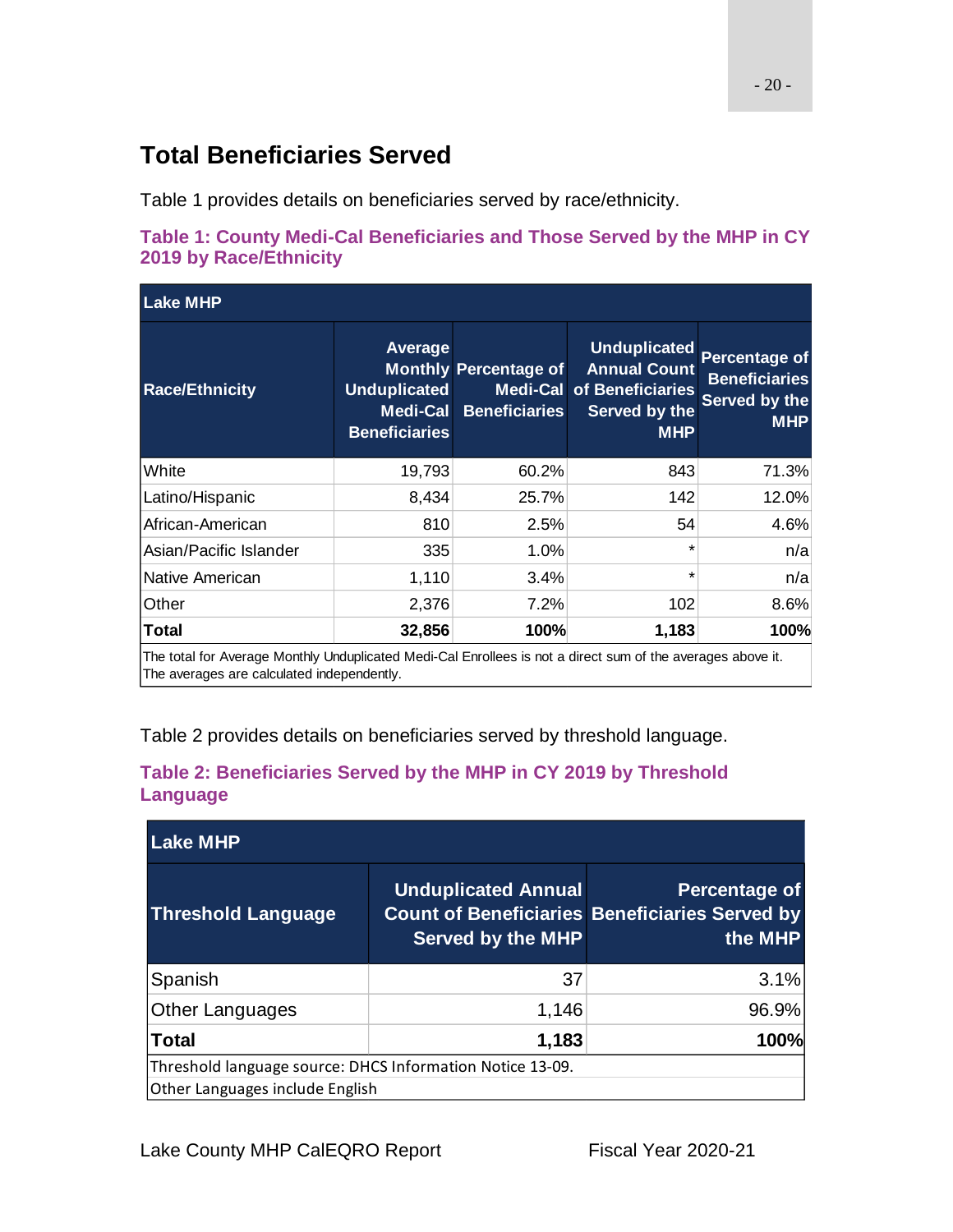## Total Beneficiaries Served

Table 1 provides details on beneficiaries served by race/ethnicity.

### Table 1: County Medi-Cal Beneficiaries and Those Served by the MHP in CY 2019 by Race/Ethnicity

| Lake MHP | | | | |
|---|---|---|---|---|
| **Race/Ethnicity** | **Average Monthly Unduplicated Medi-Cal Beneficiaries** | **Percentage of Medi-Cal Beneficiaries** | **Unduplicated Annual Count of Beneficiaries Served by the MHP** | **Percentage of Beneficiaries Served by the MHP** |
| White | 19,793 | 60.2% | 843 | 71.3% |
| Latino/Hispanic | 8,434 | 25.7% | 142 | 12.0% |
| African-American | 810 | 2.5% | 54 | 4.6% |
| Asian/Pacific Islander | 335 | 1.0% | * | n/a |
| Native American | 1,110 | 3.4% | * | n/a |
| Other | 2,376 | 7.2% | 102 | 8.6% |
| **Total** | **32,856** | **100%** | **1,183** | **100%** |

The total for Average Monthly Unduplicated Medi-Cal Enrollees is not a direct sum of the averages above it. The averages are calculated independently.

Table 2 provides details on beneficiaries served by threshold language.

### Table 2: Beneficiaries Served by the MHP in CY 2019 by Threshold Language

| Lake MHP | | |
|---|---|---|
| **Threshold Language** | **Unduplicated Annual Count of Beneficiaries Served by the MHP** | **Percentage of Beneficiaries Served by the MHP** |
| Spanish | 37 | 3.1% |
| Other Languages | 1,146 | 96.9% |
| **Total** | **1,183** | **100%** |

Threshold language source: DHCS Information Notice 13-09.
Other Languages include English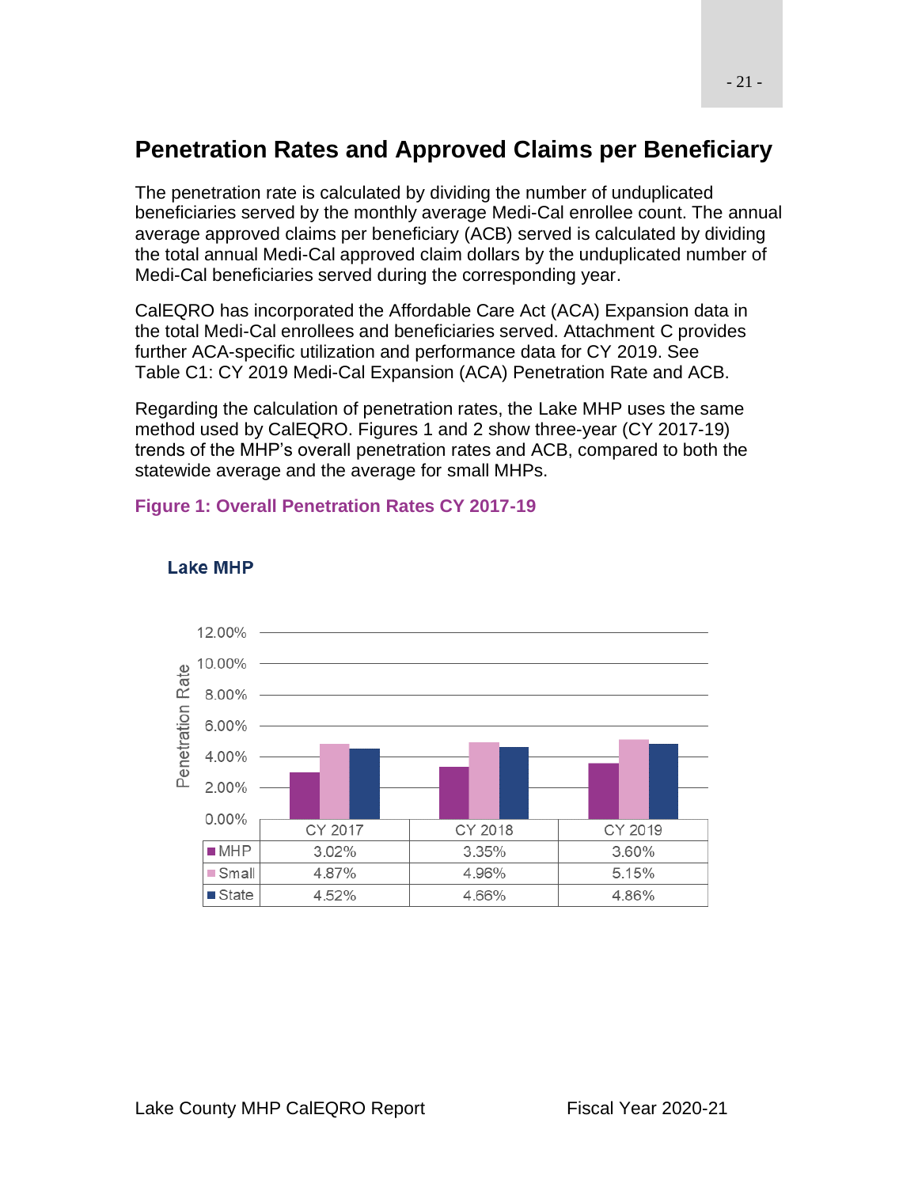## Penetration Rates and Approved Claims per Beneficiary

The penetration rate is calculated by dividing the number of unduplicated beneficiaries served by the monthly average Medi-Cal enrollee count. The annual average approved claims per beneficiary (ACB) served is calculated by dividing the total annual Medi-Cal approved claim dollars by the unduplicated number of Medi-Cal beneficiaries served during the corresponding year.

CalEQRO has incorporated the Affordable Care Act (ACA) Expansion data in the total Medi-Cal enrollees and beneficiaries served. Attachment C provides further ACA-specific utilization and performance data for CY 2019. See Table C1: CY 2019 Medi-Cal Expansion (ACA) Penetration Rate and ACB.

Regarding the calculation of penetration rates, the Lake MHP uses the same method used by CalEQRO. Figures 1 and 2 show three-year (CY 2017-19) trends of the MHP's overall penetration rates and ACB, compared to both the statewide average and the average for small MHPs.

**Figure 1: Overall Penetration Rates CY 2017-19**

**Lake MHP**

| | CY 2017 | CY 2018 | CY 2019 |
|---|---|---|---|
| MHP | 3.02% | 3.35% | 3.60% |
| Small | 4.87% | 4.96% | 5.15% |
| State | 4.52% | 4.66% | 4.86% |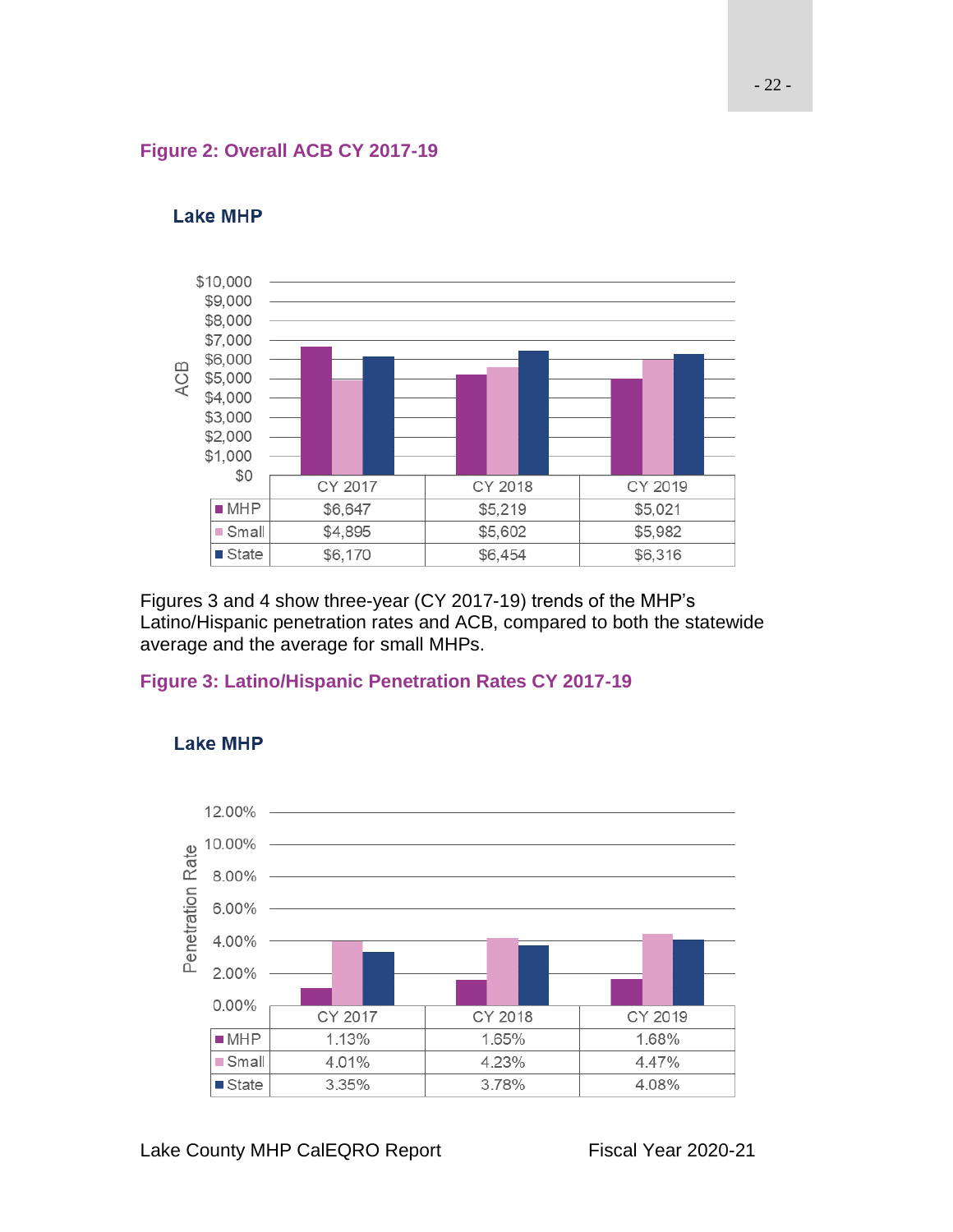**Figure 2: Overall ACB CY 2017-19**

**Lake MHP**

| | CY 2017 | CY 2018 | CY 2019 |
|---|---|---|---|
| MHP | $6,647 | $5,219 | $5,021 |
| Small | $4,895 | $5,602 | $5,982 |
| State | $6,170 | $6,454 | $6,316 |

Figures 3 and 4 show three-year (CY 2017-19) trends of the MHP's Latino/Hispanic penetration rates and ACB, compared to both the statewide average and the average for small MHPs.

**Figure 3: Latino/Hispanic Penetration Rates CY 2017-19**

**Lake MHP**

| | CY 2017 | CY 2018 | CY 2019 |
|---|---|---|---|
| MHP | 1.13% | 1.65% | 1.68% |
| Small | 4.01% | 4.23% | 4.47% |
| State | 3.35% | 3.78% | 4.08% |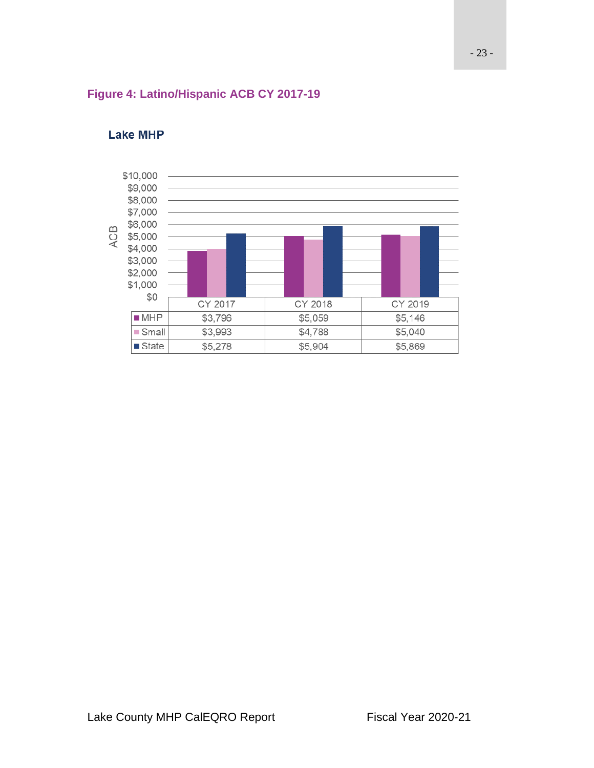**Figure 4: Latino/Hispanic ACB CY 2017-19**

**Lake MHP**

| | CY 2017 | CY 2018 | CY 2019 |
|---|---|---|---|
| MHP | $3,796 | $5,059 | $5,146 |
| Small | $3,993 | $4,788 | $5,040 |
| State | $5,278 | $5,904 | $5,869 |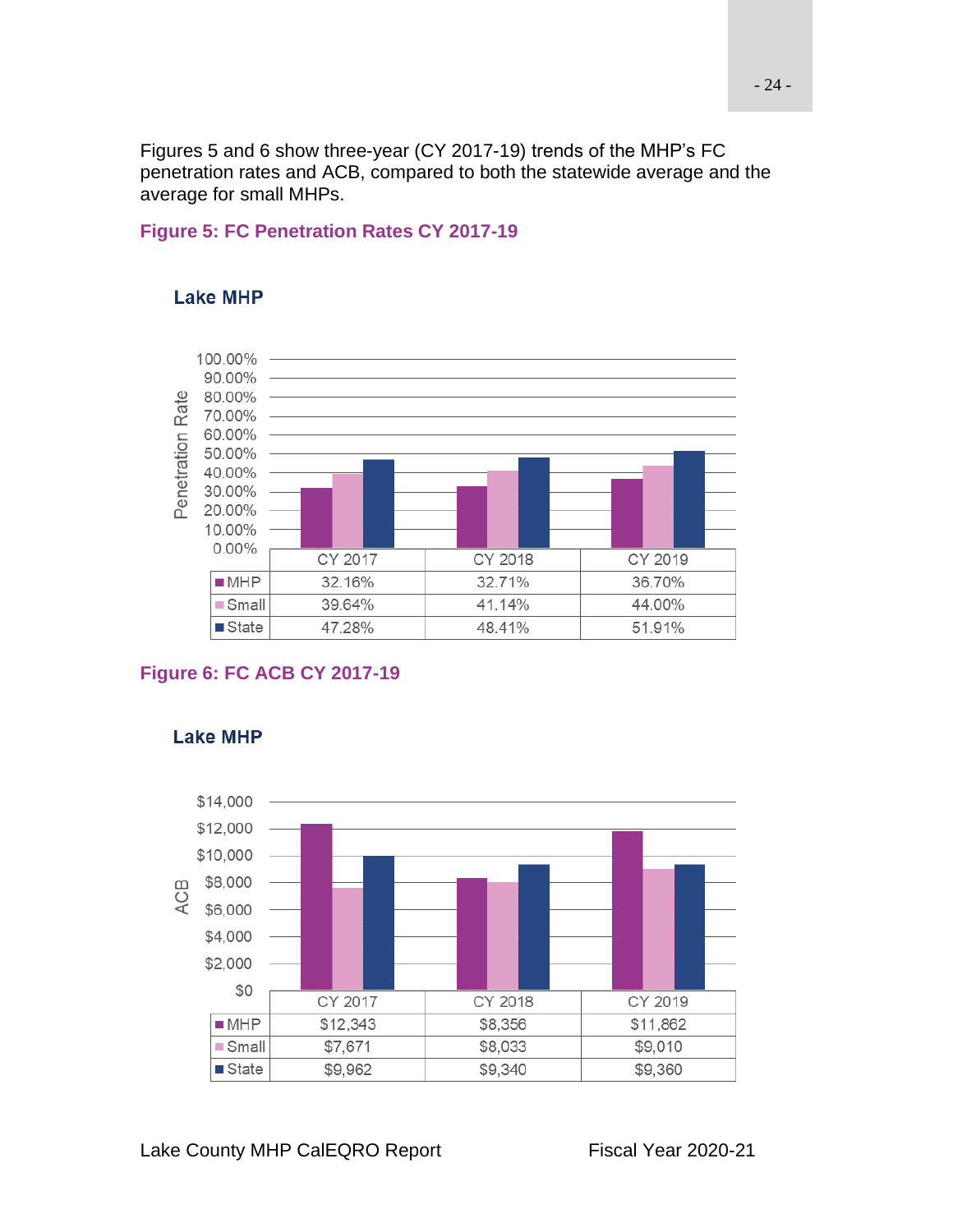Figures 5 and 6 show three-year (CY 2017-19) trends of the MHP's FC penetration rates and ACB, compared to both the statewide average and the average for small MHPs.

### Figure 5: FC Penetration Rates CY 2017-19

**Lake MHP**

| | CY 2017 | CY 2018 | CY 2019 |
|---|---|---|---|
| MHP | 32.16% | 32.71% | 36.70% |
| Small | 39.64% | 41.14% | 44.00% |
| State | 47.28% | 48.41% | 51.91% |

### Figure 6: FC ACB CY 2017-19

**Lake MHP**

| | CY 2017 | CY 2018 | CY 2019 |
|---|---|---|---|
| MHP | $12,343 | $8,356 | $11,862 |
| Small | $7,671 | $8,033 | $9,010 |
| State | $9,962 | $9,340 | $9,360 |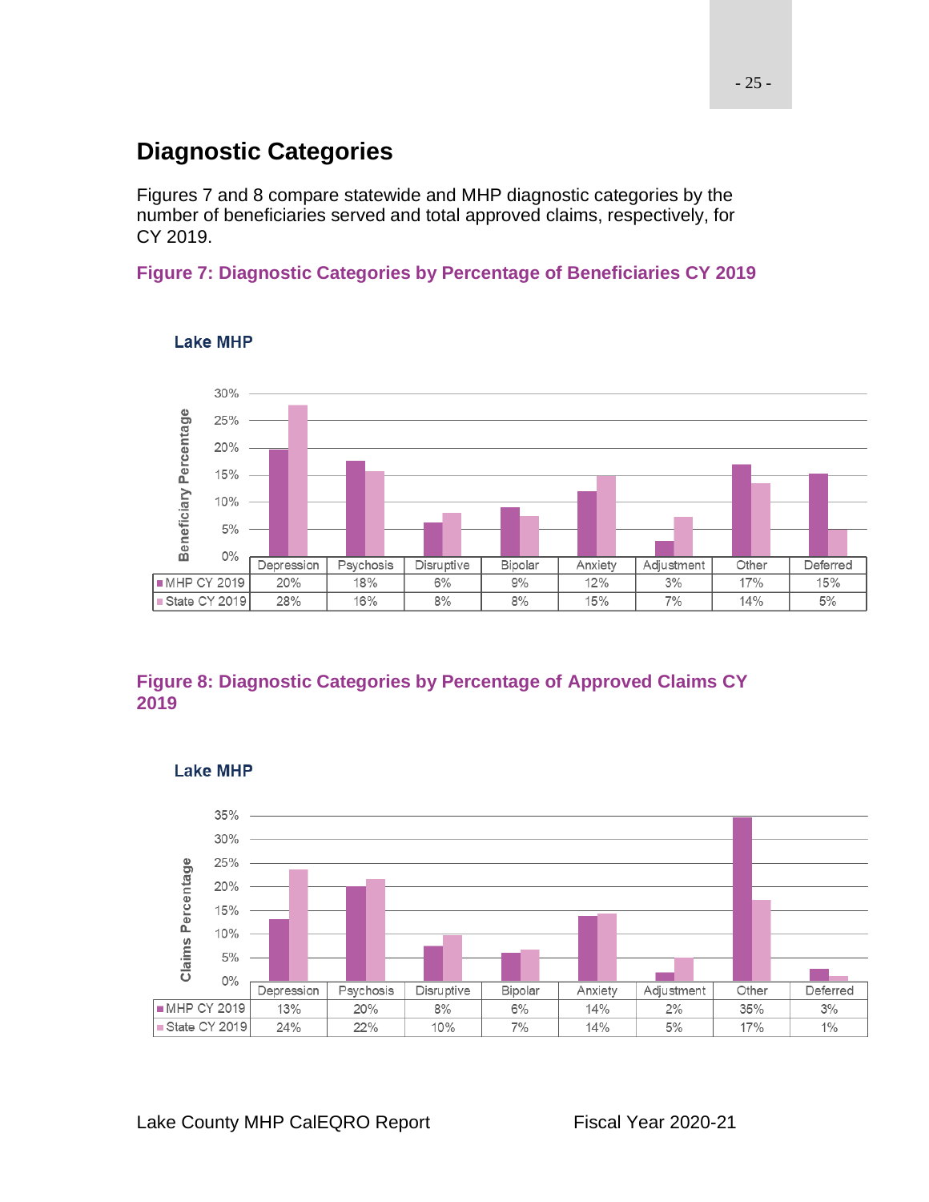## Diagnostic Categories

Figures 7 and 8 compare statewide and MHP diagnostic categories by the number of beneficiaries served and total approved claims, respectively, for CY 2019.

### Figure 7: Diagnostic Categories by Percentage of Beneficiaries CY 2019

**Lake MHP**

| | Depression | Psychosis | Disruptive | Bipolar | Anxiety | Adjustment | Other | Deferred |
|---|---|---|---|---|---|---|---|---|
| MHP CY 2019 | 20% | 18% | 6% | 9% | 12% | 3% | 17% | 15% |
| State CY 2019 | 28% | 16% | 8% | 8% | 15% | 7% | 14% | 5% |

### Figure 8: Diagnostic Categories by Percentage of Approved Claims CY 2019

**Lake MHP**

| | Depression | Psychosis | Disruptive | Bipolar | Anxiety | Adjustment | Other | Deferred |
|---|---|---|---|---|---|---|---|---|
| MHP CY 2019 | 13% | 20% | 8% | 6% | 14% | 2% | 35% | 3% |
| State CY 2019 | 24% | 22% | 10% | 7% | 14% | 5% | 17% | 1% |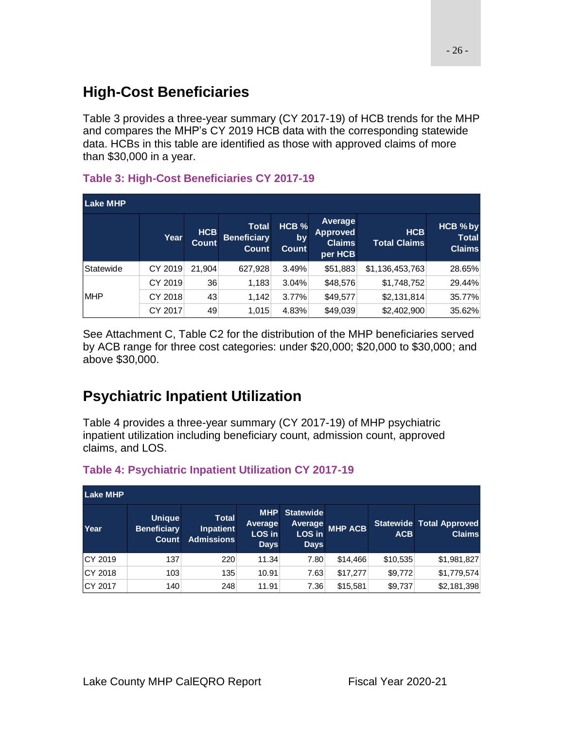## High-Cost Beneficiaries

Table 3 provides a three-year summary (CY 2017-19) of HCB trends for the MHP and compares the MHP's CY 2019 HCB data with the corresponding statewide data. HCBs in this table are identified as those with approved claims of more than $30,000 in a year.

### Table 3: High-Cost Beneficiaries CY 2017-19

| Lake MHP | | | | | | | |
|---|---|---|---|---|---|---|---|
| | Year | HCB Count | Total Beneficiary Count | HCB % by Count | Average Approved Claims per HCB | HCB Total Claims | HCB % by Total Claims |
| Statewide | CY 2019 | 21,904 | 627,928 | 3.49% | $51,883 | $1,136,453,763 | 28.65% |
| MHP | CY 2019 | 36 | 1,183 | 3.04% | $48,576 | $1,748,752 | 29.44% |
| | CY 2018 | 43 | 1,142 | 3.77% | $49,577 | $2,131,814 | 35.77% |
| | CY 2017 | 49 | 1,015 | 4.83% | $49,039 | $2,402,900 | 35.62% |

See Attachment C, Table C2 for the distribution of the MHP beneficiaries served by ACB range for three cost categories: under $20,000; $20,000 to $30,000; and above $30,000.

## Psychiatric Inpatient Utilization

Table 4 provides a three-year summary (CY 2017-19) of MHP psychiatric inpatient utilization including beneficiary count, admission count, approved claims, and LOS.

### Table 4: Psychiatric Inpatient Utilization CY 2017-19

| Lake MHP | | | | | | | |
|---|---|---|---|---|---|---|---|
| Year | Unique Beneficiary Count | Total Inpatient Admissions | MHP Average LOS in Days | Statewide Average LOS in Days | MHP ACB | Statewide ACB | Total Approved Claims |
| CY 2019 | 137 | 220 | 11.34 | 7.80 | $14,466 | $10,535 | $1,981,827 |
| CY 2018 | 103 | 135 | 10.91 | 7.63 | $17,277 | $9,772 | $1,779,574 |
| CY 2017 | 140 | 248 | 11.91 | 7.36 | $15,581 | $9,737 | $2,181,398 |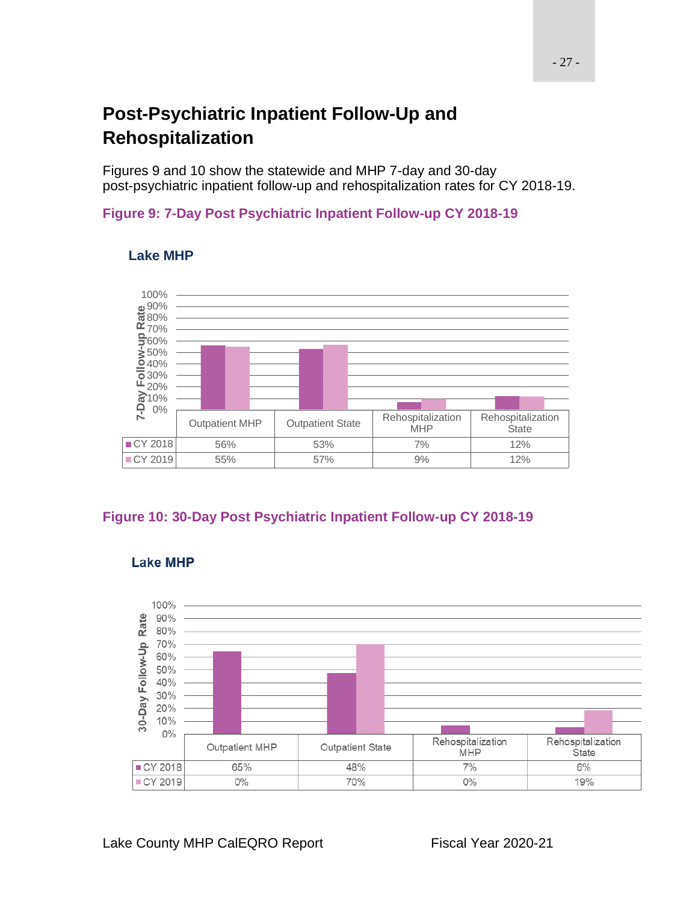## Post-Psychiatric Inpatient Follow-Up and Rehospitalization

Figures 9 and 10 show the statewide and MHP 7-day and 30-day post-psychiatric inpatient follow-up and rehospitalization rates for CY 2018-19.

### Figure 9: 7-Day Post Psychiatric Inpatient Follow-up CY 2018-19

**Lake MHP**

| | Outpatient MHP | Outpatient State | Rehospitalization MHP | Rehospitalization State |
|---|---|---|---|---|
| CY 2018 | 56% | 53% | 7% | 12% |
| CY 2019 | 55% | 57% | 9% | 12% |

### Figure 10: 30-Day Post Psychiatric Inpatient Follow-up CY 2018-19

**Lake MHP**

| | Outpatient MHP | Outpatient State | Rehospitalization MHP | Rehospitalization State |
|---|---|---|---|---|
| CY 2018 | 65% | 48% | 7% | 6% |
| CY 2019 | 0% | 70% | 0% | 19% |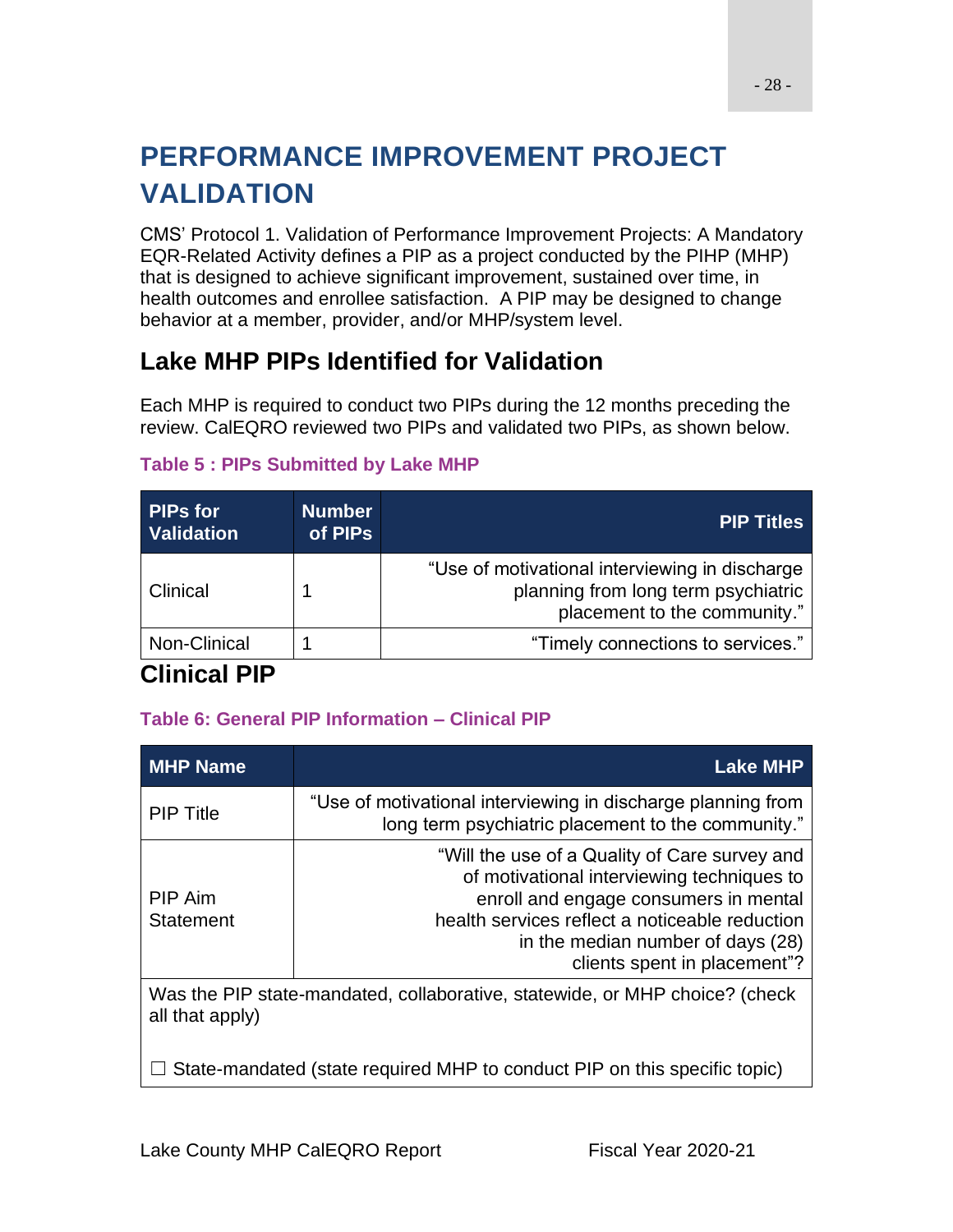# PERFORMANCE IMPROVEMENT PROJECT VALIDATION

CMS' Protocol 1. Validation of Performance Improvement Projects: A Mandatory EQR-Related Activity defines a PIP as a project conducted by the PIHP (MHP) that is designed to achieve significant improvement, sustained over time, in health outcomes and enrollee satisfaction. A PIP may be designed to change behavior at a member, provider, and/or MHP/system level.

## Lake MHP PIPs Identified for Validation

Each MHP is required to conduct two PIPs during the 12 months preceding the review. CalEQRO reviewed two PIPs and validated two PIPs, as shown below.

**Table 5 : PIPs Submitted by Lake MHP**

| PIPs for Validation | Number of PIPs | PIP Titles |
|---|---|---|
| Clinical | 1 | "Use of motivational interviewing in discharge planning from long term psychiatric placement to the community." |
| Non-Clinical | 1 | "Timely connections to services." |

## Clinical PIP

**Table 6: General PIP Information – Clinical PIP**

| MHP Name | Lake MHP |
|---|---|
| PIP Title | "Use of motivational interviewing in discharge planning from long term psychiatric placement to the community." |
| PIP Aim Statement | "Will the use of a Quality of Care survey and of motivational interviewing techniques to enroll and engage consumers in mental health services reflect a noticeable reduction in the median number of days (28) clients spent in placement"? |
| Was the PIP state-mandated, collaborative, statewide, or MHP choice? (check all that apply)<br><br>☐ State-mandated (state required MHP to conduct PIP on this specific topic) | |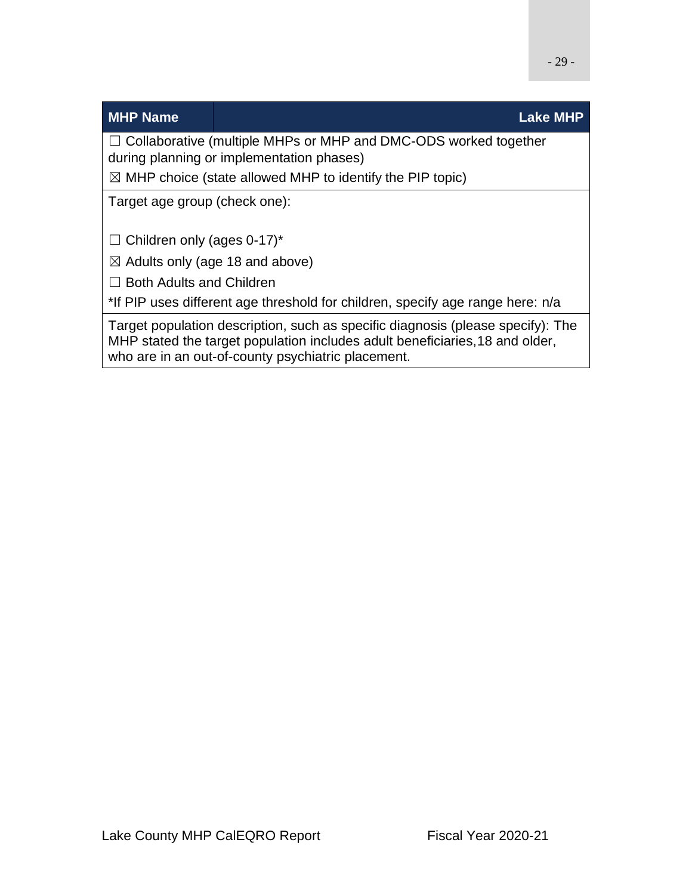| MHP Name | Lake MHP |
| --- | --- |
| ☐ Collaborative (multiple MHPs or MHP and DMC-ODS worked together during planning or implementation phases)<br>☒ MHP choice (state allowed MHP to identify the PIP topic) | |
| Target age group (check one):<br><br>☐ Children only (ages 0-17)*<br>☒ Adults only (age 18 and above)<br>☐ Both Adults and Children<br>*If PIP uses different age threshold for children, specify age range here: n/a | |
| Target population description, such as specific diagnosis (please specify): The MHP stated the target population includes adult beneficiaries,18 and older, who are in an out-of-county psychiatric placement. | |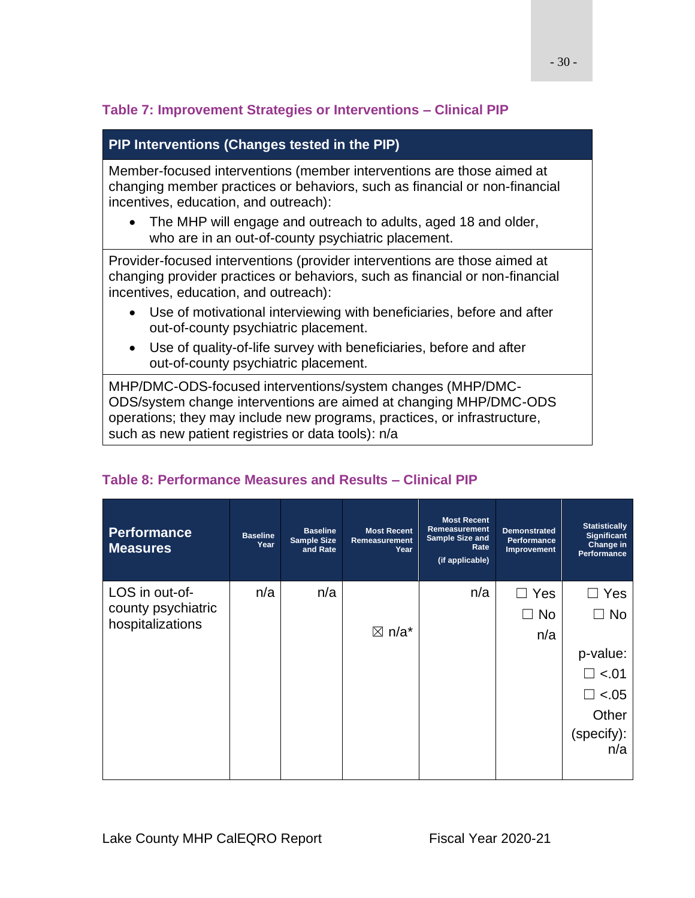### Table 7: Improvement Strategies or Interventions – Clinical PIP

| PIP Interventions (Changes tested in the PIP) |
|---|
| Member-focused interventions (member interventions are those aimed at changing member practices or behaviors, such as financial or non-financial incentives, education, and outreach):<br>• The MHP will engage and outreach to adults, aged 18 and older, who are in an out-of-county psychiatric placement. |
| Provider-focused interventions (provider interventions are those aimed at changing provider practices or behaviors, such as financial or non-financial incentives, education, and outreach):<br>• Use of motivational interviewing with beneficiaries, before and after out-of-county psychiatric placement.<br>• Use of quality-of-life survey with beneficiaries, before and after out-of-county psychiatric placement. |
| MHP/DMC-ODS-focused interventions/system changes (MHP/DMC-ODS/system change interventions are aimed at changing MHP/DMC-ODS operations; they may include new programs, practices, or infrastructure, such as new patient registries or data tools): n/a |

### Table 8: Performance Measures and Results – Clinical PIP

| Performance Measures | Baseline Year | Baseline Sample Size and Rate | Most Recent Remeasurement Year | Most Recent Remeasurement Sample Size and Rate (if applicable) | Demonstrated Performance Improvement | Statistically Significant Change in Performance |
|---|---|---|---|---|---|---|
| LOS in out-of-county psychiatric hospitalizations | n/a | n/a | ☒ n/a* | n/a | ☐ Yes<br>☐ No<br>n/a | ☐ Yes<br>☐ No<br><br>p-value:<br>☐ <.01<br>☐ <.05<br>Other (specify): n/a |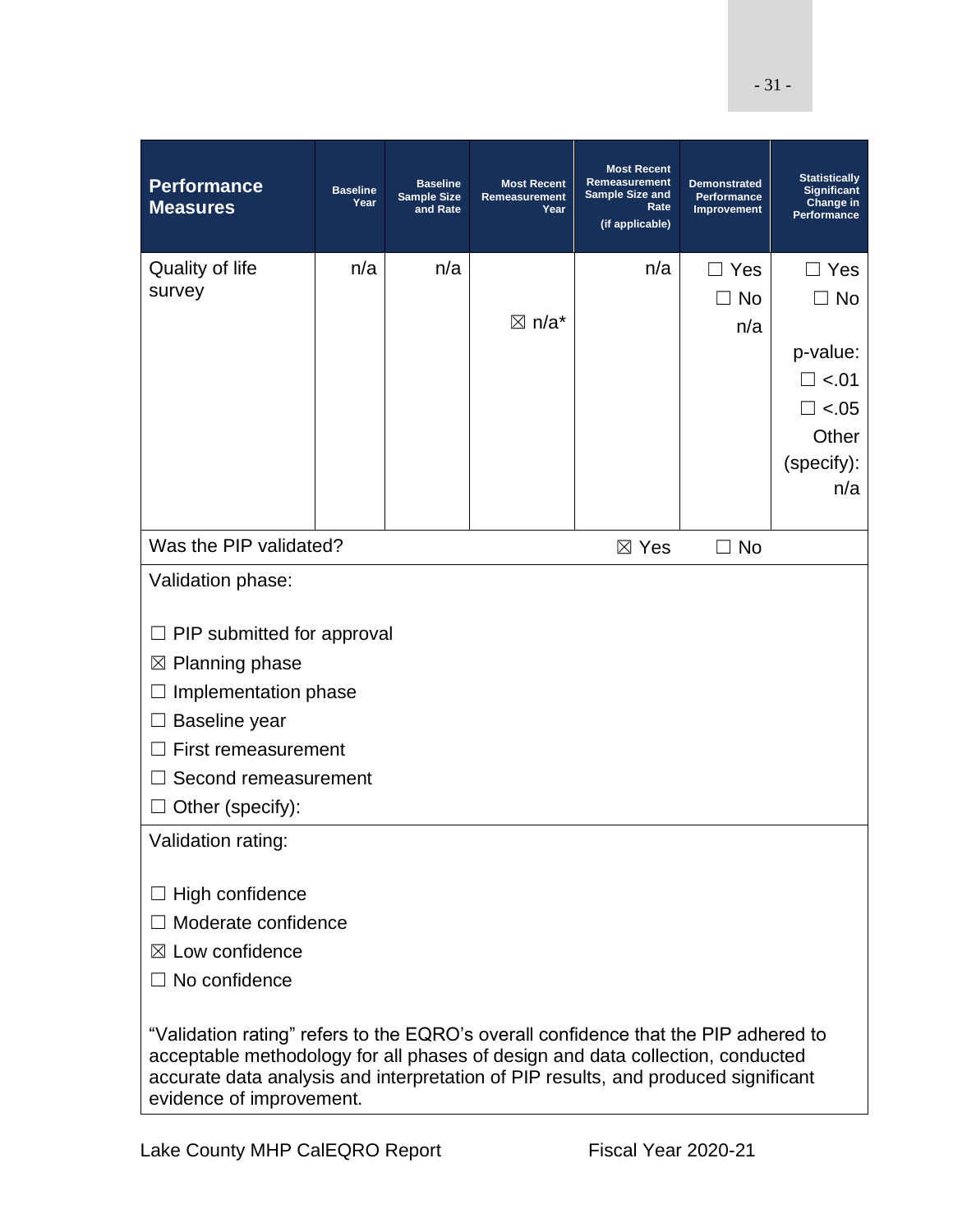| Performance Measures | Baseline Year | Baseline Sample Size and Rate | Most Recent Remeasurement Year | Most Recent Remeasurement Sample Size and Rate (if applicable) | Demonstrated Performance Improvement | Statistically Significant Change in Performance |
|---|---|---|---|---|---|---|
| Quality of life survey | n/a | n/a | ☒ n/a* | n/a | ☐ Yes ☐ No n/a | ☐ Yes ☐ No p-value: ☐ <.01 ☐ <.05 Other (specify): n/a |

Was the PIP validated? ☒ Yes ☐ No

Validation phase:

☐ PIP submitted for approval
☒ Planning phase
☐ Implementation phase
☐ Baseline year
☐ First remeasurement
☐ Second remeasurement
☐ Other (specify):

Validation rating:

☐ High confidence
☐ Moderate confidence
☒ Low confidence
☐ No confidence

"Validation rating" refers to the EQRO's overall confidence that the PIP adhered to acceptable methodology for all phases of design and data collection, conducted accurate data analysis and interpretation of PIP results, and produced significant evidence of improvement.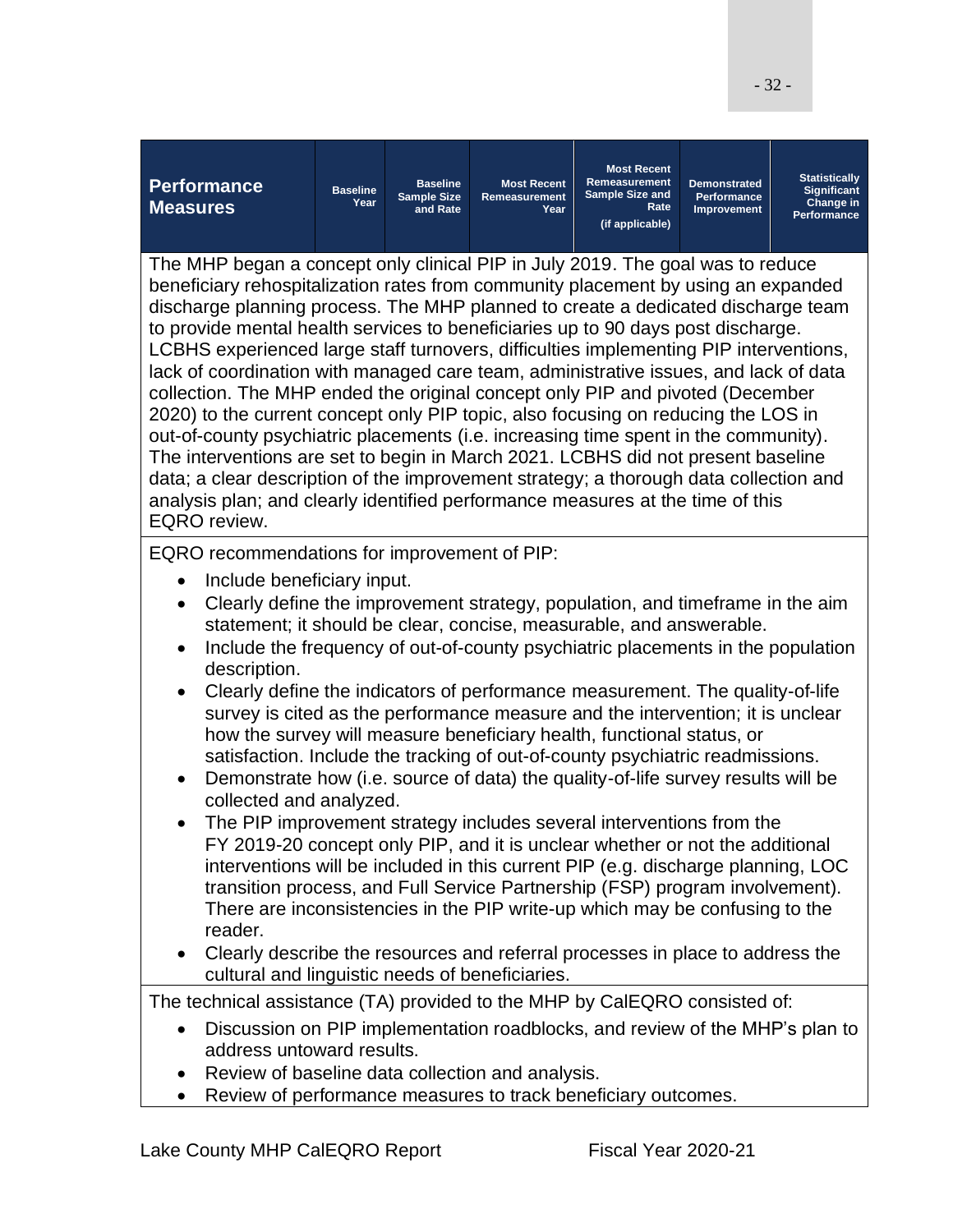| Performance Measures | Baseline Year | Baseline Sample Size and Rate | Most Recent Remeasurement Year | Most Recent Remeasurement Sample Size and Rate (if applicable) | Demonstrated Performance Improvement | Statistically Significant Change in Performance |
|---|---|---|---|---|---|---|
| The MHP began a concept only clinical PIP in July 2019. The goal was to reduce beneficiary rehospitalization rates from community placement by using an expanded discharge planning process. The MHP planned to create a dedicated discharge team to provide mental health services to beneficiaries up to 90 days post discharge. LCBHS experienced large staff turnovers, difficulties implementing PIP interventions, lack of coordination with managed care team, administrative issues, and lack of data collection. The MHP ended the original concept only PIP and pivoted (December 2020) to the current concept only PIP topic, also focusing on reducing the LOS in out-of-county psychiatric placements (i.e. increasing time spent in the community). The interventions are set to begin in March 2021. LCBHS did not present baseline data; a clear description of the improvement strategy; a thorough data collection and analysis plan; and clearly identified performance measures at the time of this EQRO review. | | | | | | |
| EQRO recommendations for improvement of PIP:<br>• Include beneficiary input.<br>• Clearly define the improvement strategy, population, and timeframe in the aim statement; it should be clear, concise, measurable, and answerable.<br>• Include the frequency of out-of-county psychiatric placements in the population description.<br>• Clearly define the indicators of performance measurement. The quality-of-life survey is cited as the performance measure and the intervention; it is unclear how the survey will measure beneficiary health, functional status, or satisfaction. Include the tracking of out-of-county psychiatric readmissions.<br>• Demonstrate how (i.e. source of data) the quality-of-life survey results will be collected and analyzed.<br>• The PIP improvement strategy includes several interventions from the FY 2019-20 concept only PIP, and it is unclear whether or not the additional interventions will be included in this current PIP (e.g. discharge planning, LOC transition process, and Full Service Partnership (FSP) program involvement). There are inconsistencies in the PIP write-up which may be confusing to the reader.<br>• Clearly describe the resources and referral processes in place to address the cultural and linguistic needs of beneficiaries. | | | | | | |
| The technical assistance (TA) provided to the MHP by CalEQRO consisted of:<br>• Discussion on PIP implementation roadblocks, and review of the MHP's plan to address untoward results.<br>• Review of baseline data collection and analysis.<br>• Review of performance measures to track beneficiary outcomes. | | | | | | |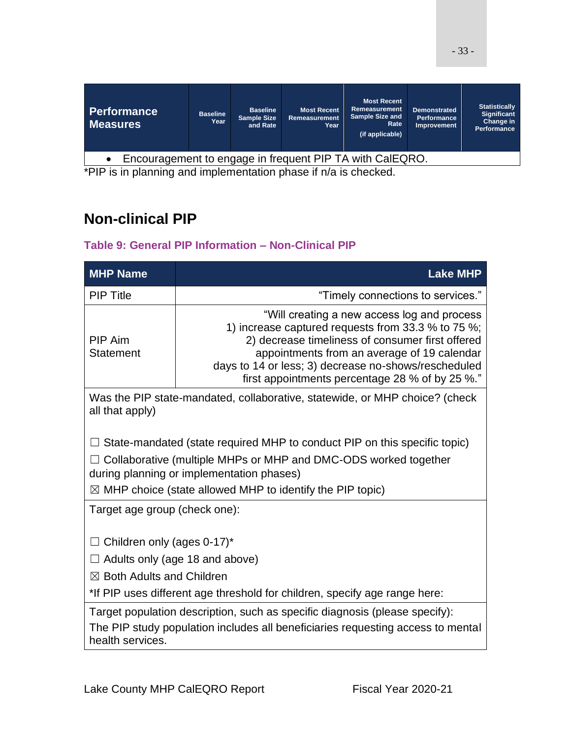| Performance Measures | Baseline Year | Baseline Sample Size and Rate | Most Recent Remeasurement Year | Most Recent Remeasurement Sample Size and Rate (if applicable) | Demonstrated Performance Improvement | Statistically Significant Change in Performance |
|---|---|---|---|---|---|---|
| • Encouragement to engage in frequent PIP TA with CalEQRO. | | | | | | |

*PIP is in planning and implementation phase if n/a is checked.

## Non-clinical PIP

### Table 9: General PIP Information – Non-Clinical PIP

| MHP Name | Lake MHP |
|---|---|
| PIP Title | "Timely connections to services." |
| PIP Aim Statement | "Will creating a new access log and process 1) increase captured requests from 33.3 % to 75 %; 2) decrease timeliness of consumer first offered appointments from an average of 19 calendar days to 14 or less; 3) decrease no-shows/rescheduled first appointments percentage 28 % of by 25 %." |
| Was the PIP state-mandated, collaborative, statewide, or MHP choice? (check all that apply)<br><br>☐ State-mandated (state required MHP to conduct PIP on this specific topic)<br>☐ Collaborative (multiple MHPs or MHP and DMC-ODS worked together during planning or implementation phases)<br>☒ MHP choice (state allowed MHP to identify the PIP topic) | |
| Target age group (check one):<br><br>☐ Children only (ages 0-17)*<br>☐ Adults only (age 18 and above)<br>☒ Both Adults and Children<br>*If PIP uses different age threshold for children, specify age range here: | |
| Target population description, such as specific diagnosis (please specify):<br>The PIP study population includes all beneficiaries requesting access to mental health services. | |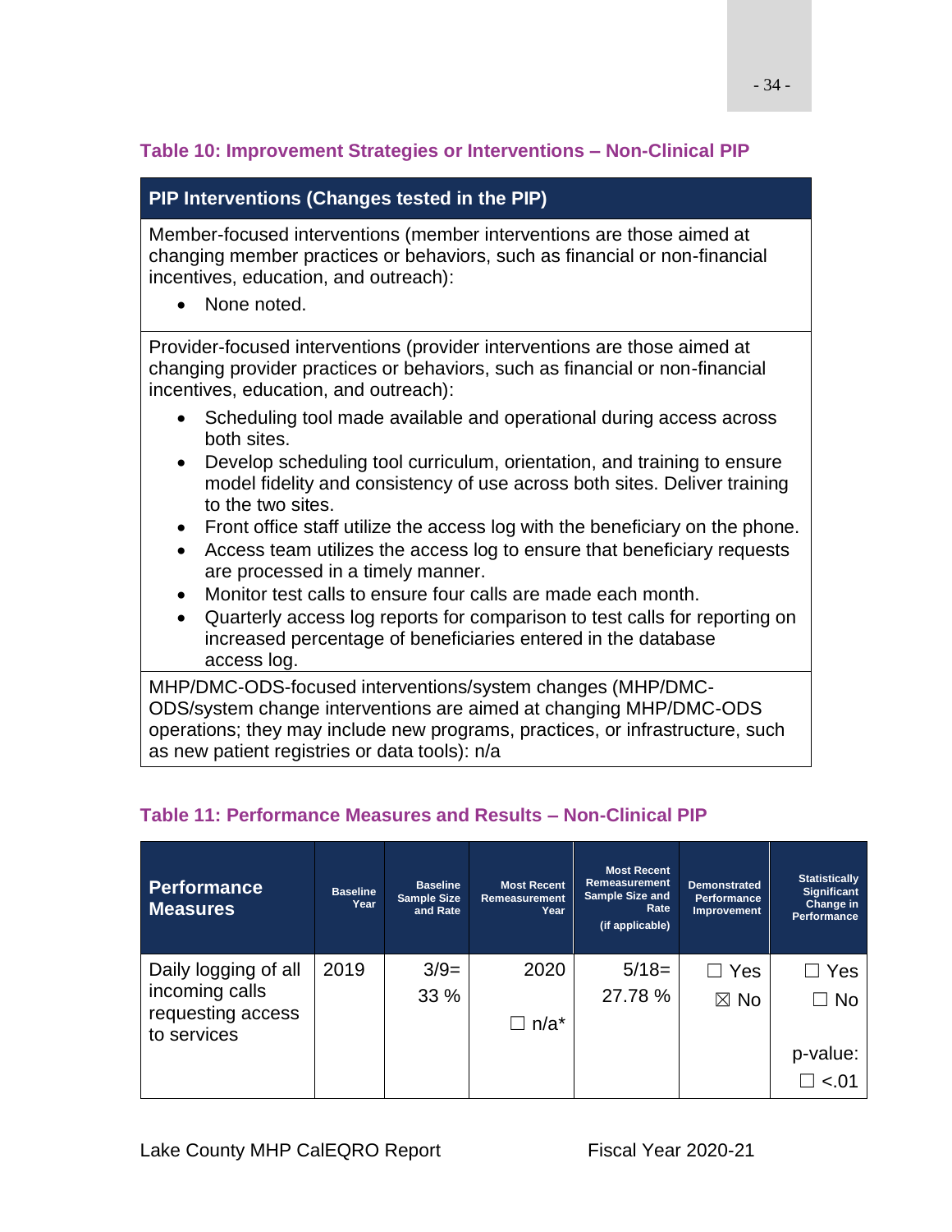### Table 10: Improvement Strategies or Interventions – Non-Clinical PIP

| PIP Interventions (Changes tested in the PIP) |
|---|
| Member-focused interventions (member interventions are those aimed at changing member practices or behaviors, such as financial or non-financial incentives, education, and outreach):<br>• None noted. |
| Provider-focused interventions (provider interventions are those aimed at changing provider practices or behaviors, such as financial or non-financial incentives, education, and outreach):<br>• Scheduling tool made available and operational during access across both sites.<br>• Develop scheduling tool curriculum, orientation, and training to ensure model fidelity and consistency of use across both sites. Deliver training to the two sites.<br>• Front office staff utilize the access log with the beneficiary on the phone.<br>• Access team utilizes the access log to ensure that beneficiary requests are processed in a timely manner.<br>• Monitor test calls to ensure four calls are made each month.<br>• Quarterly access log reports for comparison to test calls for reporting on increased percentage of beneficiaries entered in the database access log. |
| MHP/DMC-ODS-focused interventions/system changes (MHP/DMC-ODS/system change interventions are aimed at changing MHP/DMC-ODS operations; they may include new programs, practices, or infrastructure, such as new patient registries or data tools): n/a |

### Table 11: Performance Measures and Results – Non-Clinical PIP

| Performance Measures | Baseline Year | Baseline Sample Size and Rate | Most Recent Remeasurement Year | Most Recent Remeasurement Sample Size and Rate (if applicable) | Demonstrated Performance Improvement | Statistically Significant Change in Performance |
|---|---|---|---|---|---|---|
| Daily logging of all incoming calls requesting access to services | 2019 | 3/9= 33 % | 2020<br>☐ n/a* | 5/18= 27.78 % | ☐ Yes<br>☒ No | ☐ Yes<br>☐ No<br>p-value:<br>☐ <.01 |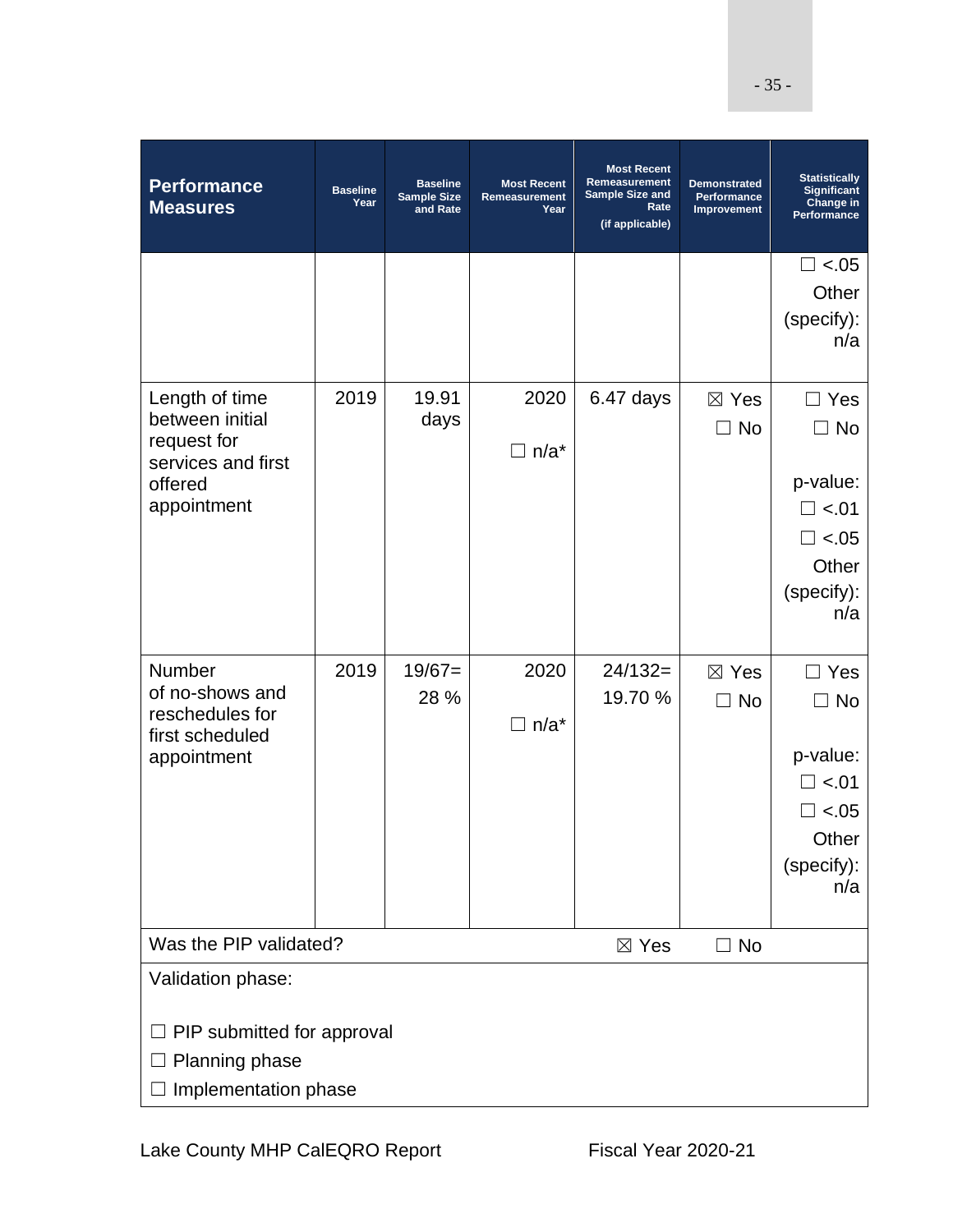| Performance Measures | Baseline Year | Baseline Sample Size and Rate | Most Recent Remeasurement Year | Most Recent Remeasurement Sample Size and Rate (if applicable) | Demonstrated Performance Improvement | Statistically Significant Change in Performance |
|---|---|---|---|---|---|---|
| | | | | | | ☐ <.05<br>Other (specify): n/a |
| Length of time between initial request for services and first offered appointment | 2019 | 19.91 days | 2020<br>☐ n/a* | 6.47 days | ☒ Yes<br>☐ No | ☐ Yes<br>☐ No<br>p-value:<br>☐ <.01<br>☐ <.05<br>Other (specify): n/a |
| Number of no-shows and reschedules for first scheduled appointment | 2019 | 19/67= 28 % | 2020<br>☐ n/a* | 24/132= 19.70 % | ☒ Yes<br>☐ No | ☐ Yes<br>☐ No<br>p-value:<br>☐ <.01<br>☐ <.05<br>Other (specify): n/a |

Was the PIP validated? ☒ Yes ☐ No

Validation phase:

☐ PIP submitted for approval
☐ Planning phase
☐ Implementation phase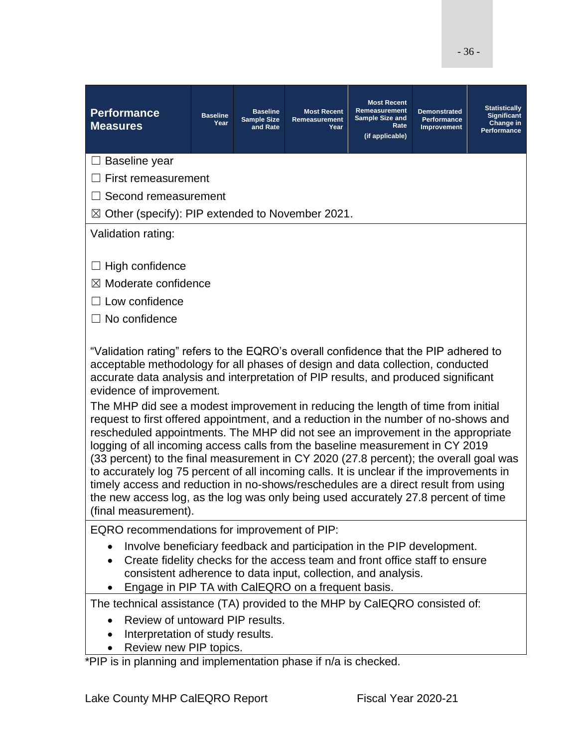| Performance Measures | Baseline Year | Baseline Sample Size and Rate | Most Recent Remeasurement Year | Most Recent Remeasurement Sample Size and Rate (if applicable) | Demonstrated Performance Improvement | Statistically Significant Change in Performance |
|---|---|---|---|---|---|---|

☐ Baseline year

☐ First remeasurement

☐ Second remeasurement

☒ Other (specify): PIP extended to November 2021.

Validation rating:

☐ High confidence

☒ Moderate confidence

☐ Low confidence

☐ No confidence

"Validation rating" refers to the EQRO's overall confidence that the PIP adhered to acceptable methodology for all phases of design and data collection, conducted accurate data analysis and interpretation of PIP results, and produced significant evidence of improvement.

The MHP did see a modest improvement in reducing the length of time from initial request to first offered appointment, and a reduction in the number of no-shows and rescheduled appointments. The MHP did not see an improvement in the appropriate logging of all incoming access calls from the baseline measurement in CY 2019 (33 percent) to the final measurement in CY 2020 (27.8 percent); the overall goal was to accurately log 75 percent of all incoming calls. It is unclear if the improvements in timely access and reduction in no-shows/reschedules are a direct result from using the new access log, as the log was only being used accurately 27.8 percent of time (final measurement).

EQRO recommendations for improvement of PIP:

- Involve beneficiary feedback and participation in the PIP development.
- Create fidelity checks for the access team and front office staff to ensure consistent adherence to data input, collection, and analysis.
- Engage in PIP TA with CalEQRO on a frequent basis.

The technical assistance (TA) provided to the MHP by CalEQRO consisted of:

- Review of untoward PIP results.
- Interpretation of study results.
- Review new PIP topics.

*PIP is in planning and implementation phase if n/a is checked.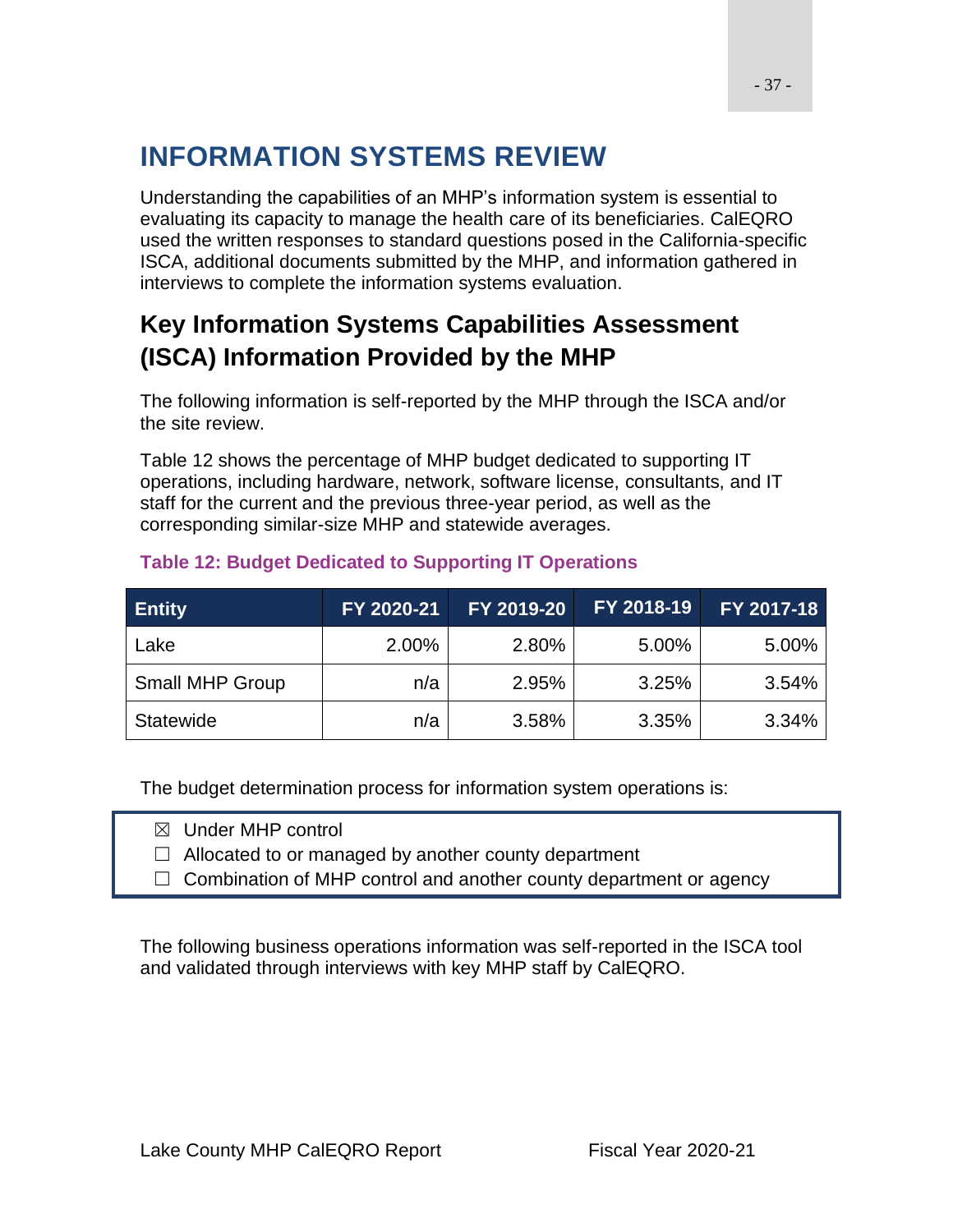# INFORMATION SYSTEMS REVIEW

Understanding the capabilities of an MHP's information system is essential to evaluating its capacity to manage the health care of its beneficiaries. CalEQRO used the written responses to standard questions posed in the California-specific ISCA, additional documents submitted by the MHP, and information gathered in interviews to complete the information systems evaluation.

## Key Information Systems Capabilities Assessment (ISCA) Information Provided by the MHP

The following information is self-reported by the MHP through the ISCA and/or the site review.

Table 12 shows the percentage of MHP budget dedicated to supporting IT operations, including hardware, network, software license, consultants, and IT staff for the current and the previous three-year period, as well as the corresponding similar-size MHP and statewide averages.

**Table 12: Budget Dedicated to Supporting IT Operations**

| Entity | FY 2020-21 | FY 2019-20 | FY 2018-19 | FY 2017-18 |
|---|---|---|---|---|
| Lake | 2.00% | 2.80% | 5.00% | 5.00% |
| Small MHP Group | n/a | 2.95% | 3.25% | 3.54% |
| Statewide | n/a | 3.58% | 3.35% | 3.34% |

The budget determination process for information system operations is:

☒ Under MHP control
☐ Allocated to or managed by another county department
☐ Combination of MHP control and another county department or agency

The following business operations information was self-reported in the ISCA tool and validated through interviews with key MHP staff by CalEQRO.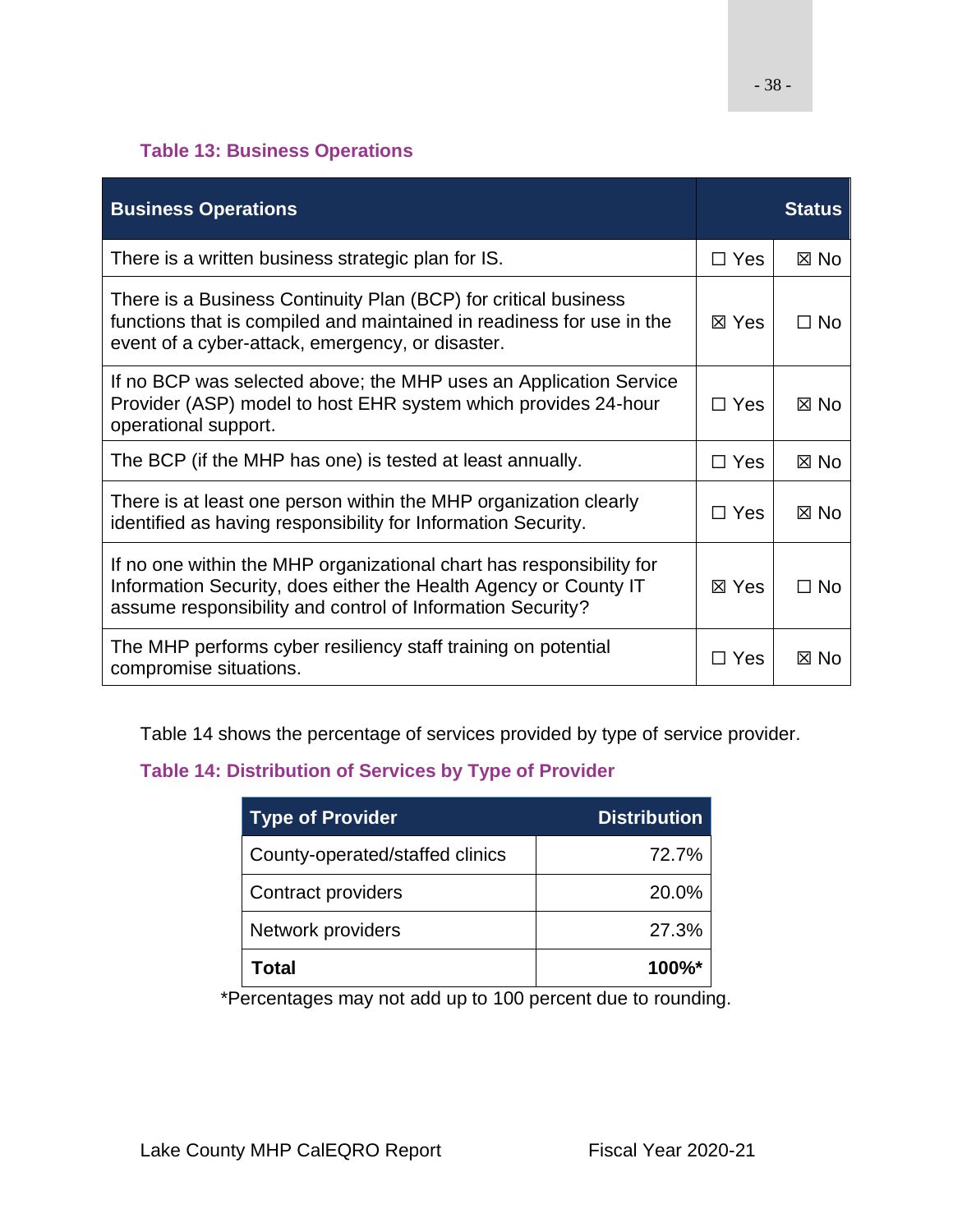**Table 13: Business Operations**

| Business Operations | Status | |
|---|---|---|
| There is a written business strategic plan for IS. | ☐ Yes | ☒ No |
| There is a Business Continuity Plan (BCP) for critical business functions that is compiled and maintained in readiness for use in the event of a cyber-attack, emergency, or disaster. | ☒ Yes | ☐ No |
| If no BCP was selected above; the MHP uses an Application Service Provider (ASP) model to host EHR system which provides 24-hour operational support. | ☐ Yes | ☒ No |
| The BCP (if the MHP has one) is tested at least annually. | ☐ Yes | ☒ No |
| There is at least one person within the MHP organization clearly identified as having responsibility for Information Security. | ☐ Yes | ☒ No |
| If no one within the MHP organizational chart has responsibility for Information Security, does either the Health Agency or County IT assume responsibility and control of Information Security? | ☒ Yes | ☐ No |
| The MHP performs cyber resiliency staff training on potential compromise situations. | ☐ Yes | ☒ No |

Table 14 shows the percentage of services provided by type of service provider.

**Table 14: Distribution of Services by Type of Provider**

| Type of Provider | Distribution |
|---|---|
| County-operated/staffed clinics | 72.7% |
| Contract providers | 20.0% |
| Network providers | 27.3% |
| **Total** | **100%*** |

*Percentages may not add up to 100 percent due to rounding.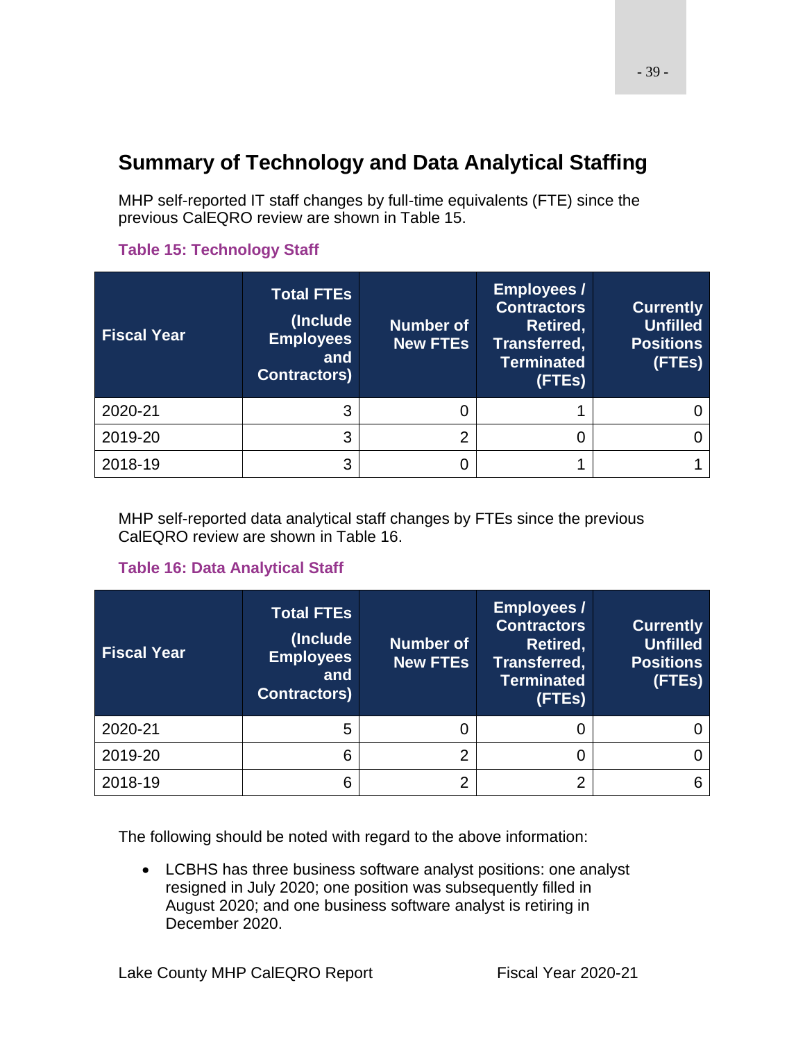## Summary of Technology and Data Analytical Staffing

MHP self-reported IT staff changes by full-time equivalents (FTE) since the previous CalEQRO review are shown in Table 15.

**Table 15: Technology Staff**

| Fiscal Year | Total FTEs (Include Employees and Contractors) | Number of New FTEs | Employees / Contractors Retired, Transferred, Terminated (FTEs) | Currently Unfilled Positions (FTEs) |
|---|---|---|---|---|
| 2020-21 | 3 | 0 | 1 | 0 |
| 2019-20 | 3 | 2 | 0 | 0 |
| 2018-19 | 3 | 0 | 1 | 1 |

MHP self-reported data analytical staff changes by FTEs since the previous CalEQRO review are shown in Table 16.

**Table 16: Data Analytical Staff**

| Fiscal Year | Total FTEs (Include Employees and Contractors) | Number of New FTEs | Employees / Contractors Retired, Transferred, Terminated (FTEs) | Currently Unfilled Positions (FTEs) |
|---|---|---|---|---|
| 2020-21 | 5 | 0 | 0 | 0 |
| 2019-20 | 6 | 2 | 0 | 0 |
| 2018-19 | 6 | 2 | 2 | 6 |

The following should be noted with regard to the above information:

- LCBHS has three business software analyst positions: one analyst resigned in July 2020; one position was subsequently filled in August 2020; and one business software analyst is retiring in December 2020.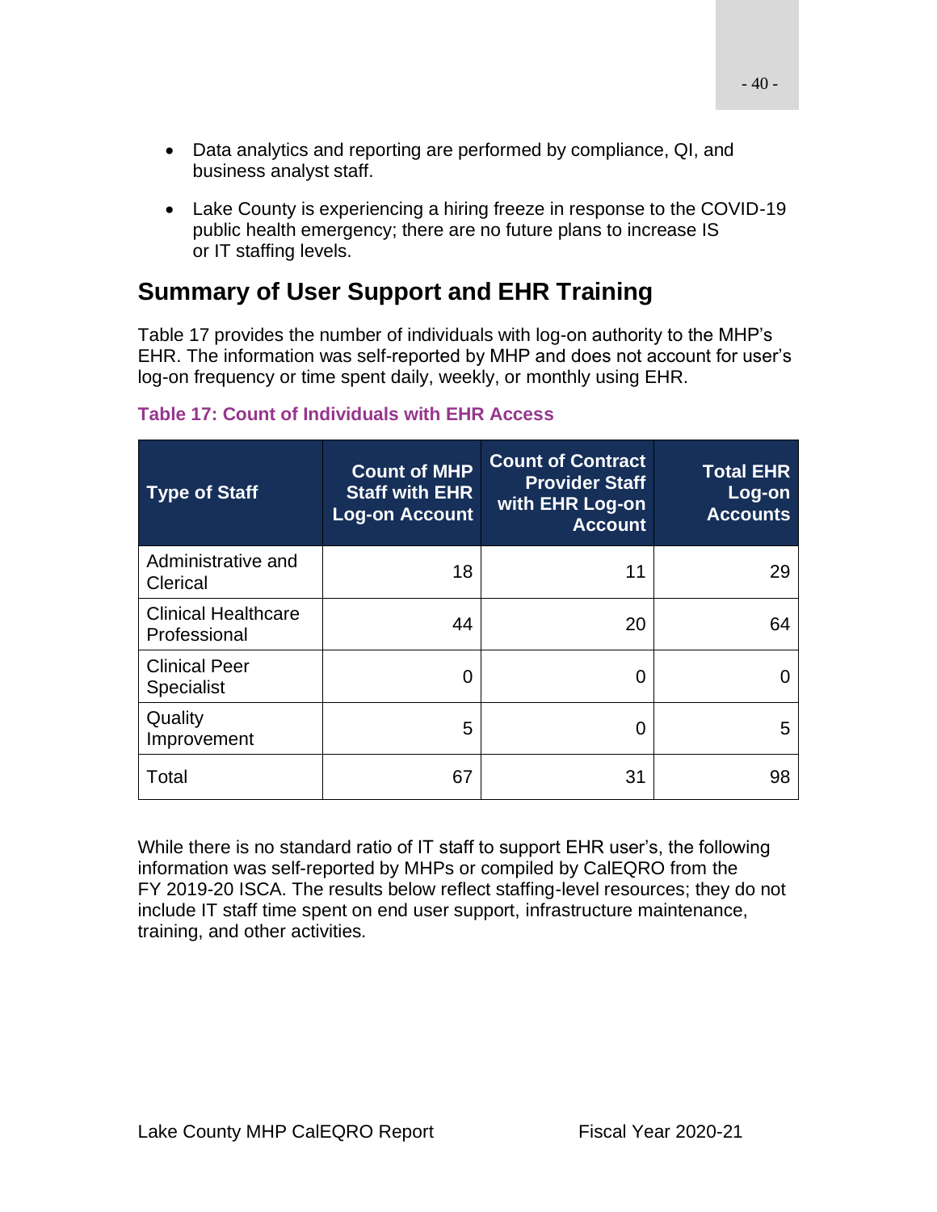- Data analytics and reporting are performed by compliance, QI, and business analyst staff.
- Lake County is experiencing a hiring freeze in response to the COVID-19 public health emergency; there are no future plans to increase IS or IT staffing levels.

## Summary of User Support and EHR Training

Table 17 provides the number of individuals with log-on authority to the MHP's EHR. The information was self-reported by MHP and does not account for user's log-on frequency or time spent daily, weekly, or monthly using EHR.

**Table 17: Count of Individuals with EHR Access**

| Type of Staff | Count of MHP Staff with EHR Log-on Account | Count of Contract Provider Staff with EHR Log-on Account | Total EHR Log-on Accounts |
|---|---|---|---|
| Administrative and Clerical | 18 | 11 | 29 |
| Clinical Healthcare Professional | 44 | 20 | 64 |
| Clinical Peer Specialist | 0 | 0 | 0 |
| Quality Improvement | 5 | 0 | 5 |
| Total | 67 | 31 | 98 |

While there is no standard ratio of IT staff to support EHR user's, the following information was self-reported by MHPs or compiled by CalEQRO from the FY 2019-20 ISCA. The results below reflect staffing-level resources; they do not include IT staff time spent on end user support, infrastructure maintenance, training, and other activities.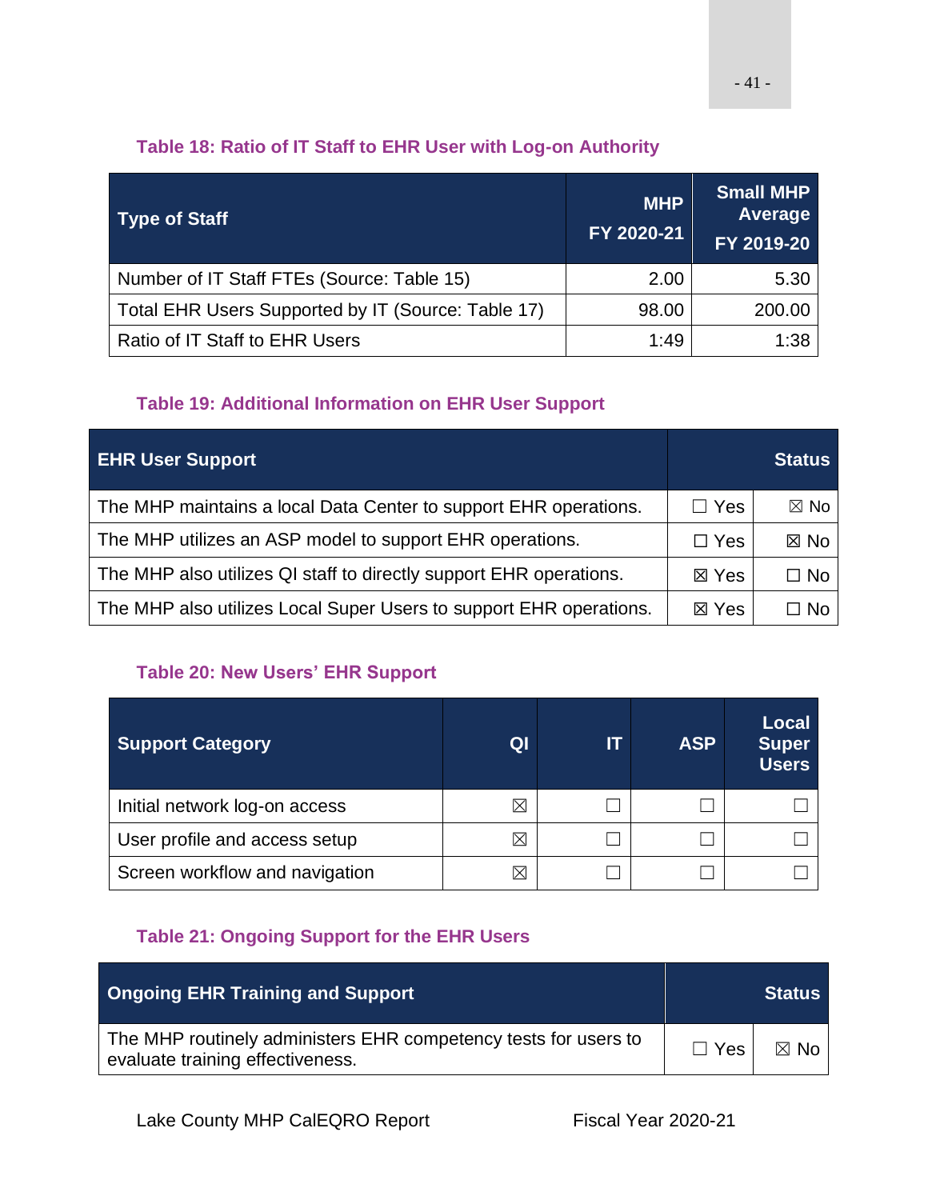**Table 18: Ratio of IT Staff to EHR User with Log-on Authority**

| Type of Staff | MHP FY 2020-21 | Small MHP Average FY 2019-20 |
|---|---|---|
| Number of IT Staff FTEs (Source: Table 15) | 2.00 | 5.30 |
| Total EHR Users Supported by IT (Source: Table 17) | 98.00 | 200.00 |
| Ratio of IT Staff to EHR Users | 1:49 | 1:38 |

**Table 19: Additional Information on EHR User Support**

| EHR User Support | Status | |
|---|---|---|
| The MHP maintains a local Data Center to support EHR operations. | ☐ Yes | ☒ No |
| The MHP utilizes an ASP model to support EHR operations. | ☐ Yes | ☒ No |
| The MHP also utilizes QI staff to directly support EHR operations. | ☒ Yes | ☐ No |
| The MHP also utilizes Local Super Users to support EHR operations. | ☒ Yes | ☐ No |

**Table 20: New Users' EHR Support**

| Support Category | QI | IT | ASP | Local Super Users |
|---|---|---|---|---|
| Initial network log-on access | ☒ | ☐ | ☐ | ☐ |
| User profile and access setup | ☒ | ☐ | ☐ | ☐ |
| Screen workflow and navigation | ☒ | ☐ | ☐ | ☐ |

**Table 21: Ongoing Support for the EHR Users**

| Ongoing EHR Training and Support | Status | |
|---|---|---|
| The MHP routinely administers EHR competency tests for users to evaluate training effectiveness. | ☐ Yes | ☒ No |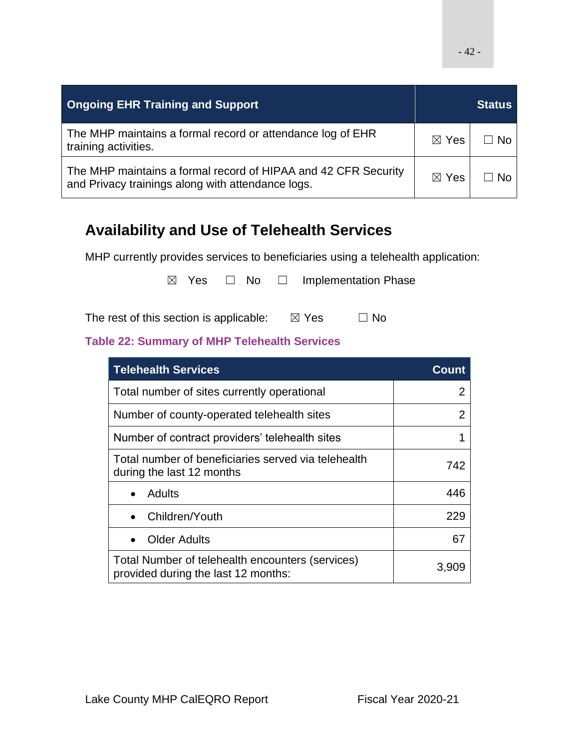| Ongoing EHR Training and Support | Status | |
|---|---|---|
| The MHP maintains a formal record or attendance log of EHR training activities. | ☒ Yes | ☐ No |
| The MHP maintains a formal record of HIPAA and 42 CFR Security and Privacy trainings along with attendance logs. | ☒ Yes | ☐ No |

## Availability and Use of Telehealth Services

MHP currently provides services to beneficiaries using a telehealth application:

☒ Yes ☐ No ☐ Implementation Phase

The rest of this section is applicable: ☒ Yes ☐ No

**Table 22: Summary of MHP Telehealth Services**

| Telehealth Services | Count |
|---|---|
| Total number of sites currently operational | 2 |
| Number of county-operated telehealth sites | 2 |
| Number of contract providers' telehealth sites | 1 |
| Total number of beneficiaries served via telehealth during the last 12 months | 742 |
| • Adults | 446 |
| • Children/Youth | 229 |
| • Older Adults | 67 |
| Total Number of telehealth encounters (services) provided during the last 12 months: | 3,909 |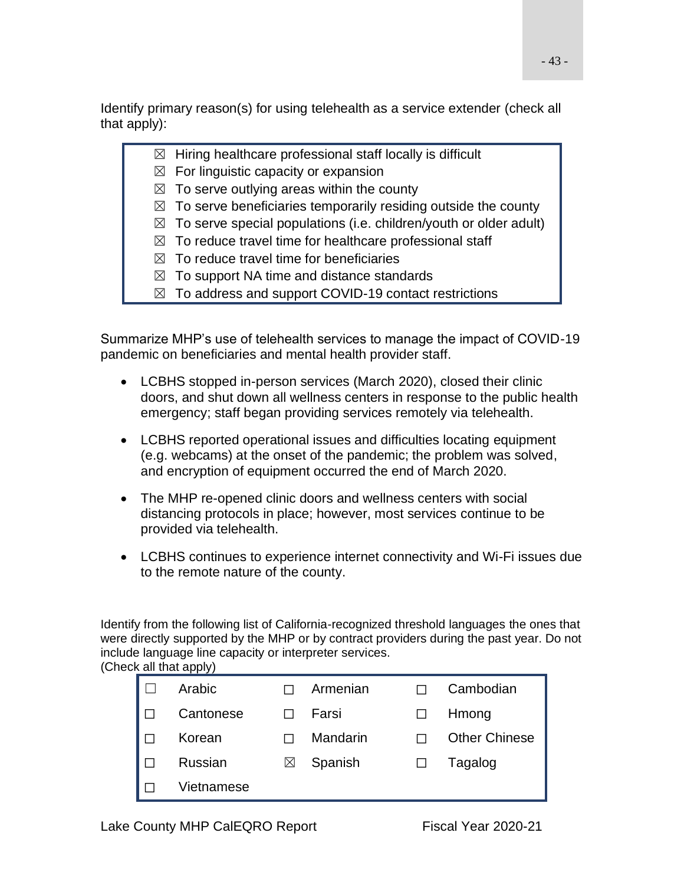Identify primary reason(s) for using telehealth as a service extender (check all that apply):

- ☒ Hiring healthcare professional staff locally is difficult
- ☒ For linguistic capacity or expansion
- ☒ To serve outlying areas within the county
- ☒ To serve beneficiaries temporarily residing outside the county
- ☒ To serve special populations (i.e. children/youth or older adult)
- ☒ To reduce travel time for healthcare professional staff
- ☒ To reduce travel time for beneficiaries
- ☒ To support NA time and distance standards
- ☒ To address and support COVID-19 contact restrictions

Summarize MHP's use of telehealth services to manage the impact of COVID-19 pandemic on beneficiaries and mental health provider staff.

- LCBHS stopped in-person services (March 2020), closed their clinic doors, and shut down all wellness centers in response to the public health emergency; staff began providing services remotely via telehealth.
- LCBHS reported operational issues and difficulties locating equipment (e.g. webcams) at the onset of the pandemic; the problem was solved, and encryption of equipment occurred the end of March 2020.
- The MHP re-opened clinic doors and wellness centers with social distancing protocols in place; however, most services continue to be provided via telehealth.
- LCBHS continues to experience internet connectivity and Wi-Fi issues due to the remote nature of the county.

Identify from the following list of California-recognized threshold languages the ones that were directly supported by the MHP or by contract providers during the past year. Do not include language line capacity or interpreter services.
(Check all that apply)

| | | | | | |
|---|---|---|---|---|---|
| ☐ | Arabic | ☐ | Armenian | ☐ | Cambodian |
| ☐ | Cantonese | ☐ | Farsi | ☐ | Hmong |
| ☐ | Korean | ☐ | Mandarin | ☐ | Other Chinese |
| ☐ | Russian | ☒ | Spanish | ☐ | Tagalog |
| ☐ | Vietnamese | | | | |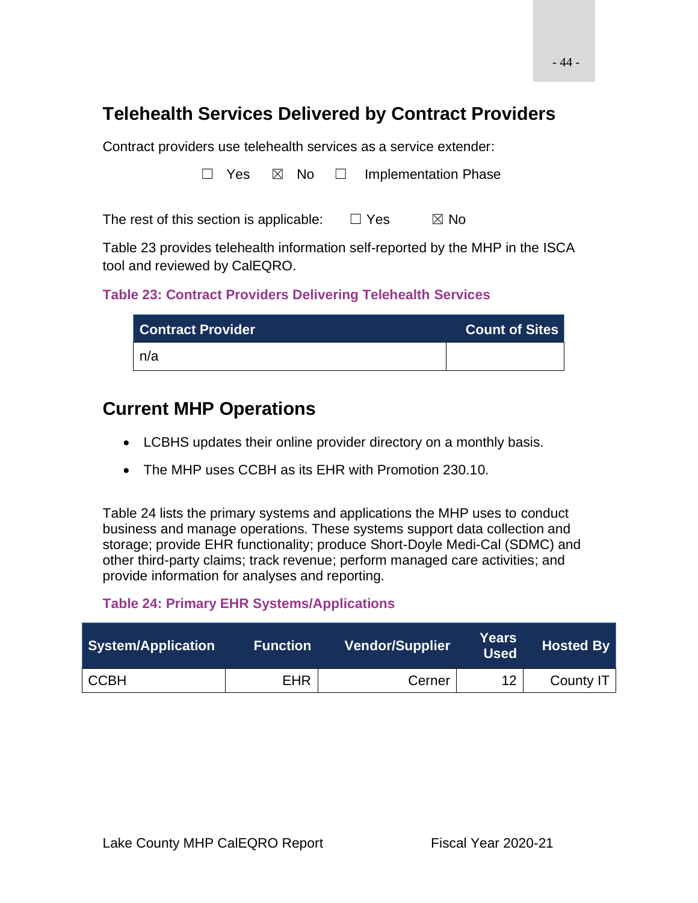## Telehealth Services Delivered by Contract Providers

Contract providers use telehealth services as a service extender:

☐ Yes ☒ No ☐ Implementation Phase

The rest of this section is applicable: ☐ Yes ☒ No

Table 23 provides telehealth information self-reported by the MHP in the ISCA tool and reviewed by CalEQRO.

**Table 23: Contract Providers Delivering Telehealth Services**

| Contract Provider | Count of Sites |
|---|---|
| n/a | |

## Current MHP Operations

- LCBHS updates their online provider directory on a monthly basis.
- The MHP uses CCBH as its EHR with Promotion 230.10.

Table 24 lists the primary systems and applications the MHP uses to conduct business and manage operations. These systems support data collection and storage; provide EHR functionality; produce Short-Doyle Medi-Cal (SDMC) and other third-party claims; track revenue; perform managed care activities; and provide information for analyses and reporting.

**Table 24: Primary EHR Systems/Applications**

| System/Application | Function | Vendor/Supplier | Years Used | Hosted By |
|---|---|---|---|---|
| CCBH | EHR | Cerner | 12 | County IT |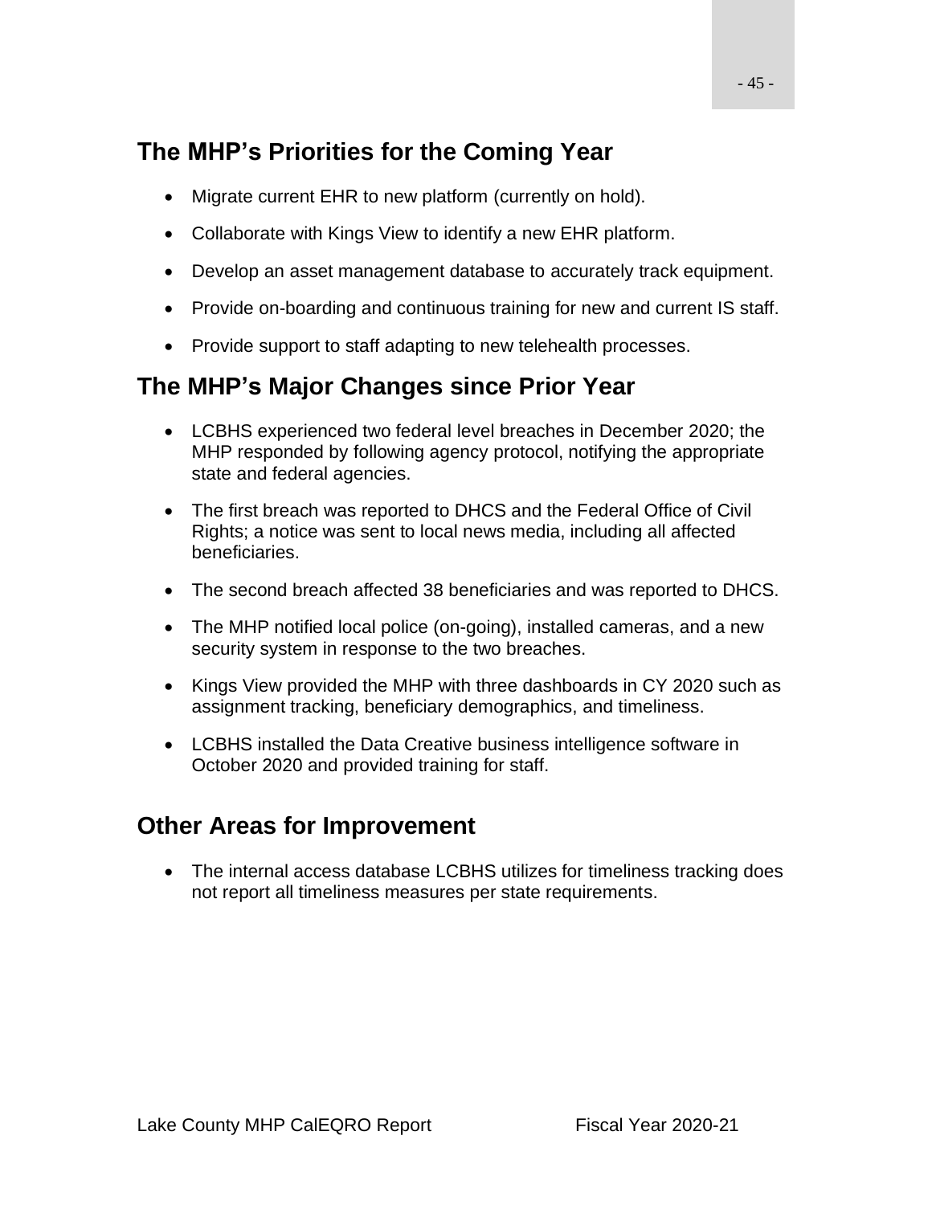## The MHP's Priorities for the Coming Year

- Migrate current EHR to new platform (currently on hold).
- Collaborate with Kings View to identify a new EHR platform.
- Develop an asset management database to accurately track equipment.
- Provide on-boarding and continuous training for new and current IS staff.
- Provide support to staff adapting to new telehealth processes.

## The MHP's Major Changes since Prior Year

- LCBHS experienced two federal level breaches in December 2020; the MHP responded by following agency protocol, notifying the appropriate state and federal agencies.
- The first breach was reported to DHCS and the Federal Office of Civil Rights; a notice was sent to local news media, including all affected beneficiaries.
- The second breach affected 38 beneficiaries and was reported to DHCS.
- The MHP notified local police (on-going), installed cameras, and a new security system in response to the two breaches.
- Kings View provided the MHP with three dashboards in CY 2020 such as assignment tracking, beneficiary demographics, and timeliness.
- LCBHS installed the Data Creative business intelligence software in October 2020 and provided training for staff.

## Other Areas for Improvement

- The internal access database LCBHS utilizes for timeliness tracking does not report all timeliness measures per state requirements.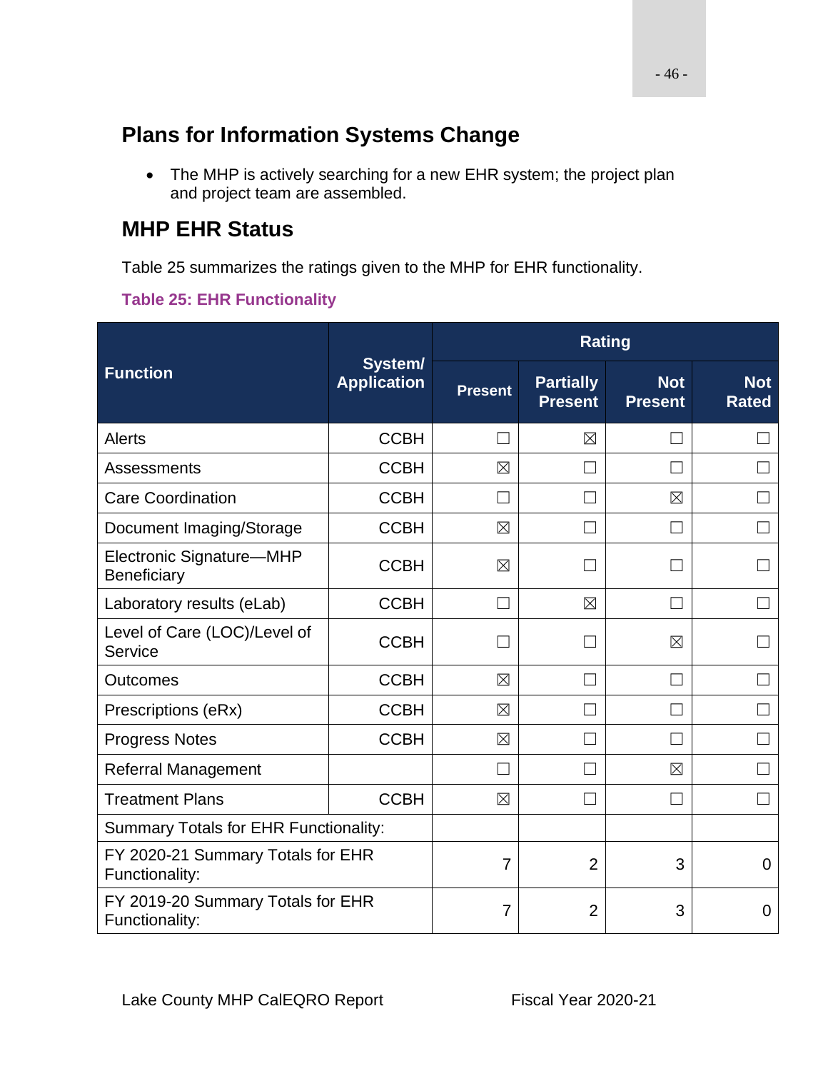## Plans for Information Systems Change

- The MHP is actively searching for a new EHR system; the project plan and project team are assembled.

## MHP EHR Status

Table 25 summarizes the ratings given to the MHP for EHR functionality.

**Table 25: EHR Functionality**

| Function | System/ Application | Rating | | | |
|---|---|---|---|---|---|
| | | Present | Partially Present | Not Present | Not Rated |
| Alerts | CCBH | ☐ | ☒ | ☐ | ☐ |
| Assessments | CCBH | ☒ | ☐ | ☐ | ☐ |
| Care Coordination | CCBH | ☐ | ☐ | ☒ | ☐ |
| Document Imaging/Storage | CCBH | ☒ | ☐ | ☐ | ☐ |
| Electronic Signature—MHP Beneficiary | CCBH | ☒ | ☐ | ☐ | ☐ |
| Laboratory results (eLab) | CCBH | ☐ | ☒ | ☐ | ☐ |
| Level of Care (LOC)/Level of Service | CCBH | ☐ | ☐ | ☒ | ☐ |
| Outcomes | CCBH | ☒ | ☐ | ☐ | ☐ |
| Prescriptions (eRx) | CCBH | ☒ | ☐ | ☐ | ☐ |
| Progress Notes | CCBH | ☒ | ☐ | ☐ | ☐ |
| Referral Management | | ☐ | ☐ | ☒ | ☐ |
| Treatment Plans | CCBH | ☒ | ☐ | ☐ | ☐ |
| Summary Totals for EHR Functionality: | | | | | |
| FY 2020-21 Summary Totals for EHR Functionality: | | 7 | 2 | 3 | 0 |
| FY 2019-20 Summary Totals for EHR Functionality: | | 7 | 2 | 3 | 0 |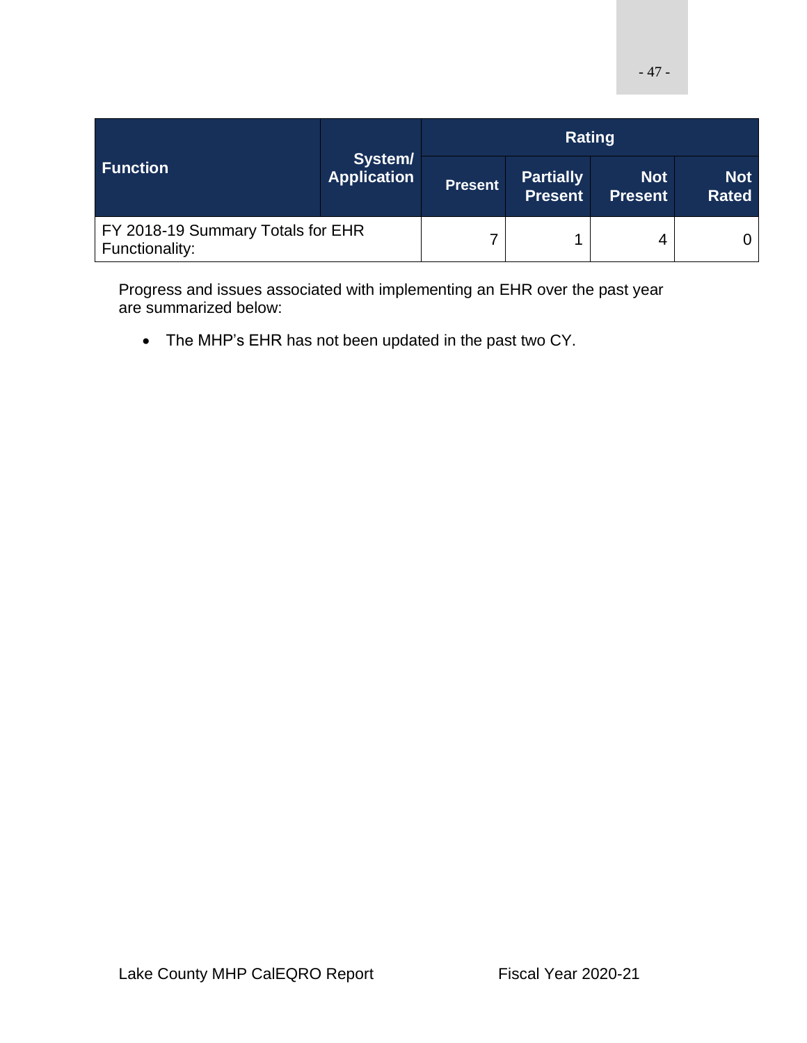| Function | System/ Application | Rating | | | |
|---|---|---|---|---|---|
| | | Present | Partially Present | Not Present | Not Rated |
| FY 2018-19 Summary Totals for EHR Functionality: | | 7 | 1 | 4 | 0 |

Progress and issues associated with implementing an EHR over the past year are summarized below:

- The MHP's EHR has not been updated in the past two CY.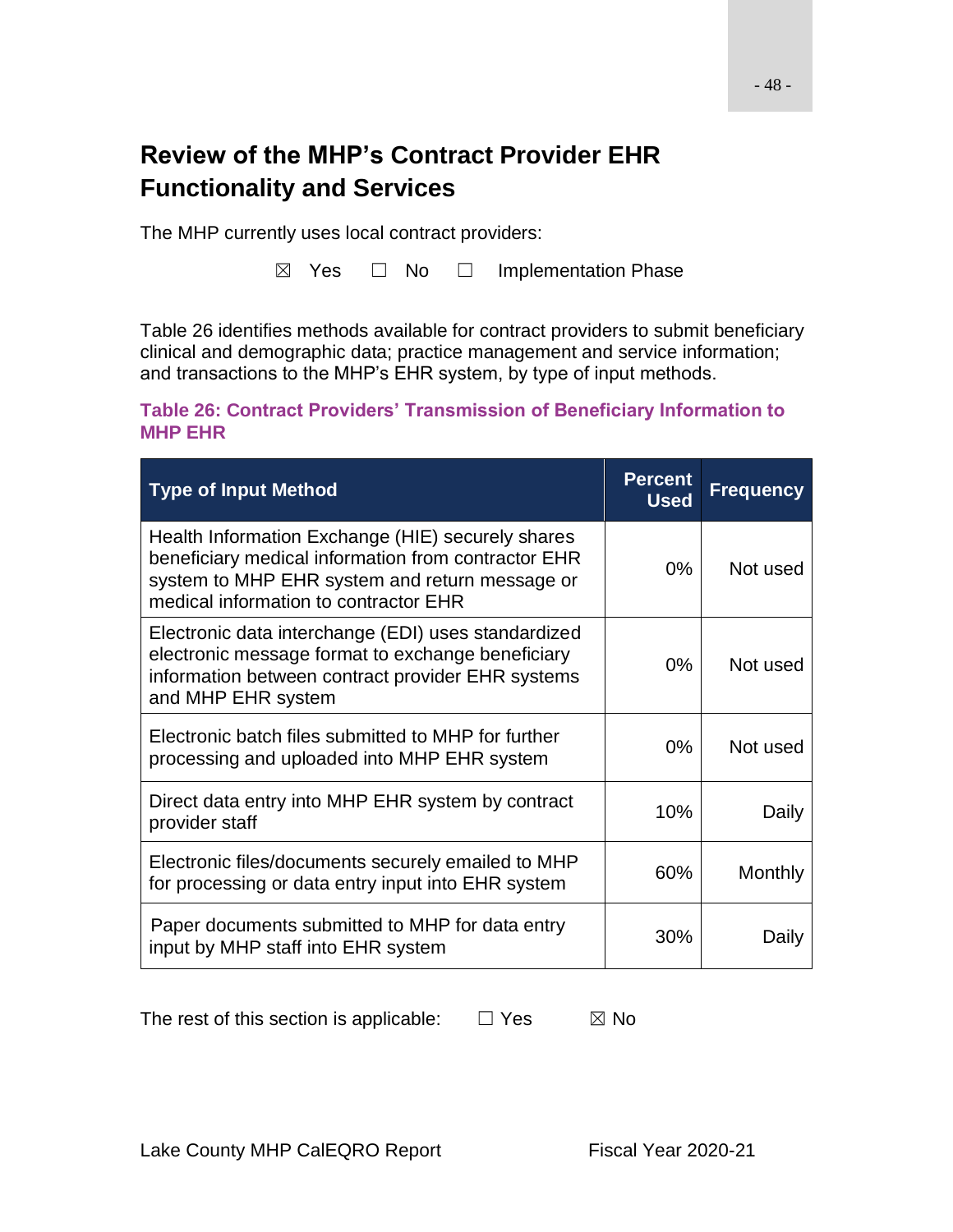## Review of the MHP's Contract Provider EHR Functionality and Services

The MHP currently uses local contract providers:

☒ Yes ☐ No ☐ Implementation Phase

Table 26 identifies methods available for contract providers to submit beneficiary clinical and demographic data; practice management and service information; and transactions to the MHP's EHR system, by type of input methods.

**Table 26: Contract Providers' Transmission of Beneficiary Information to MHP EHR**

| Type of Input Method | Percent Used | Frequency |
|---|---|---|
| Health Information Exchange (HIE) securely shares beneficiary medical information from contractor EHR system to MHP EHR system and return message or medical information to contractor EHR | 0% | Not used |
| Electronic data interchange (EDI) uses standardized electronic message format to exchange beneficiary information between contract provider EHR systems and MHP EHR system | 0% | Not used |
| Electronic batch files submitted to MHP for further processing and uploaded into MHP EHR system | 0% | Not used |
| Direct data entry into MHP EHR system by contract provider staff | 10% | Daily |
| Electronic files/documents securely emailed to MHP for processing or data entry input into EHR system | 60% | Monthly |
| Paper documents submitted to MHP for data entry input by MHP staff into EHR system | 30% | Daily |

The rest of this section is applicable: ☐ Yes ☒ No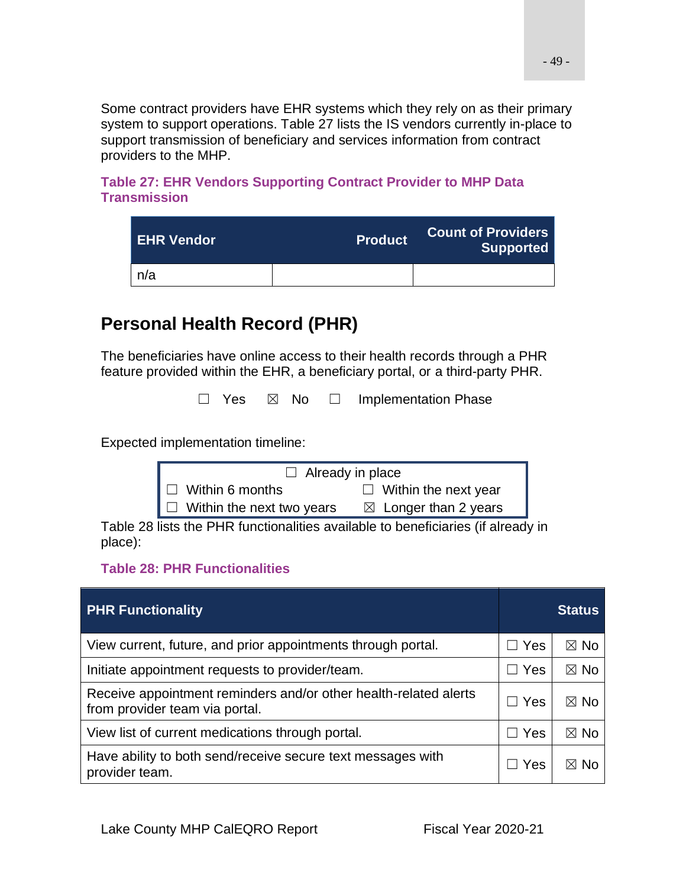Some contract providers have EHR systems which they rely on as their primary system to support operations. Table 27 lists the IS vendors currently in-place to support transmission of beneficiary and services information from contract providers to the MHP.

**Table 27: EHR Vendors Supporting Contract Provider to MHP Data Transmission**

| EHR Vendor | Product | Count of Providers Supported |
|---|---|---|
| n/a | | |

## Personal Health Record (PHR)

The beneficiaries have online access to their health records through a PHR feature provided within the EHR, a beneficiary portal, or a third-party PHR.

☐ Yes ☒ No ☐ Implementation Phase

Expected implementation timeline:

☐ Already in place
☐ Within 6 months ☐ Within the next year
☐ Within the next two years ☒ Longer than 2 years

Table 28 lists the PHR functionalities available to beneficiaries (if already in place):

**Table 28: PHR Functionalities**

| PHR Functionality | Status | |
|---|---|---|
| View current, future, and prior appointments through portal. | ☐ Yes | ☒ No |
| Initiate appointment requests to provider/team. | ☐ Yes | ☒ No |
| Receive appointment reminders and/or other health-related alerts from provider team via portal. | ☐ Yes | ☒ No |
| View list of current medications through portal. | ☐ Yes | ☒ No |
| Have ability to both send/receive secure text messages with provider team. | ☐ Yes | ☒ No |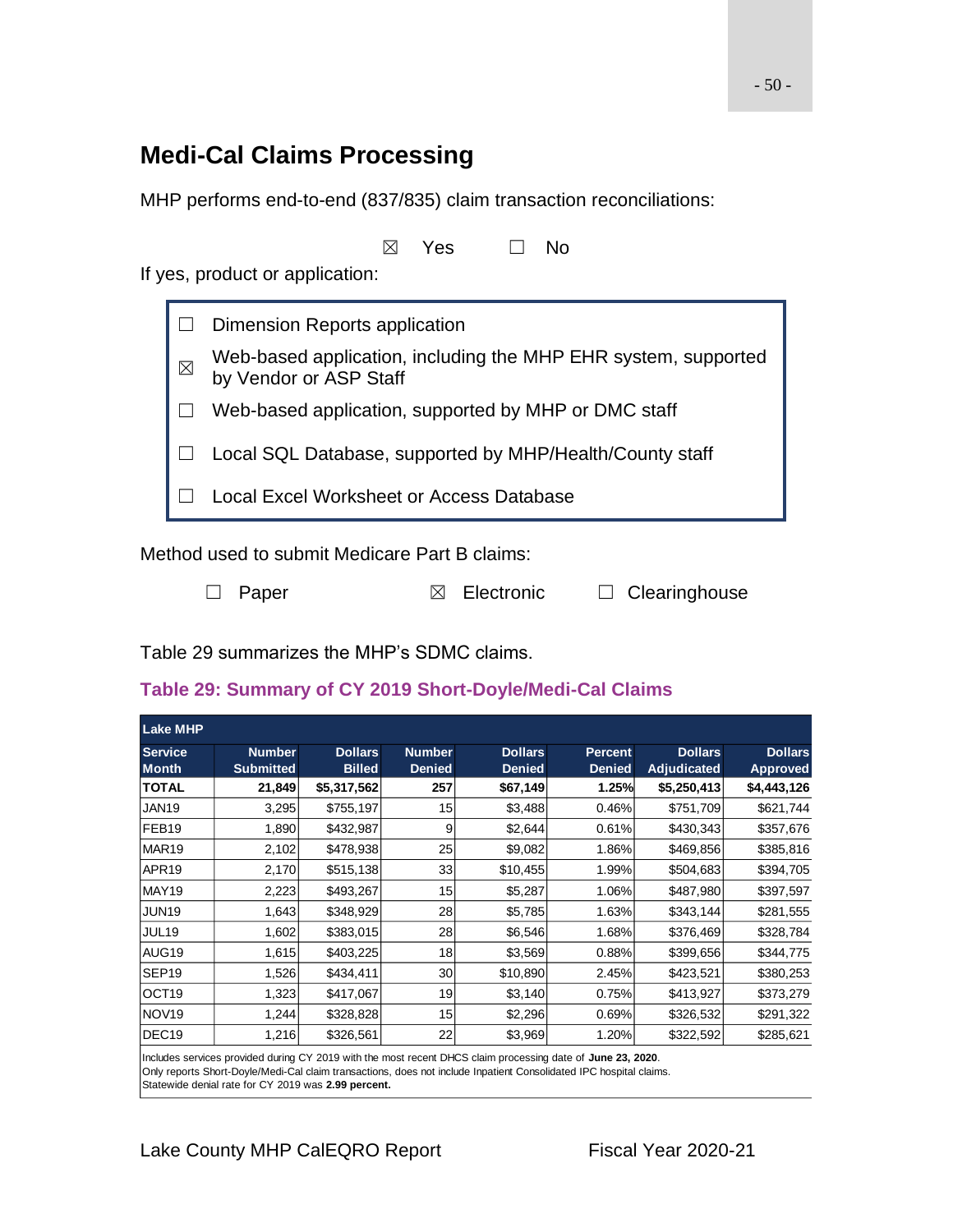## Medi-Cal Claims Processing

MHP performs end-to-end (837/835) claim transaction reconciliations:

☒ Yes ☐ No

If yes, product or application:

- ☐ Dimension Reports application
- ☒ Web-based application, including the MHP EHR system, supported by Vendor or ASP Staff
- ☐ Web-based application, supported by MHP or DMC staff
- ☐ Local SQL Database, supported by MHP/Health/County staff
- ☐ Local Excel Worksheet or Access Database

Method used to submit Medicare Part B claims:

☐ Paper ☒ Electronic ☐ Clearinghouse

Table 29 summarizes the MHP's SDMC claims.

### Table 29: Summary of CY 2019 Short-Doyle/Medi-Cal Claims

| Lake MHP | | | | | | | |
|---|---|---|---|---|---|---|---|
| **Service Month** | **Number Submitted** | **Dollars Billed** | **Number Denied** | **Dollars Denied** | **Percent Denied** | **Dollars Adjudicated** | **Dollars Approved** |
| **TOTAL** | **21,849** | **$5,317,562** | **257** | **$67,149** | **1.25%** | **$5,250,413** | **$4,443,126** |
| JAN19 | 3,295 | $755,197 | 15 | $3,488 | 0.46% | $751,709 | $621,744 |
| FEB19 | 1,890 | $432,987 | 9 | $2,644 | 0.61% | $430,343 | $357,676 |
| MAR19 | 2,102 | $478,938 | 25 | $9,082 | 1.86% | $469,856 | $385,816 |
| APR19 | 2,170 | $515,138 | 33 | $10,455 | 1.99% | $504,683 | $394,705 |
| MAY19 | 2,223 | $493,267 | 15 | $5,287 | 1.06% | $487,980 | $397,597 |
| JUN19 | 1,643 | $348,929 | 28 | $5,785 | 1.63% | $343,144 | $281,555 |
| JUL19 | 1,602 | $383,015 | 28 | $6,546 | 1.68% | $376,469 | $328,784 |
| AUG19 | 1,615 | $403,225 | 18 | $3,569 | 0.88% | $399,656 | $344,775 |
| SEP19 | 1,526 | $434,411 | 30 | $10,890 | 2.45% | $423,521 | $380,253 |
| OCT19 | 1,323 | $417,067 | 19 | $3,140 | 0.75% | $413,927 | $373,279 |
| NOV19 | 1,244 | $328,828 | 15 | $2,296 | 0.69% | $326,532 | $291,322 |
| DEC19 | 1,216 | $326,561 | 22 | $3,969 | 1.20% | $322,592 | $285,621 |

Includes services provided during CY 2019 with the most recent DHCS claim processing date of **June 23, 2020**.
Only reports Short-Doyle/Medi-Cal claim transactions, does not include Inpatient Consolidated IPC hospital claims.
Statewide denial rate for CY 2019 was **2.99 percent.**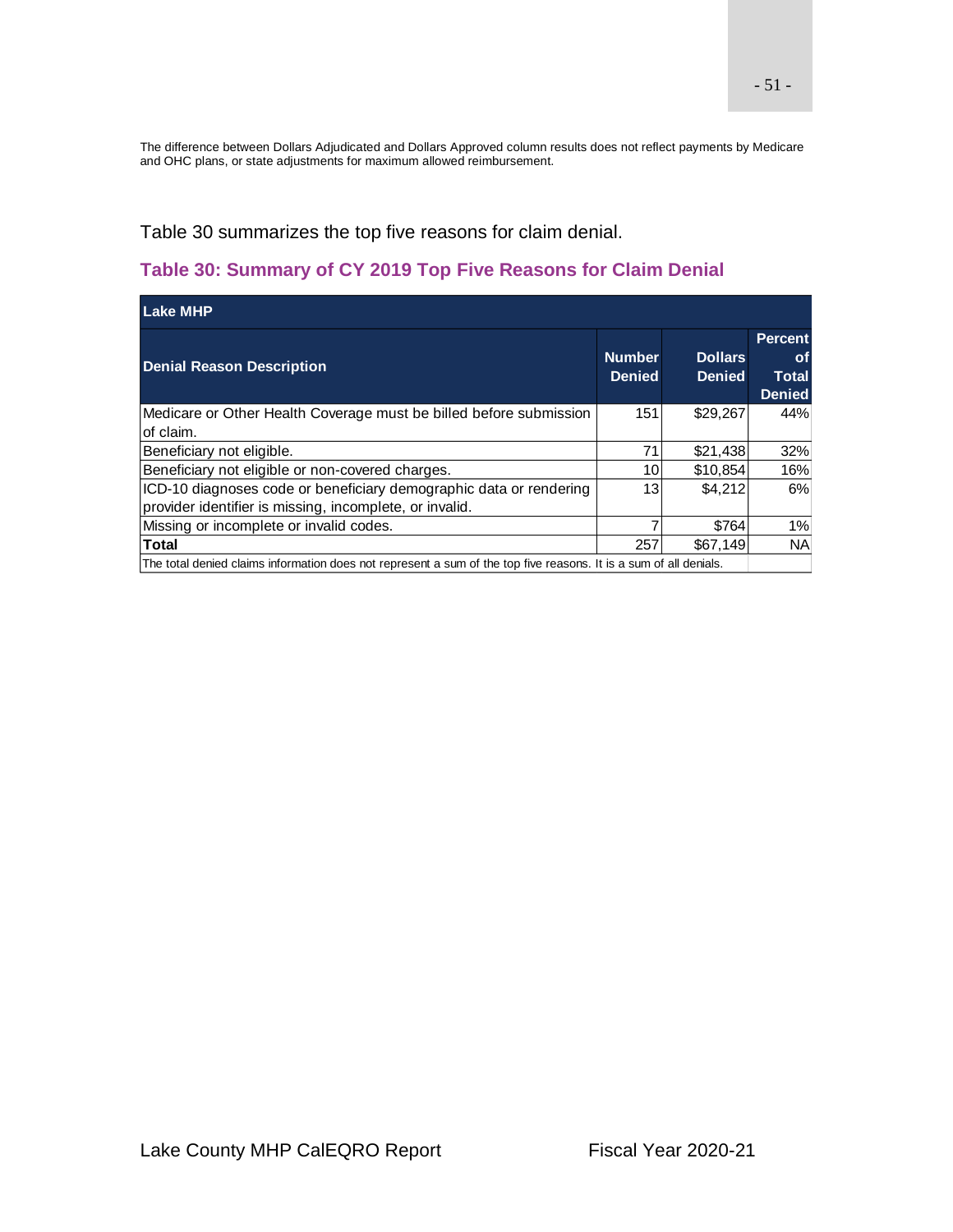The difference between Dollars Adjudicated and Dollars Approved column results does not reflect payments by Medicare and OHC plans, or state adjustments for maximum allowed reimbursement.

Table 30 summarizes the top five reasons for claim denial.

### Table 30: Summary of CY 2019 Top Five Reasons for Claim Denial

| Lake MHP | | | |
|---|---|---|---|
| **Denial Reason Description** | **Number Denied** | **Dollars Denied** | **Percent of Total Denied** |
| Medicare or Other Health Coverage must be billed before submission of claim. | 151 | $29,267 | 44% |
| Beneficiary not eligible. | 71 | $21,438 | 32% |
| Beneficiary not eligible or non-covered charges. | 10 | $10,854 | 16% |
| ICD-10 diagnoses code or beneficiary demographic data or rendering provider identifier is missing, incomplete, or invalid. | 13 | $4,212 | 6% |
| Missing or incomplete or invalid codes. | 7 | $764 | 1% |
| **Total** | 257 | $67,149 | NA |
| The total denied claims information does not represent a sum of the top five reasons. It is a sum of all denials. | | | |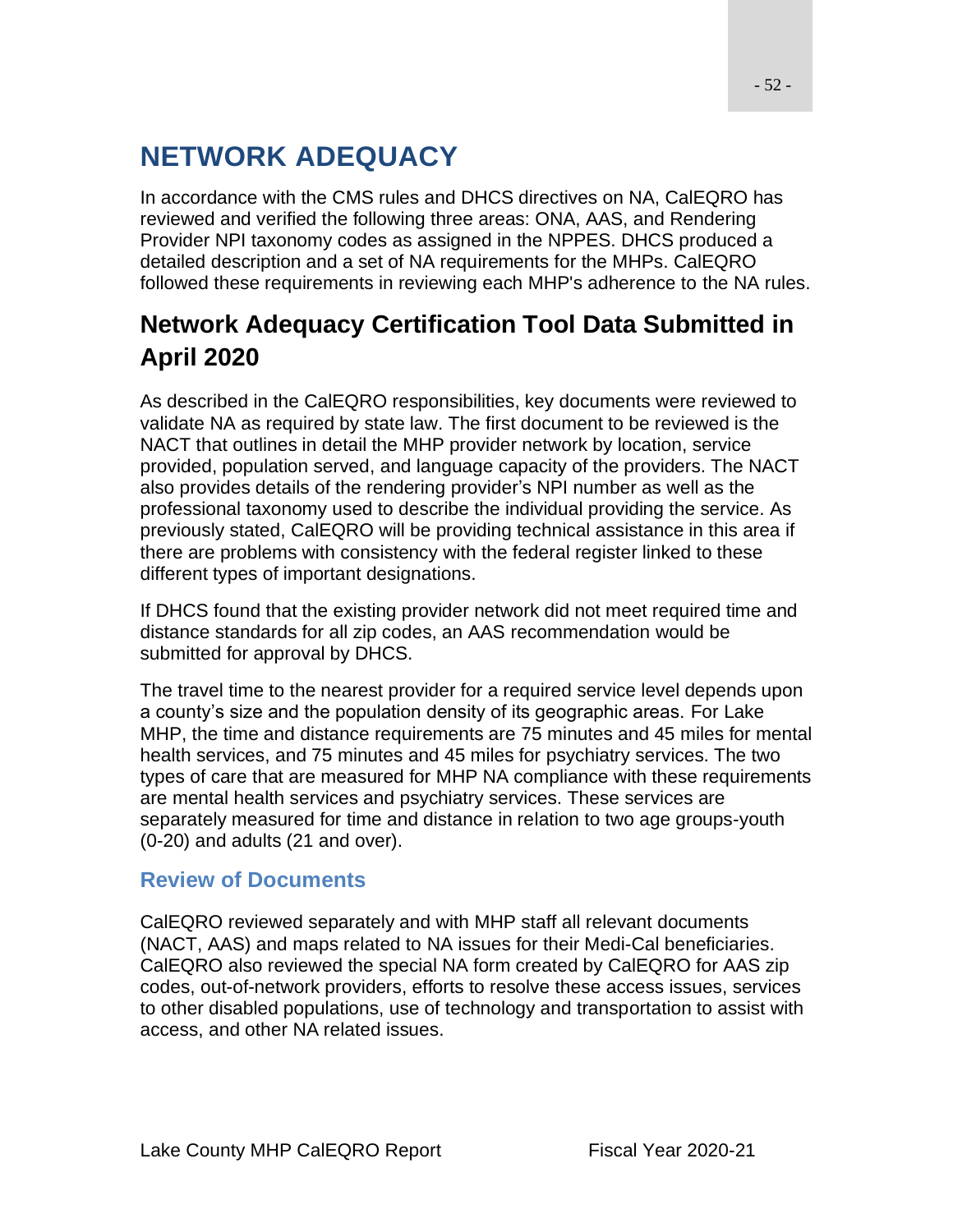# NETWORK ADEQUACY

In accordance with the CMS rules and DHCS directives on NA, CalEQRO has reviewed and verified the following three areas: ONA, AAS, and Rendering Provider NPI taxonomy codes as assigned in the NPPES. DHCS produced a detailed description and a set of NA requirements for the MHPs. CalEQRO followed these requirements in reviewing each MHP's adherence to the NA rules.

## Network Adequacy Certification Tool Data Submitted in April 2020

As described in the CalEQRO responsibilities, key documents were reviewed to validate NA as required by state law. The first document to be reviewed is the NACT that outlines in detail the MHP provider network by location, service provided, population served, and language capacity of the providers. The NACT also provides details of the rendering provider's NPI number as well as the professional taxonomy used to describe the individual providing the service. As previously stated, CalEQRO will be providing technical assistance in this area if there are problems with consistency with the federal register linked to these different types of important designations.

If DHCS found that the existing provider network did not meet required time and distance standards for all zip codes, an AAS recommendation would be submitted for approval by DHCS.

The travel time to the nearest provider for a required service level depends upon a county's size and the population density of its geographic areas. For Lake MHP, the time and distance requirements are 75 minutes and 45 miles for mental health services, and 75 minutes and 45 miles for psychiatry services. The two types of care that are measured for MHP NA compliance with these requirements are mental health services and psychiatry services. These services are separately measured for time and distance in relation to two age groups-youth (0-20) and adults (21 and over).

### Review of Documents

CalEQRO reviewed separately and with MHP staff all relevant documents (NACT, AAS) and maps related to NA issues for their Medi-Cal beneficiaries. CalEQRO also reviewed the special NA form created by CalEQRO for AAS zip codes, out-of-network providers, efforts to resolve these access issues, services to other disabled populations, use of technology and transportation to assist with access, and other NA related issues.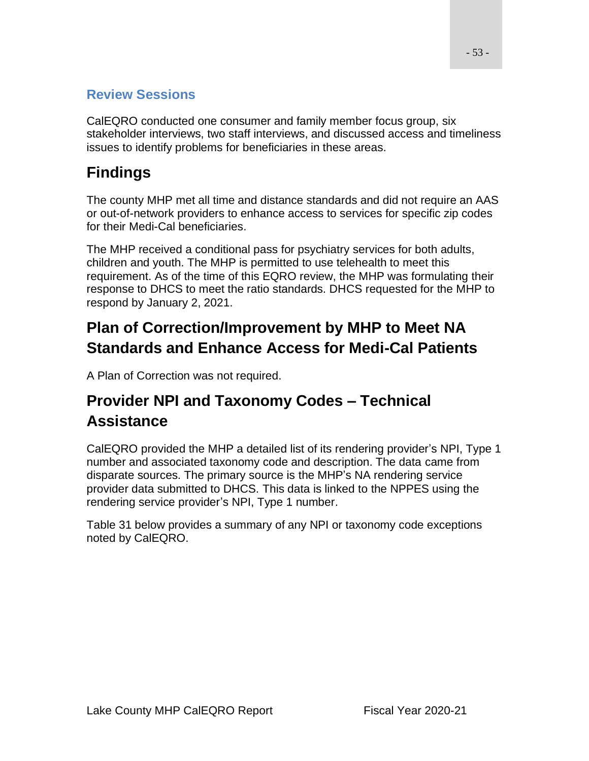### Review Sessions

CalEQRO conducted one consumer and family member focus group, six stakeholder interviews, two staff interviews, and discussed access and timeliness issues to identify problems for beneficiaries in these areas.

## Findings

The county MHP met all time and distance standards and did not require an AAS or out-of-network providers to enhance access to services for specific zip codes for their Medi-Cal beneficiaries.

The MHP received a conditional pass for psychiatry services for both adults, children and youth. The MHP is permitted to use telehealth to meet this requirement. As of the time of this EQRO review, the MHP was formulating their response to DHCS to meet the ratio standards. DHCS requested for the MHP to respond by January 2, 2021.

## Plan of Correction/Improvement by MHP to Meet NA Standards and Enhance Access for Medi-Cal Patients

A Plan of Correction was not required.

## Provider NPI and Taxonomy Codes – Technical Assistance

CalEQRO provided the MHP a detailed list of its rendering provider's NPI, Type 1 number and associated taxonomy code and description. The data came from disparate sources. The primary source is the MHP's NA rendering service provider data submitted to DHCS. This data is linked to the NPPES using the rendering service provider's NPI, Type 1 number.

Table 31 below provides a summary of any NPI or taxonomy code exceptions noted by CalEQRO.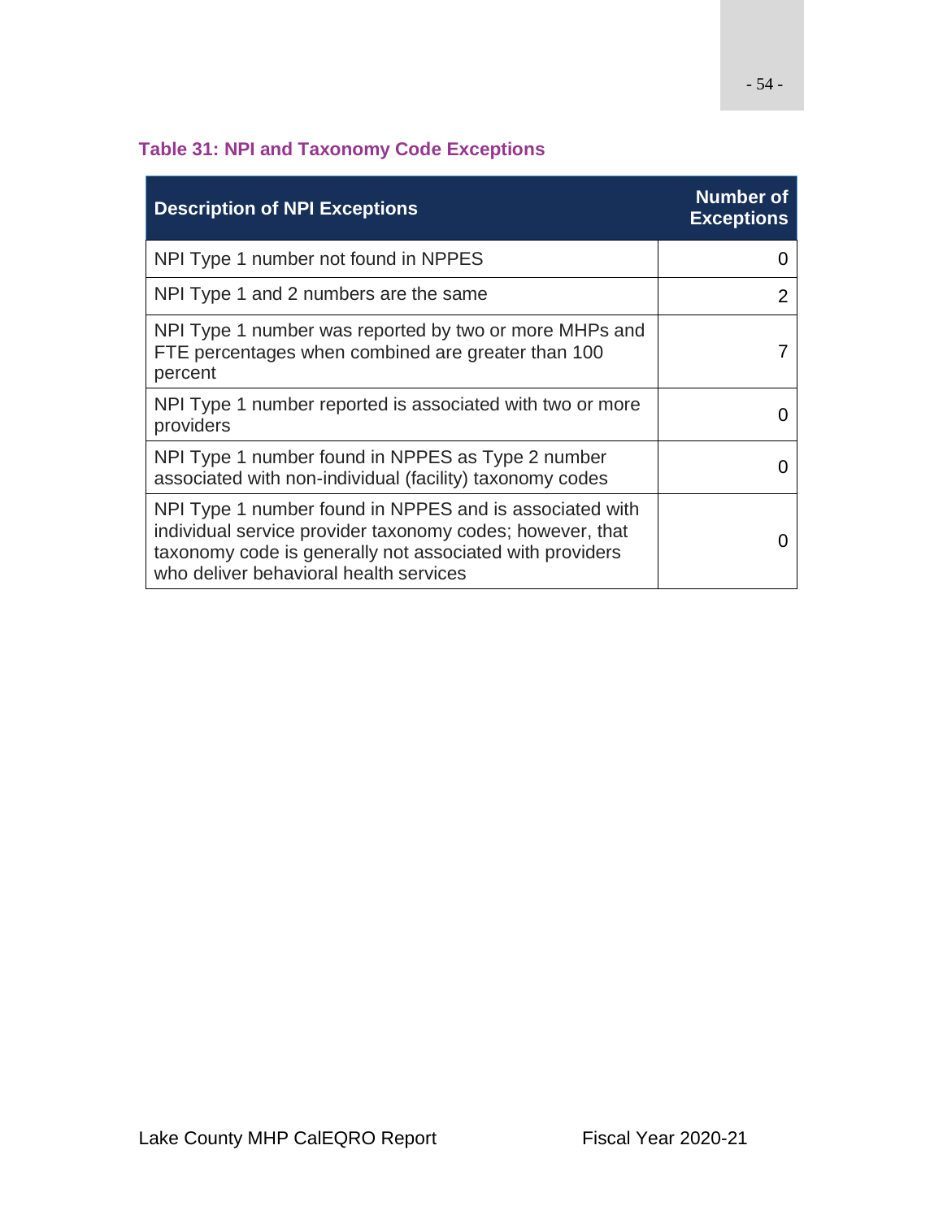### Table 31: NPI and Taxonomy Code Exceptions

| Description of NPI Exceptions | Number of Exceptions |
|---|---|
| NPI Type 1 number not found in NPPES | 0 |
| NPI Type 1 and 2 numbers are the same | 2 |
| NPI Type 1 number was reported by two or more MHPs and FTE percentages when combined are greater than 100 percent | 7 |
| NPI Type 1 number reported is associated with two or more providers | 0 |
| NPI Type 1 number found in NPPES as Type 2 number associated with non-individual (facility) taxonomy codes | 0 |
| NPI Type 1 number found in NPPES and is associated with individual service provider taxonomy codes; however, that taxonomy code is generally not associated with providers who deliver behavioral health services | 0 |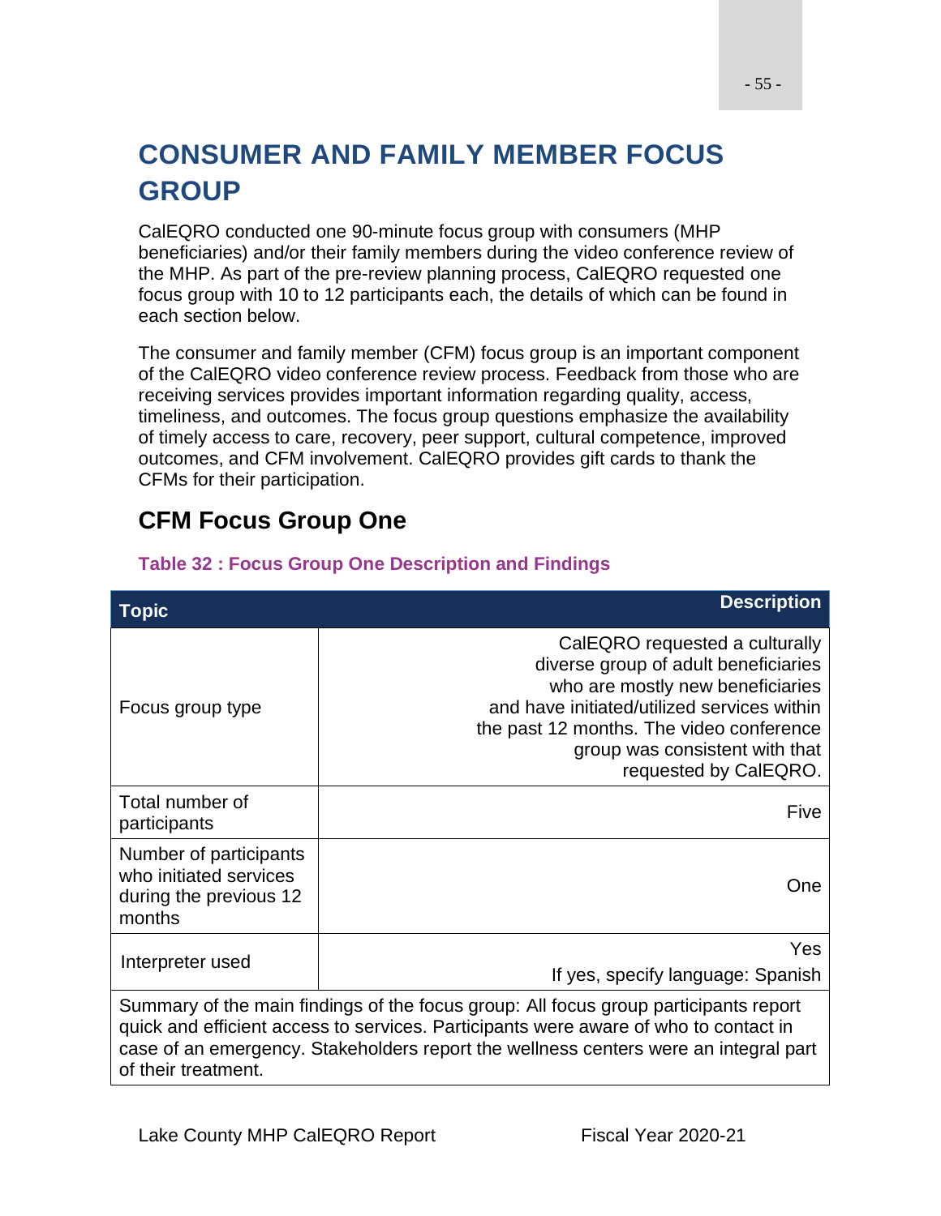# CONSUMER AND FAMILY MEMBER FOCUS GROUP

CalEQRO conducted one 90-minute focus group with consumers (MHP beneficiaries) and/or their family members during the video conference review of the MHP. As part of the pre-review planning process, CalEQRO requested one focus group with 10 to 12 participants each, the details of which can be found in each section below.

The consumer and family member (CFM) focus group is an important component of the CalEQRO video conference review process. Feedback from those who are receiving services provides important information regarding quality, access, timeliness, and outcomes. The focus group questions emphasize the availability of timely access to care, recovery, peer support, cultural competence, improved outcomes, and CFM involvement. CalEQRO provides gift cards to thank the CFMs for their participation.

## CFM Focus Group One

### Table 32 : Focus Group One Description and Findings

| Topic | Description |
|---|---|
| Focus group type | CalEQRO requested a culturally diverse group of adult beneficiaries who are mostly new beneficiaries and have initiated/utilized services within the past 12 months. The video conference group was consistent with that requested by CalEQRO. |
| Total number of participants | Five |
| Number of participants who initiated services during the previous 12 months | One |
| Interpreter used | Yes<br>If yes, specify language: Spanish |
| Summary of the main findings of the focus group: All focus group participants report quick and efficient access to services. Participants were aware of who to contact in case of an emergency. Stakeholders report the wellness centers were an integral part of their treatment. | |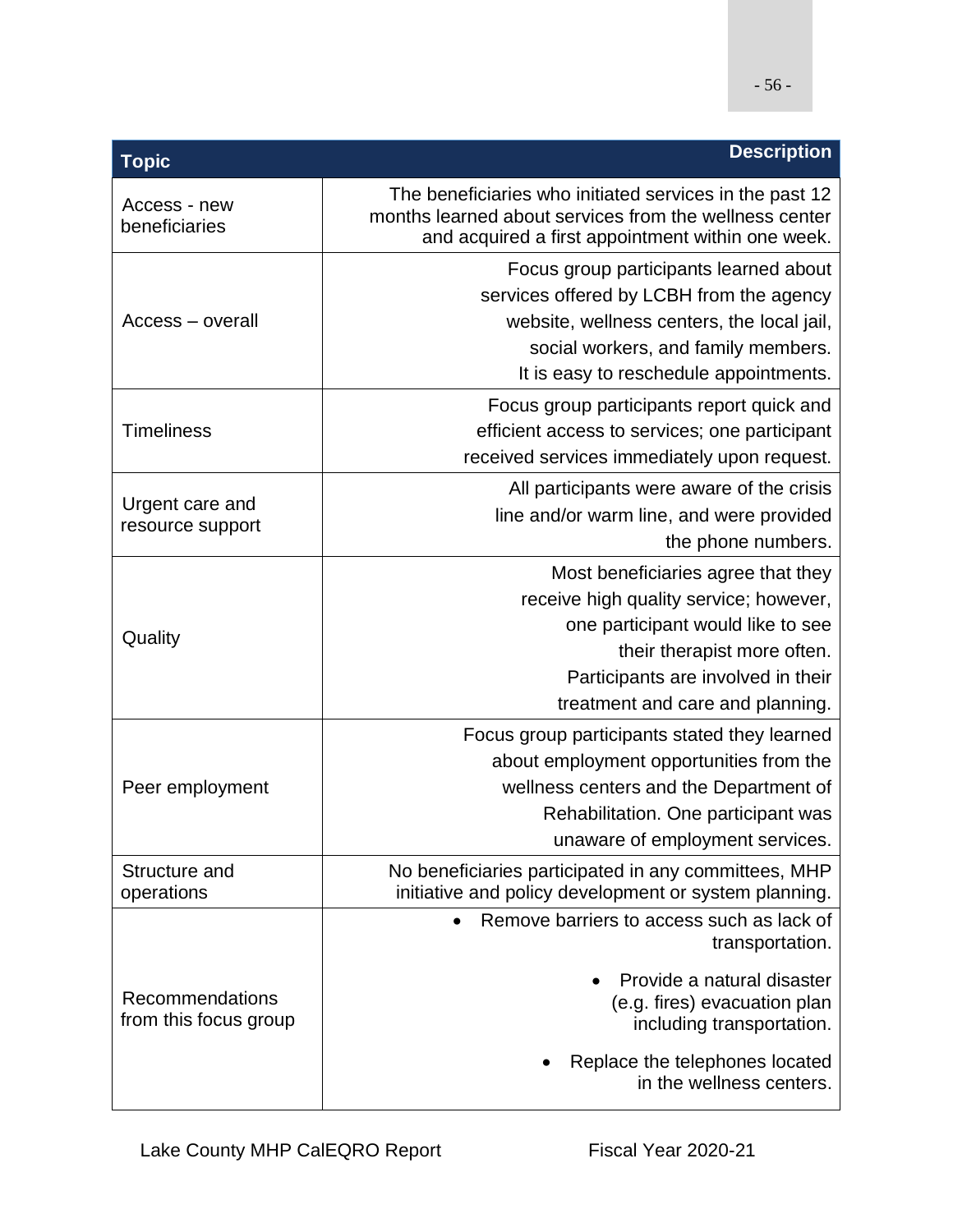| Topic | Description |
| --- | --- |
| Access - new beneficiaries | The beneficiaries who initiated services in the past 12 months learned about services from the wellness center and acquired a first appointment within one week. |
| Access – overall | Focus group participants learned about services offered by LCBH from the agency website, wellness centers, the local jail, social workers, and family members. It is easy to reschedule appointments. |
| Timeliness | Focus group participants report quick and efficient access to services; one participant received services immediately upon request. |
| Urgent care and resource support | All participants were aware of the crisis line and/or warm line, and were provided the phone numbers. |
| Quality | Most beneficiaries agree that they receive high quality service; however, one participant would like to see their therapist more often. Participants are involved in their treatment and care and planning. |
| Peer employment | Focus group participants stated they learned about employment opportunities from the wellness centers and the Department of Rehabilitation. One participant was unaware of employment services. |
| Structure and operations | No beneficiaries participated in any committees, MHP initiative and policy development or system planning. |
| Recommendations from this focus group | • Remove barriers to access such as lack of transportation.<br>• Provide a natural disaster (e.g. fires) evacuation plan including transportation.<br>• Replace the telephones located in the wellness centers. |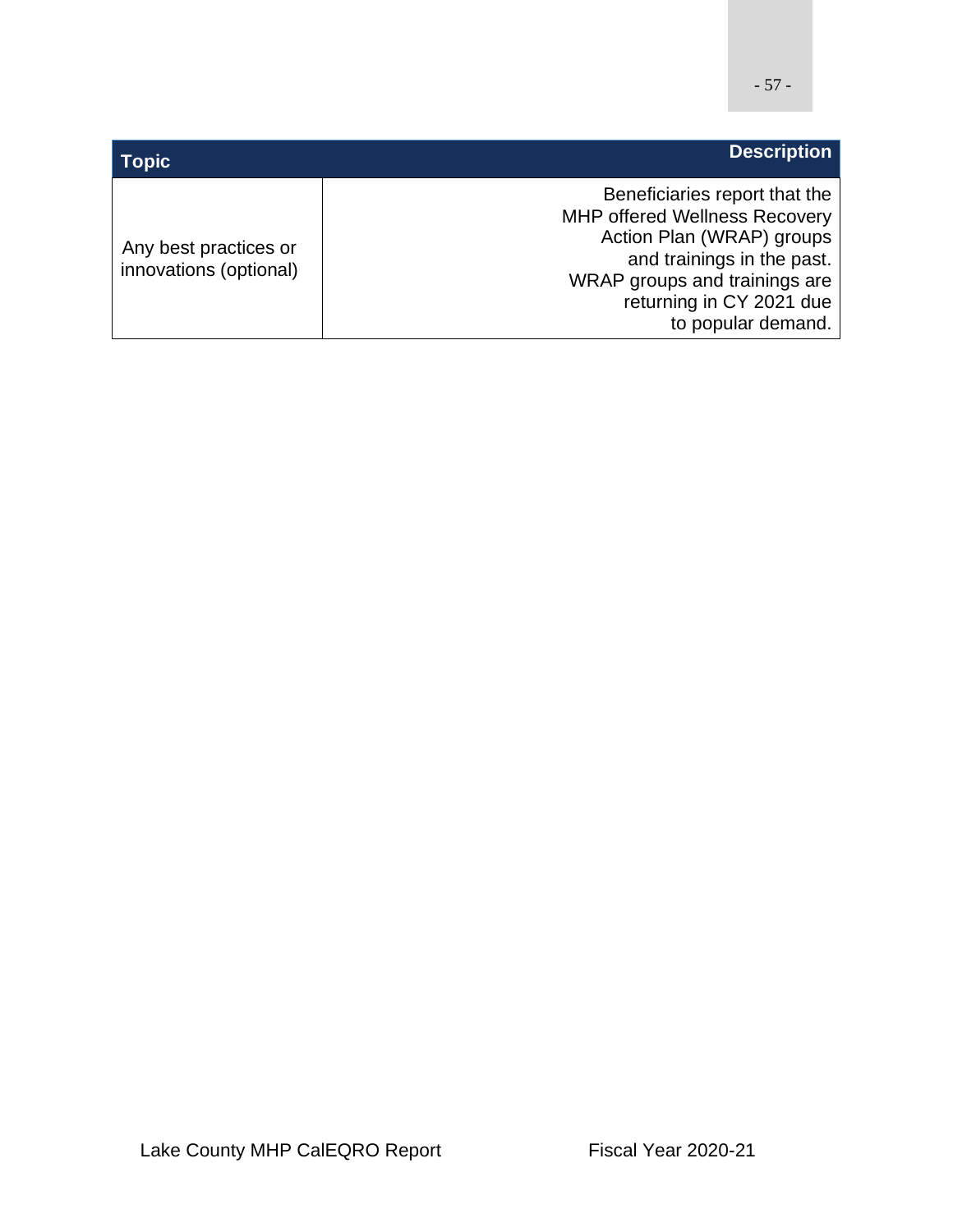| Topic | Description |
| --- | --- |
| Any best practices or innovations (optional) | Beneficiaries report that the MHP offered Wellness Recovery Action Plan (WRAP) groups and trainings in the past. WRAP groups and trainings are returning in CY 2021 due to popular demand. |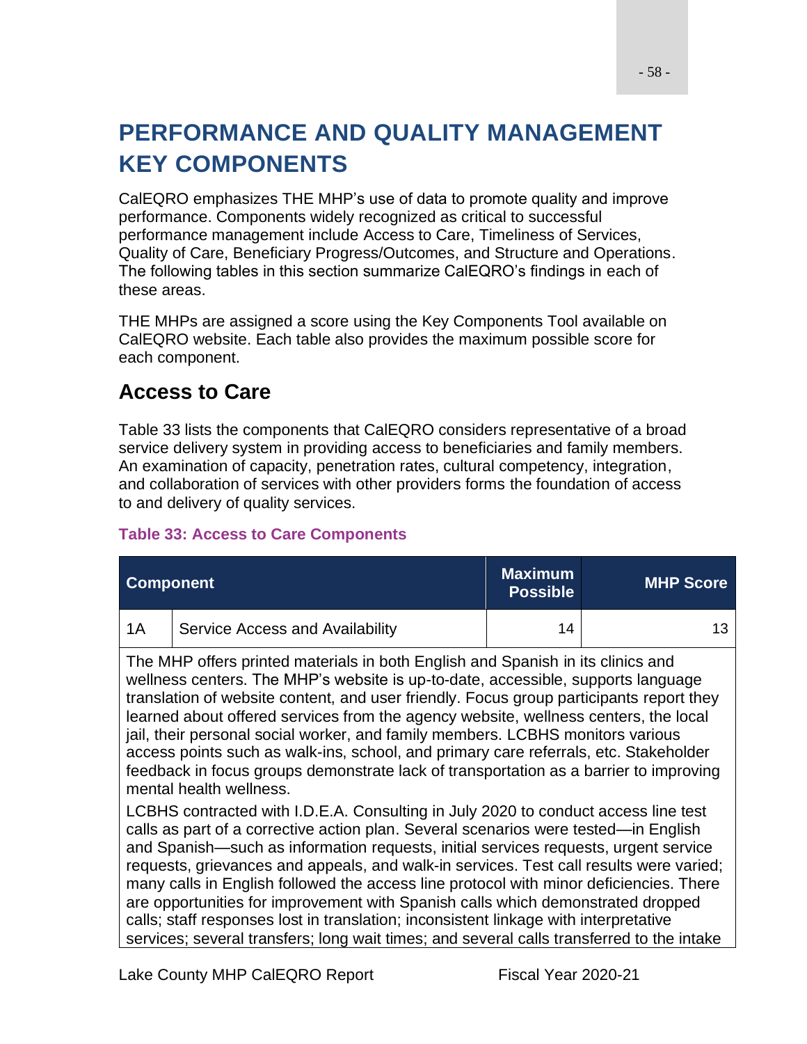# PERFORMANCE AND QUALITY MANAGEMENT KEY COMPONENTS

CalEQRO emphasizes THE MHP's use of data to promote quality and improve performance. Components widely recognized as critical to successful performance management include Access to Care, Timeliness of Services, Quality of Care, Beneficiary Progress/Outcomes, and Structure and Operations. The following tables in this section summarize CalEQRO's findings in each of these areas.

THE MHPs are assigned a score using the Key Components Tool available on CalEQRO website. Each table also provides the maximum possible score for each component.

## Access to Care

Table 33 lists the components that CalEQRO considers representative of a broad service delivery system in providing access to beneficiaries and family members. An examination of capacity, penetration rates, cultural competency, integration, and collaboration of services with other providers forms the foundation of access to and delivery of quality services.

**Table 33: Access to Care Components**

| Component | | Maximum Possible | MHP Score |
|---|---|---|---|
| 1A | Service Access and Availability | 14 | 13 |

The MHP offers printed materials in both English and Spanish in its clinics and wellness centers. The MHP's website is up-to-date, accessible, supports language translation of website content, and user friendly. Focus group participants report they learned about offered services from the agency website, wellness centers, the local jail, their personal social worker, and family members. LCBHS monitors various access points such as walk-ins, school, and primary care referrals, etc. Stakeholder feedback in focus groups demonstrate lack of transportation as a barrier to improving mental health wellness.

LCBHS contracted with I.D.E.A. Consulting in July 2020 to conduct access line test calls as part of a corrective action plan. Several scenarios were tested—in English and Spanish—such as information requests, initial services requests, urgent service requests, grievances and appeals, and walk-in services. Test call results were varied; many calls in English followed the access line protocol with minor deficiencies. There are opportunities for improvement with Spanish calls which demonstrated dropped calls; staff responses lost in translation; inconsistent linkage with interpretative services; several transfers; long wait times; and several calls transferred to the intake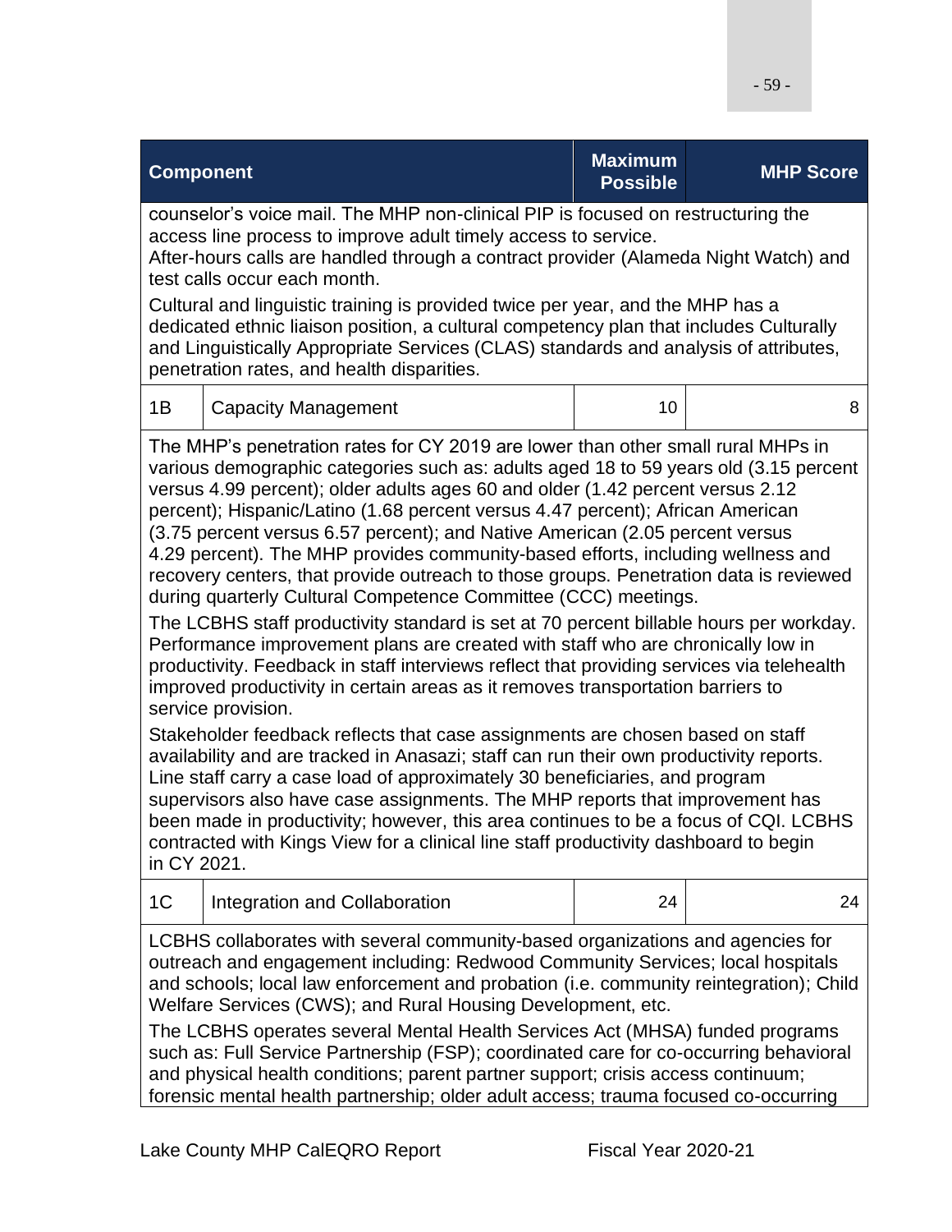| Component | | Maximum Possible | MHP Score |
|---|---|---|---|
| counselor's voice mail. The MHP non-clinical PIP is focused on restructuring the access line process to improve adult timely access to service.<br>After-hours calls are handled through a contract provider (Alameda Night Watch) and test calls occur each month.<br>Cultural and linguistic training is provided twice per year, and the MHP has a dedicated ethnic liaison position, a cultural competency plan that includes Culturally and Linguistically Appropriate Services (CLAS) standards and analysis of attributes, penetration rates, and health disparities. | | | |
| 1B | Capacity Management | 10 | 8 |
| The MHP's penetration rates for CY 2019 are lower than other small rural MHPs in various demographic categories such as: adults aged 18 to 59 years old (3.15 percent versus 4.99 percent); older adults ages 60 and older (1.42 percent versus 2.12 percent); Hispanic/Latino (1.68 percent versus 4.47 percent); African American (3.75 percent versus 6.57 percent); and Native American (2.05 percent versus 4.29 percent). The MHP provides community-based efforts, including wellness and recovery centers, that provide outreach to those groups. Penetration data is reviewed during quarterly Cultural Competence Committee (CCC) meetings.<br>The LCBHS staff productivity standard is set at 70 percent billable hours per workday. Performance improvement plans are created with staff who are chronically low in productivity. Feedback in staff interviews reflect that providing services via telehealth improved productivity in certain areas as it removes transportation barriers to service provision.<br>Stakeholder feedback reflects that case assignments are chosen based on staff availability and are tracked in Anasazi; staff can run their own productivity reports. Line staff carry a case load of approximately 30 beneficiaries, and program supervisors also have case assignments. The MHP reports that improvement has been made in productivity; however, this area continues to be a focus of CQI. LCBHS contracted with Kings View for a clinical line staff productivity dashboard to begin in CY 2021. | | | |
| 1C | Integration and Collaboration | 24 | 24 |
| LCBHS collaborates with several community-based organizations and agencies for outreach and engagement including: Redwood Community Services; local hospitals and schools; local law enforcement and probation (i.e. community reintegration); Child Welfare Services (CWS); and Rural Housing Development, etc.<br>The LCBHS operates several Mental Health Services Act (MHSA) funded programs such as: Full Service Partnership (FSP); coordinated care for co-occurring behavioral and physical health conditions; parent partner support; crisis access continuum; forensic mental health partnership; older adult access; trauma focused co-occurring | | | |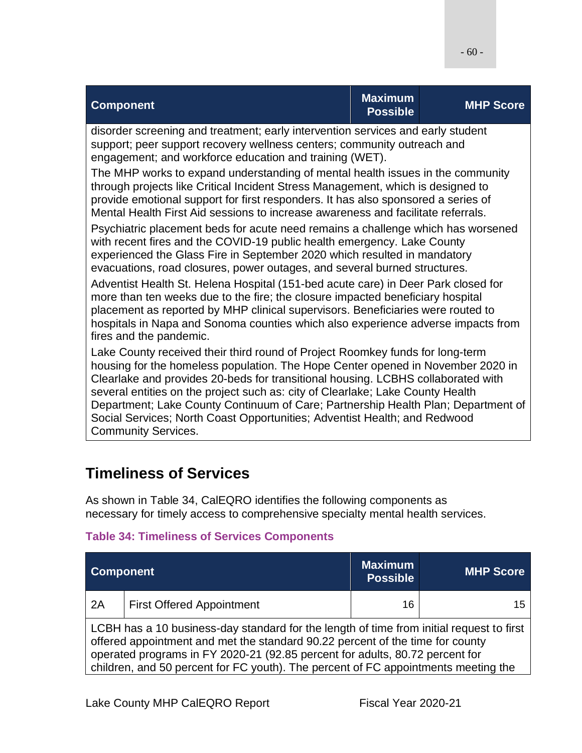| Component | | Maximum Possible | MHP Score |
|---|---|---|---|
| disorder screening and treatment; early intervention services and early student support; peer support recovery wellness centers; community outreach and engagement; and workforce education and training (WET).<br>The MHP works to expand understanding of mental health issues in the community through projects like Critical Incident Stress Management, which is designed to provide emotional support for first responders. It has also sponsored a series of Mental Health First Aid sessions to increase awareness and facilitate referrals.<br>Psychiatric placement beds for acute need remains a challenge which has worsened with recent fires and the COVID-19 public health emergency. Lake County experienced the Glass Fire in September 2020 which resulted in mandatory evacuations, road closures, power outages, and several burned structures.<br>Adventist Health St. Helena Hospital (151-bed acute care) in Deer Park closed for more than ten weeks due to the fire; the closure impacted beneficiary hospital placement as reported by MHP clinical supervisors. Beneficiaries were routed to hospitals in Napa and Sonoma counties which also experience adverse impacts from fires and the pandemic.<br>Lake County received their third round of Project Roomkey funds for long-term housing for the homeless population. The Hope Center opened in November 2020 in Clearlake and provides 20-beds for transitional housing. LCBHS collaborated with several entities on the project such as: city of Clearlake; Lake County Health Department; Lake County Continuum of Care; Partnership Health Plan; Department of Social Services; North Coast Opportunities; Adventist Health; and Redwood Community Services. | | | |

## Timeliness of Services

As shown in Table 34, CalEQRO identifies the following components as necessary for timely access to comprehensive specialty mental health services.

**Table 34: Timeliness of Services Components**

| Component | | Maximum Possible | MHP Score |
|---|---|---|---|
| 2A | First Offered Appointment | 16 | 15 |
| LCBH has a 10 business-day standard for the length of time from initial request to first offered appointment and met the standard 90.22 percent of the time for county operated programs in FY 2020-21 (92.85 percent for adults, 80.72 percent for children, and 50 percent for FC youth). The percent of FC appointments meeting the | | | |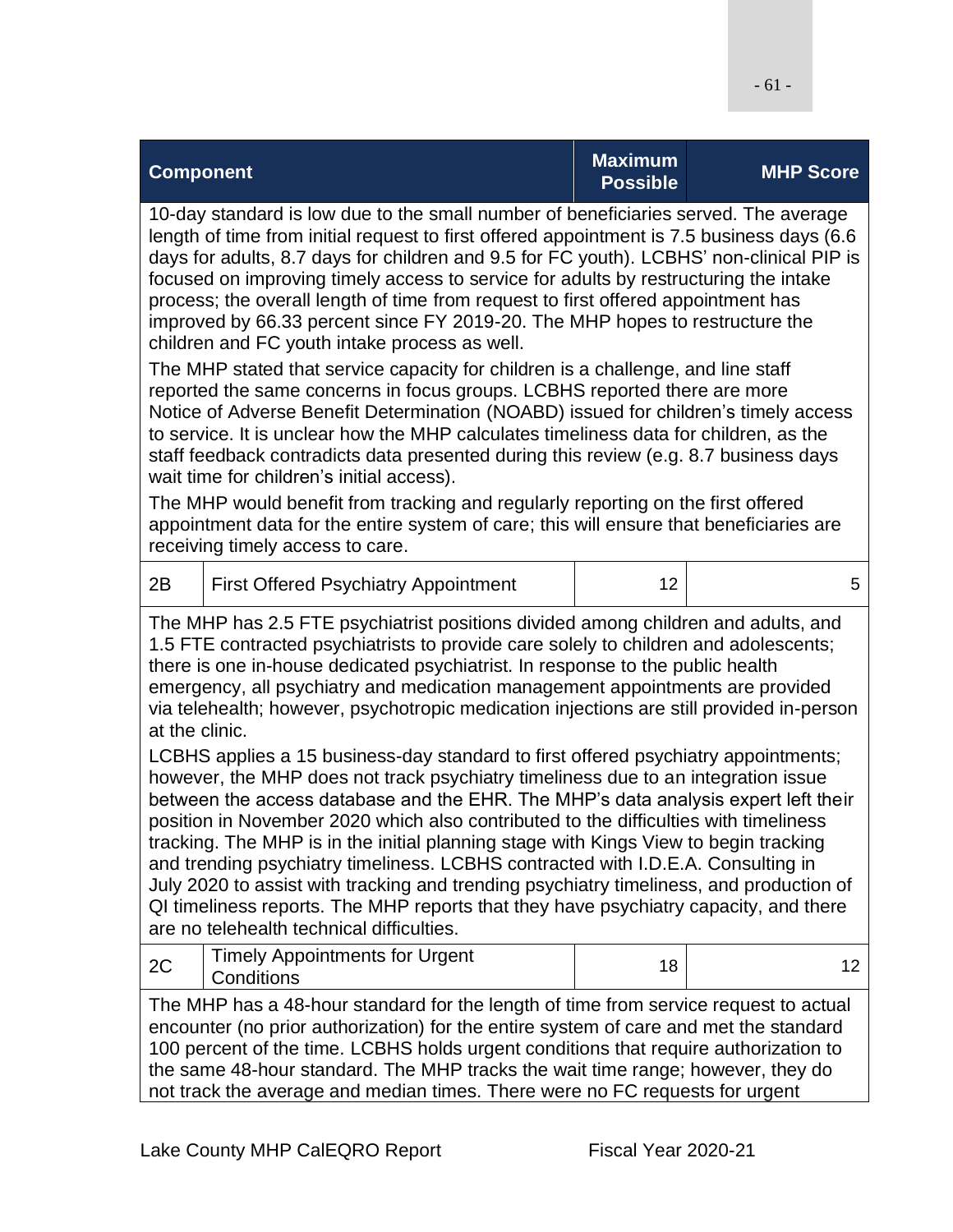| Component | | Maximum Possible | MHP Score |
|---|---|---|---|
| 10-day standard is low due to the small number of beneficiaries served. The average length of time from initial request to first offered appointment is 7.5 business days (6.6 days for adults, 8.7 days for children and 9.5 for FC youth). LCBHS' non-clinical PIP is focused on improving timely access to service for adults by restructuring the intake process; the overall length of time from request to first offered appointment has improved by 66.33 percent since FY 2019-20. The MHP hopes to restructure the children and FC youth intake process as well.<br><br>The MHP stated that service capacity for children is a challenge, and line staff reported the same concerns in focus groups. LCBHS reported there are more Notice of Adverse Benefit Determination (NOABD) issued for children's timely access to service. It is unclear how the MHP calculates timeliness data for children, as the staff feedback contradicts data presented during this review (e.g. 8.7 business days wait time for children's initial access).<br><br>The MHP would benefit from tracking and regularly reporting on the first offered appointment data for the entire system of care; this will ensure that beneficiaries are receiving timely access to care. | | | |
| 2B | First Offered Psychiatry Appointment | 12 | 5 |
| The MHP has 2.5 FTE psychiatrist positions divided among children and adults, and 1.5 FTE contracted psychiatrists to provide care solely to children and adolescents; there is one in-house dedicated psychiatrist. In response to the public health emergency, all psychiatry and medication management appointments are provided via telehealth; however, psychotropic medication injections are still provided in-person at the clinic.<br><br>LCBHS applies a 15 business-day standard to first offered psychiatry appointments; however, the MHP does not track psychiatry timeliness due to an integration issue between the access database and the EHR. The MHP's data analysis expert left their position in November 2020 which also contributed to the difficulties with timeliness tracking. The MHP is in the initial planning stage with Kings View to begin tracking and trending psychiatry timeliness. LCBHS contracted with I.D.E.A. Consulting in July 2020 to assist with tracking and trending psychiatry timeliness, and production of QI timeliness reports. The MHP reports that they have psychiatry capacity, and there are no telehealth technical difficulties. | | | |
| 2C | Timely Appointments for Urgent Conditions | 18 | 12 |
| The MHP has a 48-hour standard for the length of time from service request to actual encounter (no prior authorization) for the entire system of care and met the standard 100 percent of the time. LCBHS holds urgent conditions that require authorization to the same 48-hour standard. The MHP tracks the wait time range; however, they do not track the average and median times. There were no FC requests for urgent | | | |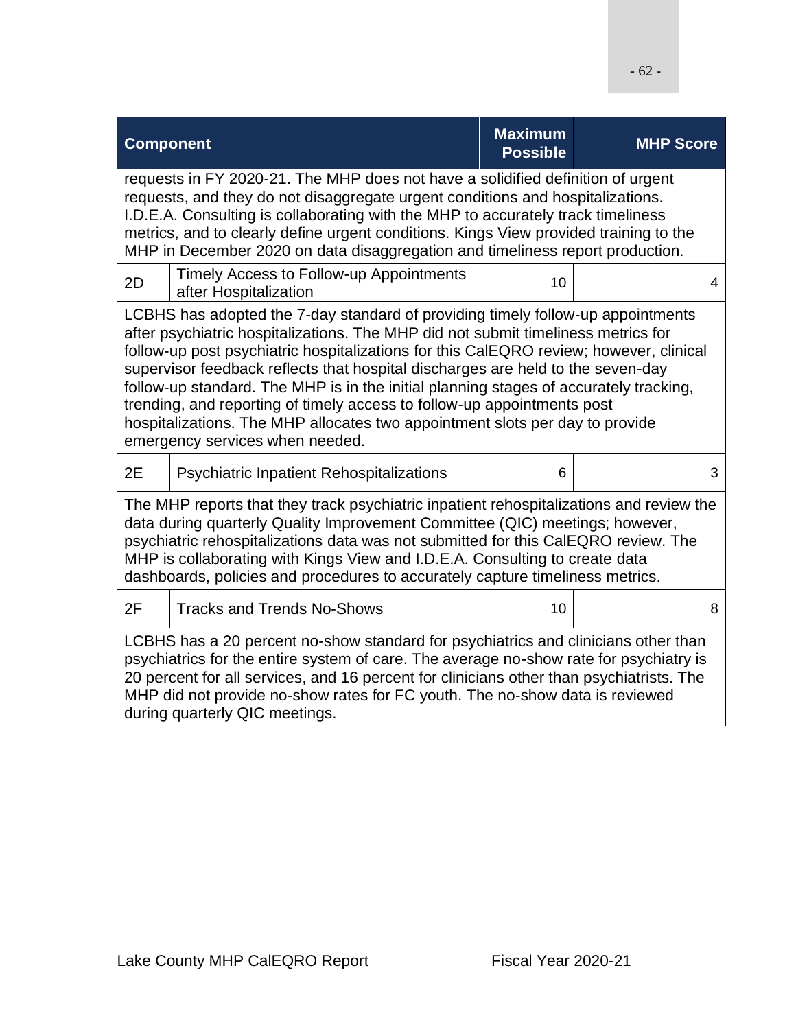| Component | | Maximum Possible | MHP Score |
|---|---|---|---|
| requests in FY 2020-21. The MHP does not have a solidified definition of urgent requests, and they do not disaggregate urgent conditions and hospitalizations. I.D.E.A. Consulting is collaborating with the MHP to accurately track timeliness metrics, and to clearly define urgent conditions. Kings View provided training to the MHP in December 2020 on data disaggregation and timeliness report production. | | | |
| 2D | Timely Access to Follow-up Appointments after Hospitalization | 10 | 4 |
| LCBHS has adopted the 7-day standard of providing timely follow-up appointments after psychiatric hospitalizations. The MHP did not submit timeliness metrics for follow-up post psychiatric hospitalizations for this CalEQRO review; however, clinical supervisor feedback reflects that hospital discharges are held to the seven-day follow-up standard. The MHP is in the initial planning stages of accurately tracking, trending, and reporting of timely access to follow-up appointments post hospitalizations. The MHP allocates two appointment slots per day to provide emergency services when needed. | | | |
| 2E | Psychiatric Inpatient Rehospitalizations | 6 | 3 |
| The MHP reports that they track psychiatric inpatient rehospitalizations and review the data during quarterly Quality Improvement Committee (QIC) meetings; however, psychiatric rehospitalizations data was not submitted for this CalEQRO review. The MHP is collaborating with Kings View and I.D.E.A. Consulting to create data dashboards, policies and procedures to accurately capture timeliness metrics. | | | |
| 2F | Tracks and Trends No-Shows | 10 | 8 |
| LCBHS has a 20 percent no-show standard for psychiatrics and clinicians other than psychiatrics for the entire system of care. The average no-show rate for psychiatry is 20 percent for all services, and 16 percent for clinicians other than psychiatrists. The MHP did not provide no-show rates for FC youth. The no-show data is reviewed during quarterly QIC meetings. | | | |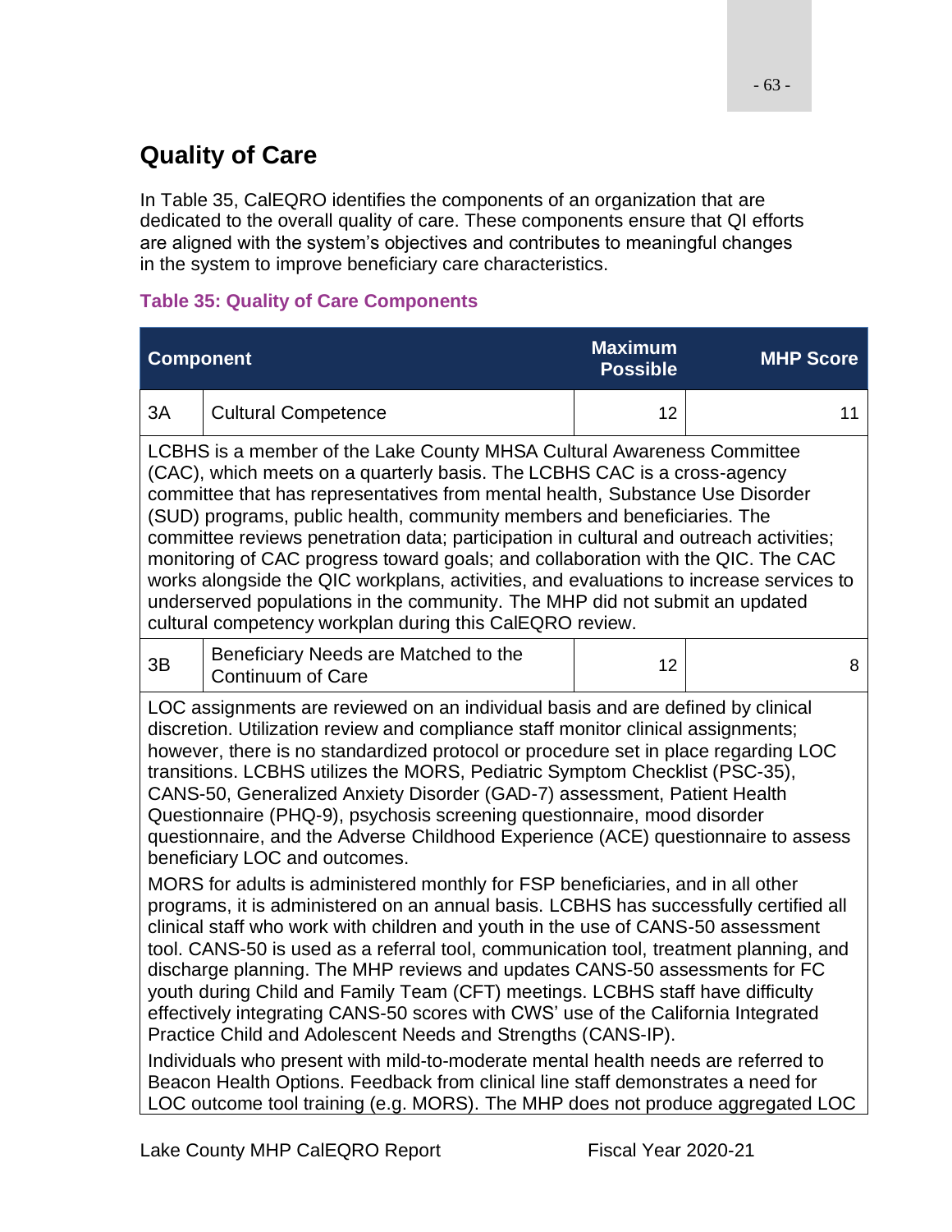## Quality of Care

In Table 35, CalEQRO identifies the components of an organization that are dedicated to the overall quality of care. These components ensure that QI efforts are aligned with the system's objectives and contributes to meaningful changes in the system to improve beneficiary care characteristics.

**Table 35: Quality of Care Components**

| Component | | Maximum Possible | MHP Score |
|---|---|---|---|
| 3A | Cultural Competence | 12 | 11 |
| LCBHS is a member of the Lake County MHSA Cultural Awareness Committee (CAC), which meets on a quarterly basis. The LCBHS CAC is a cross-agency committee that has representatives from mental health, Substance Use Disorder (SUD) programs, public health, community members and beneficiaries. The committee reviews penetration data; participation in cultural and outreach activities; monitoring of CAC progress toward goals; and collaboration with the QIC. The CAC works alongside the QIC workplans, activities, and evaluations to increase services to underserved populations in the community. The MHP did not submit an updated cultural competency workplan during this CalEQRO review. | | | |
| 3B | Beneficiary Needs are Matched to the Continuum of Care | 12 | 8 |
| LOC assignments are reviewed on an individual basis and are defined by clinical discretion. Utilization review and compliance staff monitor clinical assignments; however, there is no standardized protocol or procedure set in place regarding LOC transitions. LCBHS utilizes the MORS, Pediatric Symptom Checklist (PSC-35), CANS-50, Generalized Anxiety Disorder (GAD-7) assessment, Patient Health Questionnaire (PHQ-9), psychosis screening questionnaire, mood disorder questionnaire, and the Adverse Childhood Experience (ACE) questionnaire to assess beneficiary LOC and outcomes. <br><br> MORS for adults is administered monthly for FSP beneficiaries, and in all other programs, it is administered on an annual basis. LCBHS has successfully certified all clinical staff who work with children and youth in the use of CANS-50 assessment tool. CANS-50 is used as a referral tool, communication tool, treatment planning, and discharge planning. The MHP reviews and updates CANS-50 assessments for FC youth during Child and Family Team (CFT) meetings. LCBHS staff have difficulty effectively integrating CANS-50 scores with CWS' use of the California Integrated Practice Child and Adolescent Needs and Strengths (CANS-IP). <br><br> Individuals who present with mild-to-moderate mental health needs are referred to Beacon Health Options. Feedback from clinical line staff demonstrates a need for LOC outcome tool training (e.g. MORS). The MHP does not produce aggregated LOC | | | |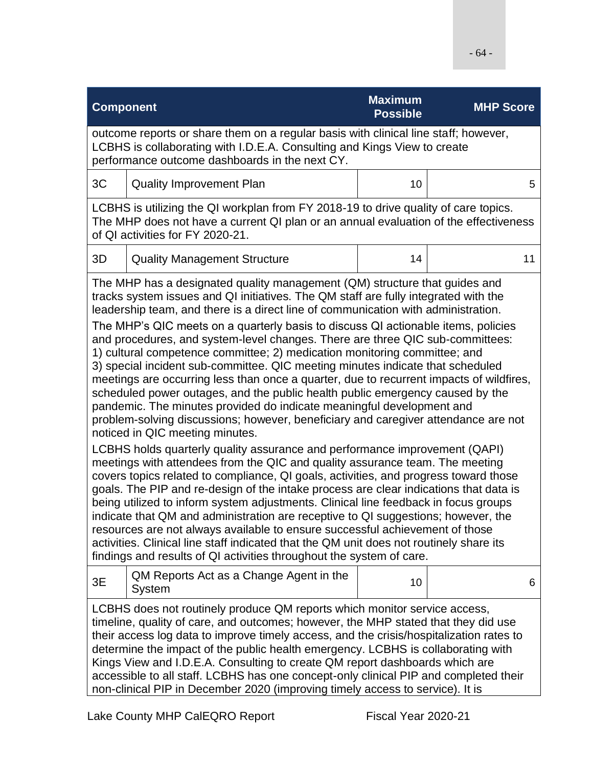| Component | | Maximum Possible | MHP Score |
|---|---|---|---|
| outcome reports or share them on a regular basis with clinical line staff; however, LCBHS is collaborating with I.D.E.A. Consulting and Kings View to create performance outcome dashboards in the next CY. | | | |
| 3C | Quality Improvement Plan | 10 | 5 |
| LCBHS is utilizing the QI workplan from FY 2018-19 to drive quality of care topics. The MHP does not have a current QI plan or an annual evaluation of the effectiveness of QI activities for FY 2020-21. | | | |
| 3D | Quality Management Structure | 14 | 11 |
| The MHP has a designated quality management (QM) structure that guides and tracks system issues and QI initiatives. The QM staff are fully integrated with the leadership team, and there is a direct line of communication with administration.<br><br>The MHP's QIC meets on a quarterly basis to discuss QI actionable items, policies and procedures, and system-level changes. There are three QIC sub-committees: 1) cultural competence committee; 2) medication monitoring committee; and 3) special incident sub-committee. QIC meeting minutes indicate that scheduled meetings are occurring less than once a quarter, due to recurrent impacts of wildfires, scheduled power outages, and the public health public emergency caused by the pandemic. The minutes provided do indicate meaningful development and problem-solving discussions; however, beneficiary and caregiver attendance are not noticed in QIC meeting minutes.<br><br>LCBHS holds quarterly quality assurance and performance improvement (QAPI) meetings with attendees from the QIC and quality assurance team. The meeting covers topics related to compliance, QI goals, activities, and progress toward those goals. The PIP and re-design of the intake process are clear indications that data is being utilized to inform system adjustments. Clinical line feedback in focus groups indicate that QM and administration are receptive to QI suggestions; however, the resources are not always available to ensure successful achievement of those activities. Clinical line staff indicated that the QM unit does not routinely share its findings and results of QI activities throughout the system of care. | | | |
| 3E | QM Reports Act as a Change Agent in the System | 10 | 6 |
| LCBHS does not routinely produce QM reports which monitor service access, timeline, quality of care, and outcomes; however, the MHP stated that they did use their access log data to improve timely access, and the crisis/hospitalization rates to determine the impact of the public health emergency. LCBHS is collaborating with Kings View and I.D.E.A. Consulting to create QM report dashboards which are accessible to all staff. LCBHS has one concept-only clinical PIP and completed their non-clinical PIP in December 2020 (improving timely access to service). It is | | | |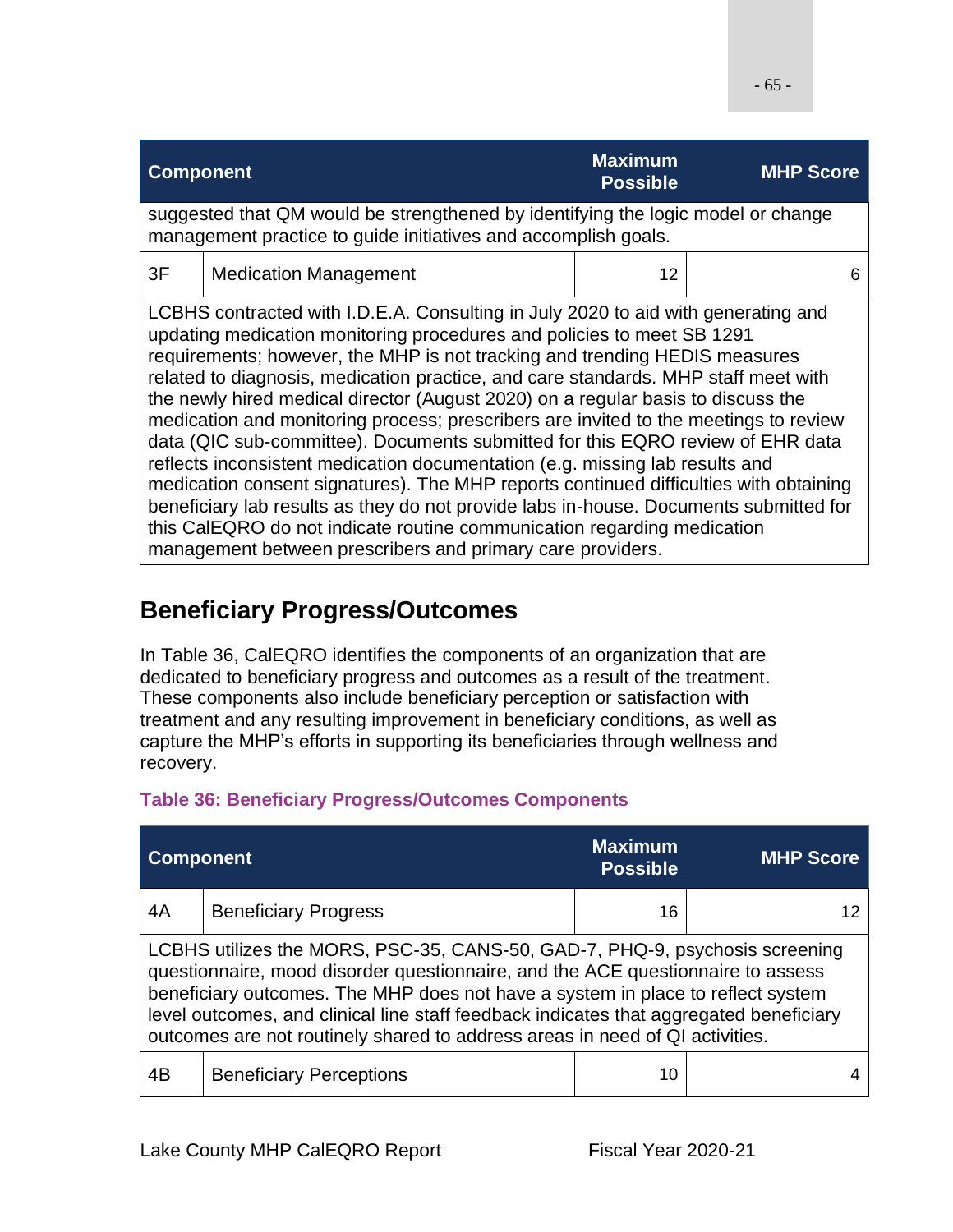| Component | | Maximum Possible | MHP Score |
|---|---|---|---|
| suggested that QM would be strengthened by identifying the logic model or change management practice to guide initiatives and accomplish goals. | | | |
| 3F | Medication Management | 12 | 6 |
| LCBHS contracted with I.D.E.A. Consulting in July 2020 to aid with generating and updating medication monitoring procedures and policies to meet SB 1291 requirements; however, the MHP is not tracking and trending HEDIS measures related to diagnosis, medication practice, and care standards. MHP staff meet with the newly hired medical director (August 2020) on a regular basis to discuss the medication and monitoring process; prescribers are invited to the meetings to review data (QIC sub-committee). Documents submitted for this EQRO review of EHR data reflects inconsistent medication documentation (e.g. missing lab results and medication consent signatures). The MHP reports continued difficulties with obtaining beneficiary lab results as they do not provide labs in-house. Documents submitted for this CalEQRO do not indicate routine communication regarding medication management between prescribers and primary care providers. | | | |

## Beneficiary Progress/Outcomes

In Table 36, CalEQRO identifies the components of an organization that are dedicated to beneficiary progress and outcomes as a result of the treatment. These components also include beneficiary perception or satisfaction with treatment and any resulting improvement in beneficiary conditions, as well as capture the MHP's efforts in supporting its beneficiaries through wellness and recovery.

**Table 36: Beneficiary Progress/Outcomes Components**

| Component | | Maximum Possible | MHP Score |
|---|---|---|---|
| 4A | Beneficiary Progress | 16 | 12 |
| LCBHS utilizes the MORS, PSC-35, CANS-50, GAD-7, PHQ-9, psychosis screening questionnaire, mood disorder questionnaire, and the ACE questionnaire to assess beneficiary outcomes. The MHP does not have a system in place to reflect system level outcomes, and clinical line staff feedback indicates that aggregated beneficiary outcomes are not routinely shared to address areas in need of QI activities. | | | |
| 4B | Beneficiary Perceptions | 10 | 4 |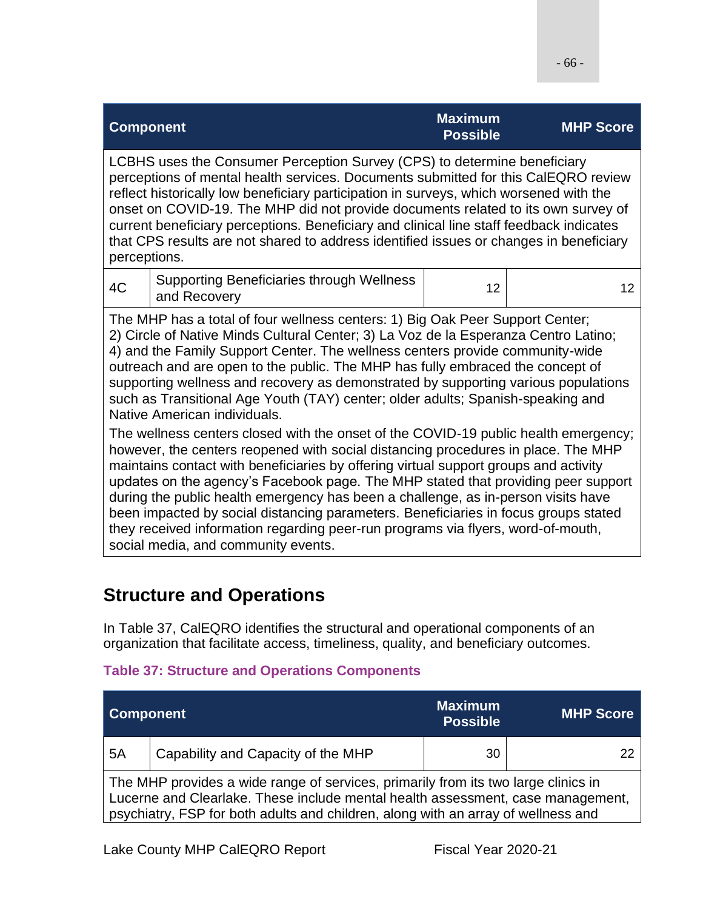| Component | | Maximum Possible | MHP Score |
|---|---|---|---|
| LCBHS uses the Consumer Perception Survey (CPS) to determine beneficiary perceptions of mental health services. Documents submitted for this CalEQRO review reflect historically low beneficiary participation in surveys, which worsened with the onset on COVID-19. The MHP did not provide documents related to its own survey of current beneficiary perceptions. Beneficiary and clinical line staff feedback indicates that CPS results are not shared to address identified issues or changes in beneficiary perceptions. | | | |
| 4C | Supporting Beneficiaries through Wellness and Recovery | 12 | 12 |
| The MHP has a total of four wellness centers: 1) Big Oak Peer Support Center; 2) Circle of Native Minds Cultural Center; 3) La Voz de la Esperanza Centro Latino; 4) and the Family Support Center. The wellness centers provide community-wide outreach and are open to the public. The MHP has fully embraced the concept of supporting wellness and recovery as demonstrated by supporting various populations such as Transitional Age Youth (TAY) center; older adults; Spanish-speaking and Native American individuals. The wellness centers closed with the onset of the COVID-19 public health emergency; however, the centers reopened with social distancing procedures in place. The MHP maintains contact with beneficiaries by offering virtual support groups and activity updates on the agency's Facebook page. The MHP stated that providing peer support during the public health emergency has been a challenge, as in-person visits have been impacted by social distancing parameters. Beneficiaries in focus groups stated they received information regarding peer-run programs via flyers, word-of-mouth, social media, and community events. | | | |

## Structure and Operations

In Table 37, CalEQRO identifies the structural and operational components of an organization that facilitate access, timeliness, quality, and beneficiary outcomes.

**Table 37: Structure and Operations Components**

| Component | | Maximum Possible | MHP Score |
|---|---|---|---|
| 5A | Capability and Capacity of the MHP | 30 | 22 |
| The MHP provides a wide range of services, primarily from its two large clinics in Lucerne and Clearlake. These include mental health assessment, case management, psychiatry, FSP for both adults and children, along with an array of wellness and | | | |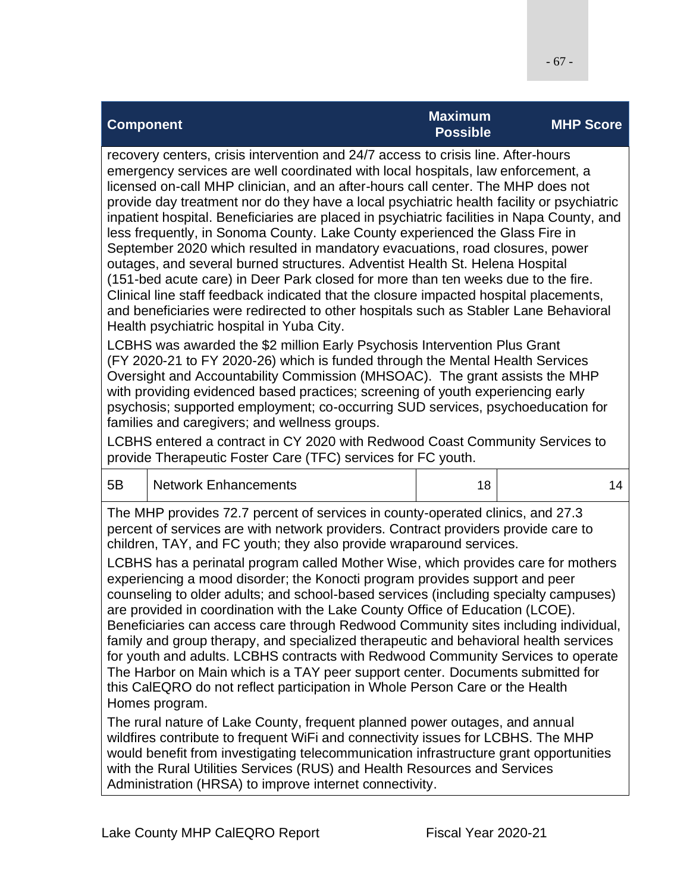| Component | | Maximum Possible | MHP Score |
|---|---|---|---|
| recovery centers, crisis intervention and 24/7 access to crisis line. After-hours emergency services are well coordinated with local hospitals, law enforcement, a licensed on-call MHP clinician, and an after-hours call center. The MHP does not provide day treatment nor do they have a local psychiatric health facility or psychiatric inpatient hospital. Beneficiaries are placed in psychiatric facilities in Napa County, and less frequently, in Sonoma County. Lake County experienced the Glass Fire in September 2020 which resulted in mandatory evacuations, road closures, power outages, and several burned structures. Adventist Health St. Helena Hospital (151-bed acute care) in Deer Park closed for more than ten weeks due to the fire. Clinical line staff feedback indicated that the closure impacted hospital placements, and beneficiaries were redirected to other hospitals such as Stabler Lane Behavioral Health psychiatric hospital in Yuba City. LCBHS was awarded the $2 million Early Psychosis Intervention Plus Grant (FY 2020-21 to FY 2020-26) which is funded through the Mental Health Services Oversight and Accountability Commission (MHSOAC). The grant assists the MHP with providing evidenced based practices; screening of youth experiencing early psychosis; supported employment; co-occurring SUD services, psychoeducation for families and caregivers; and wellness groups. LCBHS entered a contract in CY 2020 with Redwood Coast Community Services to provide Therapeutic Foster Care (TFC) services for FC youth. | | | |
| 5B | Network Enhancements | 18 | 14 |
| The MHP provides 72.7 percent of services in county-operated clinics, and 27.3 percent of services are with network providers. Contract providers provide care to children, TAY, and FC youth; they also provide wraparound services. LCBHS has a perinatal program called Mother Wise, which provides care for mothers experiencing a mood disorder; the Konocti program provides support and peer counseling to older adults; and school-based services (including specialty campuses) are provided in coordination with the Lake County Office of Education (LCOE). Beneficiaries can access care through Redwood Community sites including individual, family and group therapy, and specialized therapeutic and behavioral health services for youth and adults. LCBHS contracts with Redwood Community Services to operate The Harbor on Main which is a TAY peer support center. Documents submitted for this CalEQRO do not reflect participation in Whole Person Care or the Health Homes program. The rural nature of Lake County, frequent planned power outages, and annual wildfires contribute to frequent WiFi and connectivity issues for LCBHS. The MHP would benefit from investigating telecommunication infrastructure grant opportunities with the Rural Utilities Services (RUS) and Health Resources and Services Administration (HRSA) to improve internet connectivity. | | | |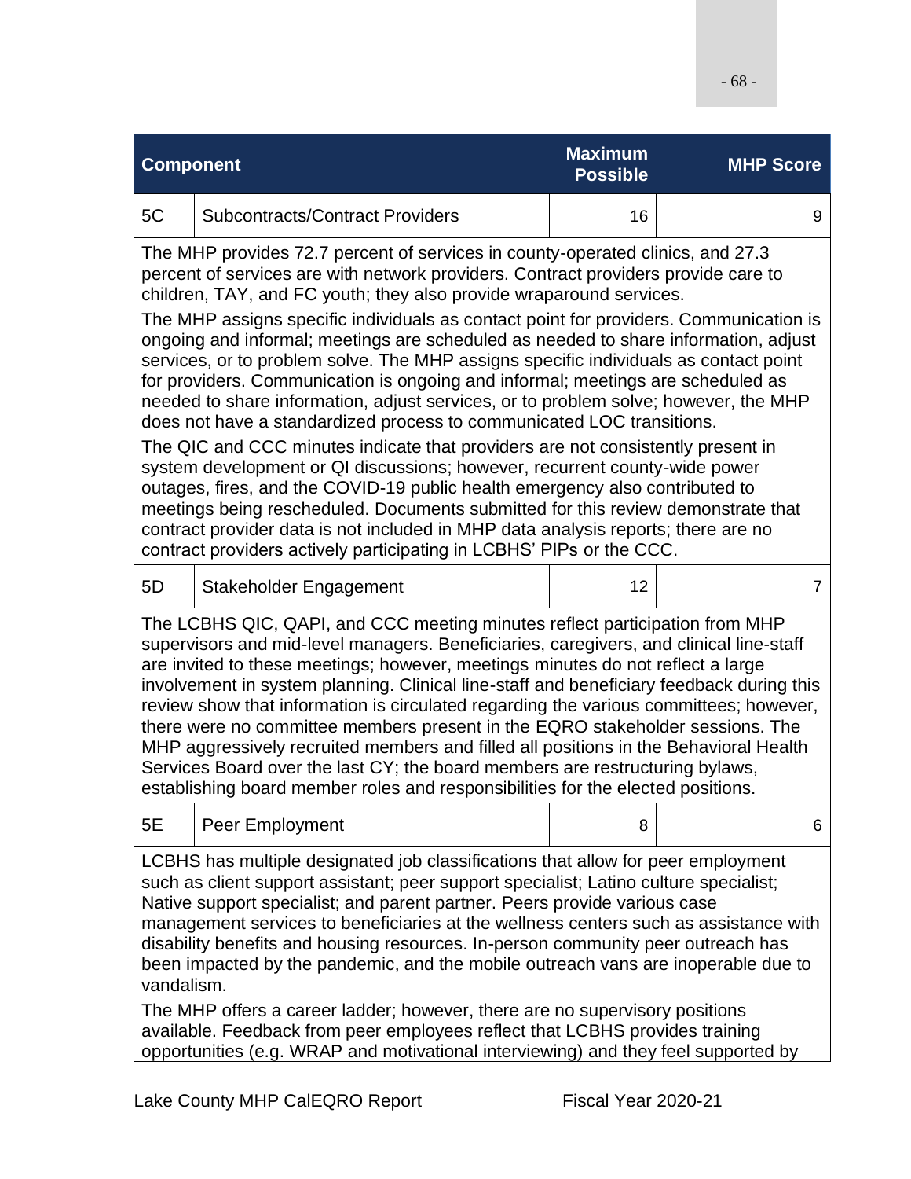| Component | | Maximum Possible | MHP Score |
|---|---|---|---|
| 5C | Subcontracts/Contract Providers | 16 | 9 |
| The MHP provides 72.7 percent of services in county-operated clinics, and 27.3 percent of services are with network providers. Contract providers provide care to children, TAY, and FC youth; they also provide wraparound services.<br><br>The MHP assigns specific individuals as contact point for providers. Communication is ongoing and informal; meetings are scheduled as needed to share information, adjust services, or to problem solve. The MHP assigns specific individuals as contact point for providers. Communication is ongoing and informal; meetings are scheduled as needed to share information, adjust services, or to problem solve; however, the MHP does not have a standardized process to communicated LOC transitions.<br><br>The QIC and CCC minutes indicate that providers are not consistently present in system development or QI discussions; however, recurrent county-wide power outages, fires, and the COVID-19 public health emergency also contributed to meetings being rescheduled. Documents submitted for this review demonstrate that contract provider data is not included in MHP data analysis reports; there are no contract providers actively participating in LCBHS' PIPs or the CCC. | | | |
| 5D | Stakeholder Engagement | 12 | 7 |
| The LCBHS QIC, QAPI, and CCC meeting minutes reflect participation from MHP supervisors and mid-level managers. Beneficiaries, caregivers, and clinical line-staff are invited to these meetings; however, meetings minutes do not reflect a large involvement in system planning. Clinical line-staff and beneficiary feedback during this review show that information is circulated regarding the various committees; however, there were no committee members present in the EQRO stakeholder sessions. The MHP aggressively recruited members and filled all positions in the Behavioral Health Services Board over the last CY; the board members are restructuring bylaws, establishing board member roles and responsibilities for the elected positions. | | | |
| 5E | Peer Employment | 8 | 6 |
| LCBHS has multiple designated job classifications that allow for peer employment such as client support assistant; peer support specialist; Latino culture specialist; Native support specialist; and parent partner. Peers provide various case management services to beneficiaries at the wellness centers such as assistance with disability benefits and housing resources. In-person community peer outreach has been impacted by the pandemic, and the mobile outreach vans are inoperable due to vandalism.<br><br>The MHP offers a career ladder; however, there are no supervisory positions available. Feedback from peer employees reflect that LCBHS provides training opportunities (e.g. WRAP and motivational interviewing) and they feel supported by | | | |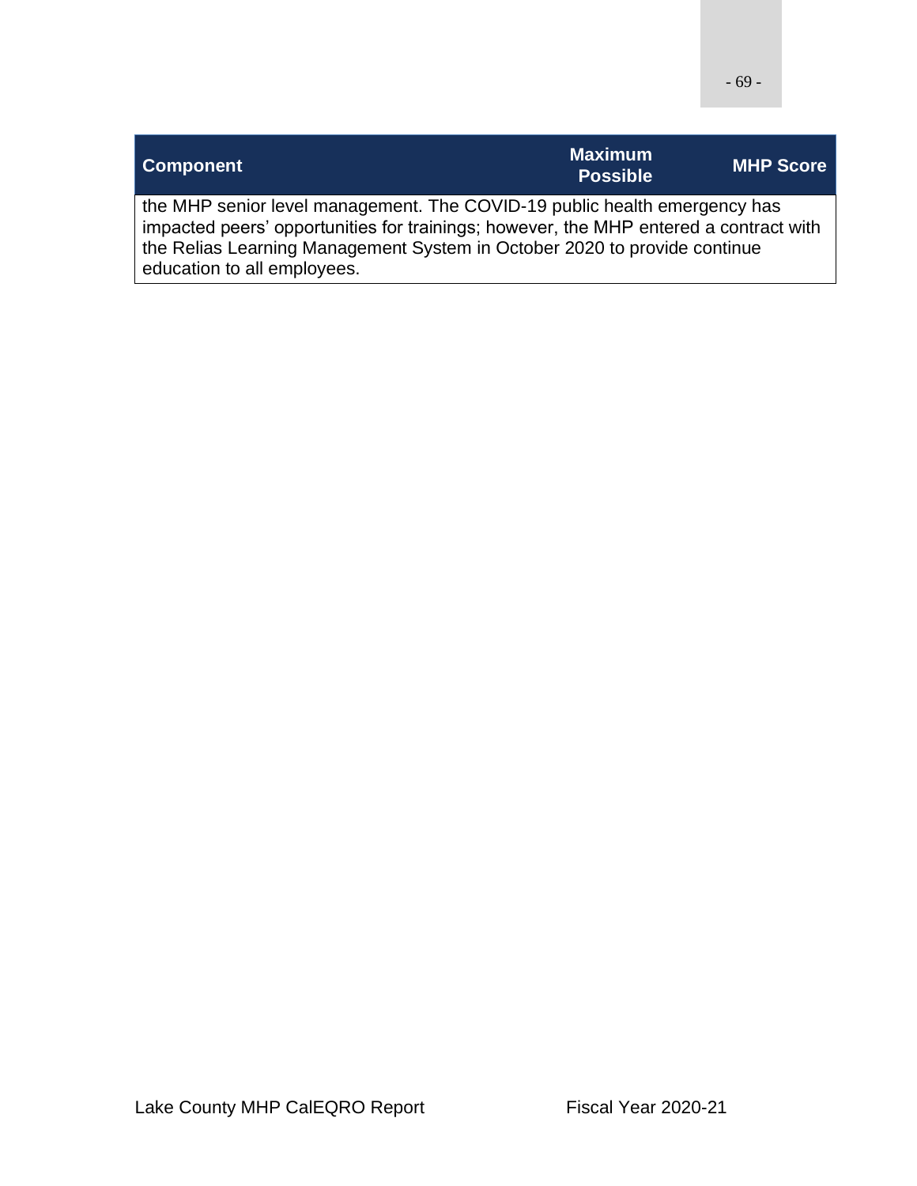| Component | Maximum Possible | MHP Score |
|---|---|---|
| the MHP senior level management. The COVID-19 public health emergency has impacted peers' opportunities for trainings; however, the MHP entered a contract with the Relias Learning Management System in October 2020 to provide continue education to all employees. | | |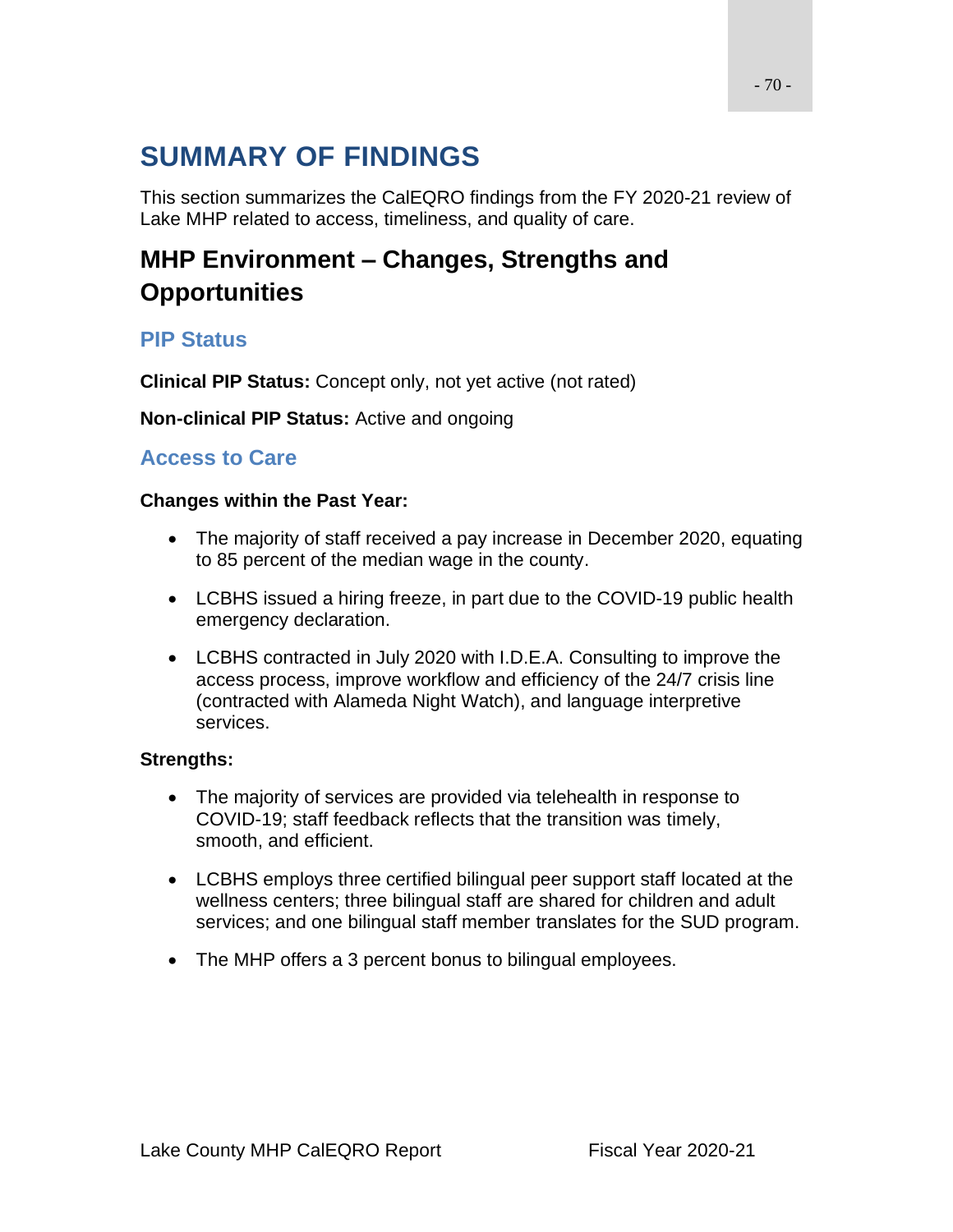# SUMMARY OF FINDINGS

This section summarizes the CalEQRO findings from the FY 2020-21 review of Lake MHP related to access, timeliness, and quality of care.

## MHP Environment – Changes, Strengths and Opportunities

### PIP Status

**Clinical PIP Status:** Concept only, not yet active (not rated)

**Non-clinical PIP Status:** Active and ongoing

### Access to Care

**Changes within the Past Year:**

- The majority of staff received a pay increase in December 2020, equating to 85 percent of the median wage in the county.
- LCBHS issued a hiring freeze, in part due to the COVID-19 public health emergency declaration.
- LCBHS contracted in July 2020 with I.D.E.A. Consulting to improve the access process, improve workflow and efficiency of the 24/7 crisis line (contracted with Alameda Night Watch), and language interpretive services.

**Strengths:**

- The majority of services are provided via telehealth in response to COVID-19; staff feedback reflects that the transition was timely, smooth, and efficient.
- LCBHS employs three certified bilingual peer support staff located at the wellness centers; three bilingual staff are shared for children and adult services; and one bilingual staff member translates for the SUD program.
- The MHP offers a 3 percent bonus to bilingual employees.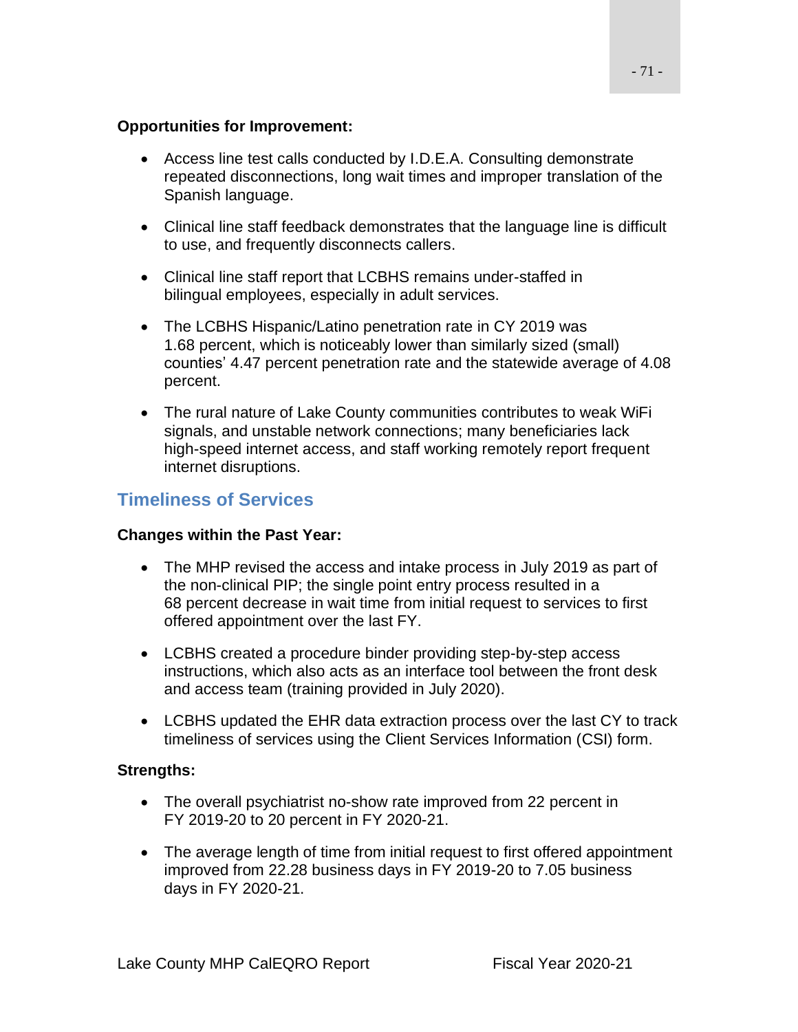**Opportunities for Improvement:**

- Access line test calls conducted by I.D.E.A. Consulting demonstrate repeated disconnections, long wait times and improper translation of the Spanish language.
- Clinical line staff feedback demonstrates that the language line is difficult to use, and frequently disconnects callers.
- Clinical line staff report that LCBHS remains under-staffed in bilingual employees, especially in adult services.
- The LCBHS Hispanic/Latino penetration rate in CY 2019 was 1.68 percent, which is noticeably lower than similarly sized (small) counties' 4.47 percent penetration rate and the statewide average of 4.08 percent.
- The rural nature of Lake County communities contributes to weak WiFi signals, and unstable network connections; many beneficiaries lack high-speed internet access, and staff working remotely report frequent internet disruptions.

## Timeliness of Services

**Changes within the Past Year:**

- The MHP revised the access and intake process in July 2019 as part of the non-clinical PIP; the single point entry process resulted in a 68 percent decrease in wait time from initial request to services to first offered appointment over the last FY.
- LCBHS created a procedure binder providing step-by-step access instructions, which also acts as an interface tool between the front desk and access team (training provided in July 2020).
- LCBHS updated the EHR data extraction process over the last CY to track timeliness of services using the Client Services Information (CSI) form.

**Strengths:**

- The overall psychiatrist no-show rate improved from 22 percent in FY 2019-20 to 20 percent in FY 2020-21.
- The average length of time from initial request to first offered appointment improved from 22.28 business days in FY 2019-20 to 7.05 business days in FY 2020-21.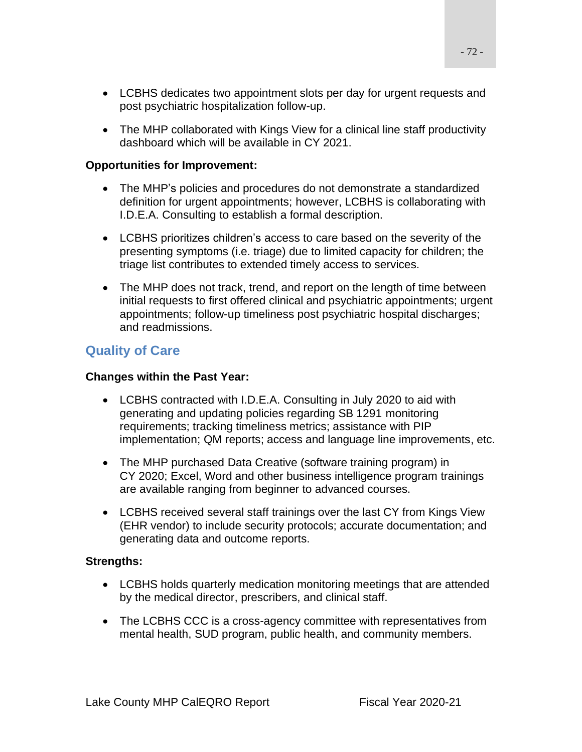- LCBHS dedicates two appointment slots per day for urgent requests and post psychiatric hospitalization follow-up.

- The MHP collaborated with Kings View for a clinical line staff productivity dashboard which will be available in CY 2021.

**Opportunities for Improvement:**

- The MHP's policies and procedures do not demonstrate a standardized definition for urgent appointments; however, LCBHS is collaborating with I.D.E.A. Consulting to establish a formal description.

- LCBHS prioritizes children's access to care based on the severity of the presenting symptoms (i.e. triage) due to limited capacity for children; the triage list contributes to extended timely access to services.

- The MHP does not track, trend, and report on the length of time between initial requests to first offered clinical and psychiatric appointments; urgent appointments; follow-up timeliness post psychiatric hospital discharges; and readmissions.

## Quality of Care

**Changes within the Past Year:**

- LCBHS contracted with I.D.E.A. Consulting in July 2020 to aid with generating and updating policies regarding SB 1291 monitoring requirements; tracking timeliness metrics; assistance with PIP implementation; QM reports; access and language line improvements, etc.

- The MHP purchased Data Creative (software training program) in CY 2020; Excel, Word and other business intelligence program trainings are available ranging from beginner to advanced courses.

- LCBHS received several staff trainings over the last CY from Kings View (EHR vendor) to include security protocols; accurate documentation; and generating data and outcome reports.

**Strengths:**

- LCBHS holds quarterly medication monitoring meetings that are attended by the medical director, prescribers, and clinical staff.

- The LCBHS CCC is a cross-agency committee with representatives from mental health, SUD program, public health, and community members.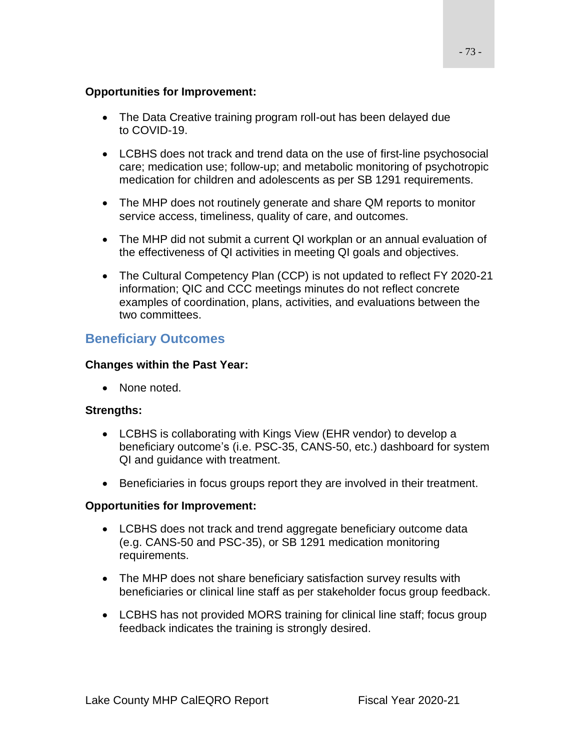**Opportunities for Improvement:**

- The Data Creative training program roll-out has been delayed due to COVID-19.
- LCBHS does not track and trend data on the use of first-line psychosocial care; medication use; follow-up; and metabolic monitoring of psychotropic medication for children and adolescents as per SB 1291 requirements.
- The MHP does not routinely generate and share QM reports to monitor service access, timeliness, quality of care, and outcomes.
- The MHP did not submit a current QI workplan or an annual evaluation of the effectiveness of QI activities in meeting QI goals and objectives.
- The Cultural Competency Plan (CCP) is not updated to reflect FY 2020-21 information; QIC and CCC meetings minutes do not reflect concrete examples of coordination, plans, activities, and evaluations between the two committees.

## Beneficiary Outcomes

**Changes within the Past Year:**

- None noted.

**Strengths:**

- LCBHS is collaborating with Kings View (EHR vendor) to develop a beneficiary outcome's (i.e. PSC-35, CANS-50, etc.) dashboard for system QI and guidance with treatment.
- Beneficiaries in focus groups report they are involved in their treatment.

**Opportunities for Improvement:**

- LCBHS does not track and trend aggregate beneficiary outcome data (e.g. CANS-50 and PSC-35), or SB 1291 medication monitoring requirements.
- The MHP does not share beneficiary satisfaction survey results with beneficiaries or clinical line staff as per stakeholder focus group feedback.
- LCBHS has not provided MORS training for clinical line staff; focus group feedback indicates the training is strongly desired.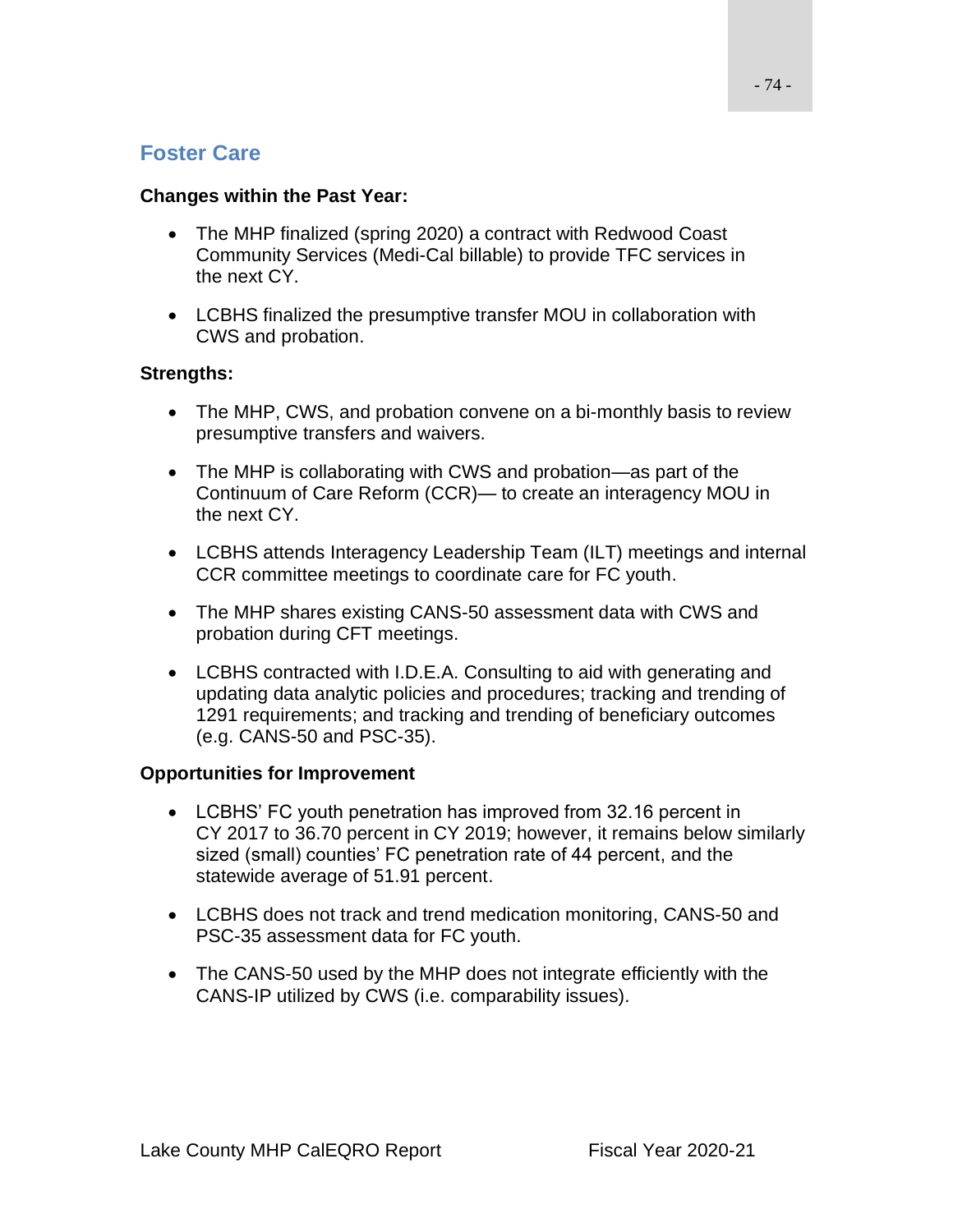## Foster Care

**Changes within the Past Year:**

- The MHP finalized (spring 2020) a contract with Redwood Coast Community Services (Medi-Cal billable) to provide TFC services in the next CY.
- LCBHS finalized the presumptive transfer MOU in collaboration with CWS and probation.

**Strengths:**

- The MHP, CWS, and probation convene on a bi-monthly basis to review presumptive transfers and waivers.
- The MHP is collaborating with CWS and probation—as part of the Continuum of Care Reform (CCR)— to create an interagency MOU in the next CY.
- LCBHS attends Interagency Leadership Team (ILT) meetings and internal CCR committee meetings to coordinate care for FC youth.
- The MHP shares existing CANS-50 assessment data with CWS and probation during CFT meetings.
- LCBHS contracted with I.D.E.A. Consulting to aid with generating and updating data analytic policies and procedures; tracking and trending of 1291 requirements; and tracking and trending of beneficiary outcomes (e.g. CANS-50 and PSC-35).

**Opportunities for Improvement**

- LCBHS' FC youth penetration has improved from 32.16 percent in CY 2017 to 36.70 percent in CY 2019; however, it remains below similarly sized (small) counties' FC penetration rate of 44 percent, and the statewide average of 51.91 percent.
- LCBHS does not track and trend medication monitoring, CANS-50 and PSC-35 assessment data for FC youth.
- The CANS-50 used by the MHP does not integrate efficiently with the CANS-IP utilized by CWS (i.e. comparability issues).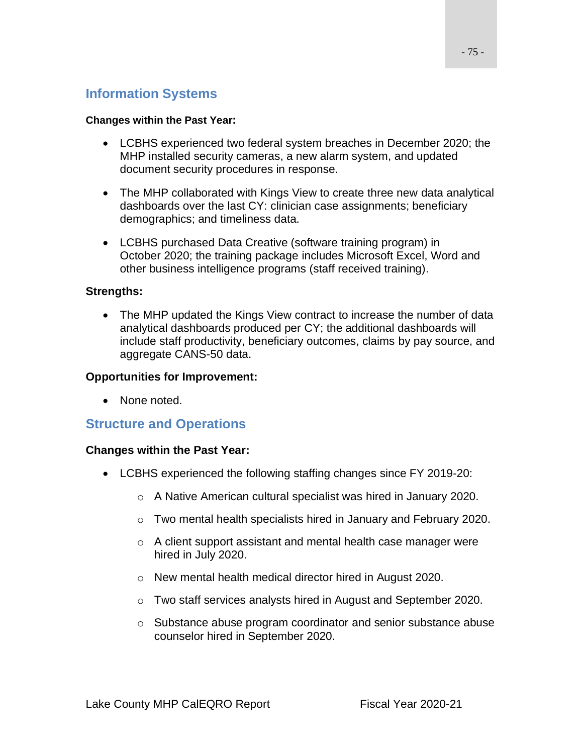## Information Systems

**Changes within the Past Year:**

- LCBHS experienced two federal system breaches in December 2020; the MHP installed security cameras, a new alarm system, and updated document security procedures in response.
- The MHP collaborated with Kings View to create three new data analytical dashboards over the last CY: clinician case assignments; beneficiary demographics; and timeliness data.
- LCBHS purchased Data Creative (software training program) in October 2020; the training package includes Microsoft Excel, Word and other business intelligence programs (staff received training).

**Strengths:**

- The MHP updated the Kings View contract to increase the number of data analytical dashboards produced per CY; the additional dashboards will include staff productivity, beneficiary outcomes, claims by pay source, and aggregate CANS-50 data.

**Opportunities for Improvement:**

- None noted.

## Structure and Operations

**Changes within the Past Year:**

- LCBHS experienced the following staffing changes since FY 2019-20:
  - A Native American cultural specialist was hired in January 2020.
  - Two mental health specialists hired in January and February 2020.
  - A client support assistant and mental health case manager were hired in July 2020.
  - New mental health medical director hired in August 2020.
  - Two staff services analysts hired in August and September 2020.
  - Substance abuse program coordinator and senior substance abuse counselor hired in September 2020.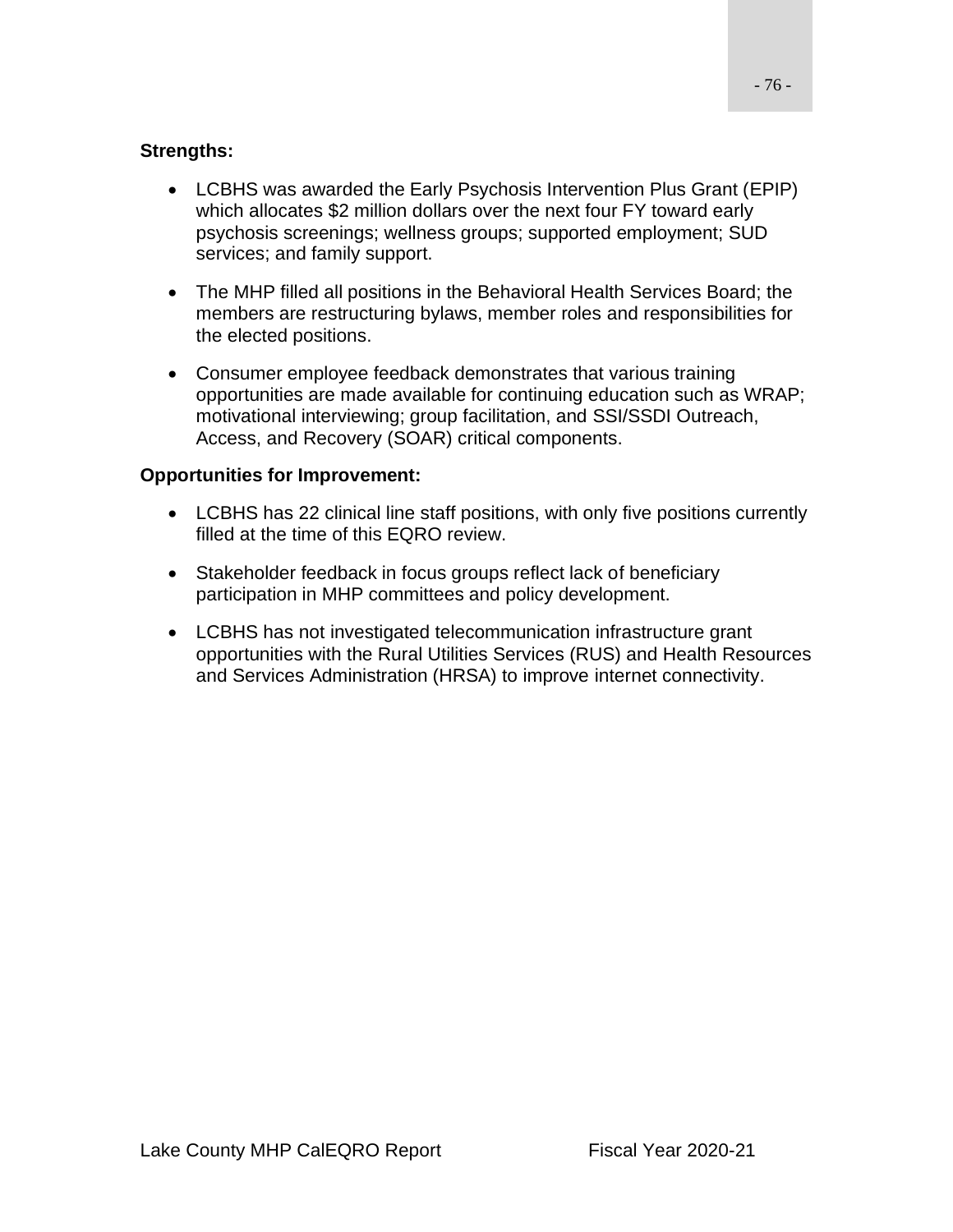**Strengths:**

- LCBHS was awarded the Early Psychosis Intervention Plus Grant (EPIP) which allocates $2 million dollars over the next four FY toward early psychosis screenings; wellness groups; supported employment; SUD services; and family support.
- The MHP filled all positions in the Behavioral Health Services Board; the members are restructuring bylaws, member roles and responsibilities for the elected positions.
- Consumer employee feedback demonstrates that various training opportunities are made available for continuing education such as WRAP; motivational interviewing; group facilitation, and SSI/SSDI Outreach, Access, and Recovery (SOAR) critical components.

**Opportunities for Improvement:**

- LCBHS has 22 clinical line staff positions, with only five positions currently filled at the time of this EQRO review.
- Stakeholder feedback in focus groups reflect lack of beneficiary participation in MHP committees and policy development.
- LCBHS has not investigated telecommunication infrastructure grant opportunities with the Rural Utilities Services (RUS) and Health Resources and Services Administration (HRSA) to improve internet connectivity.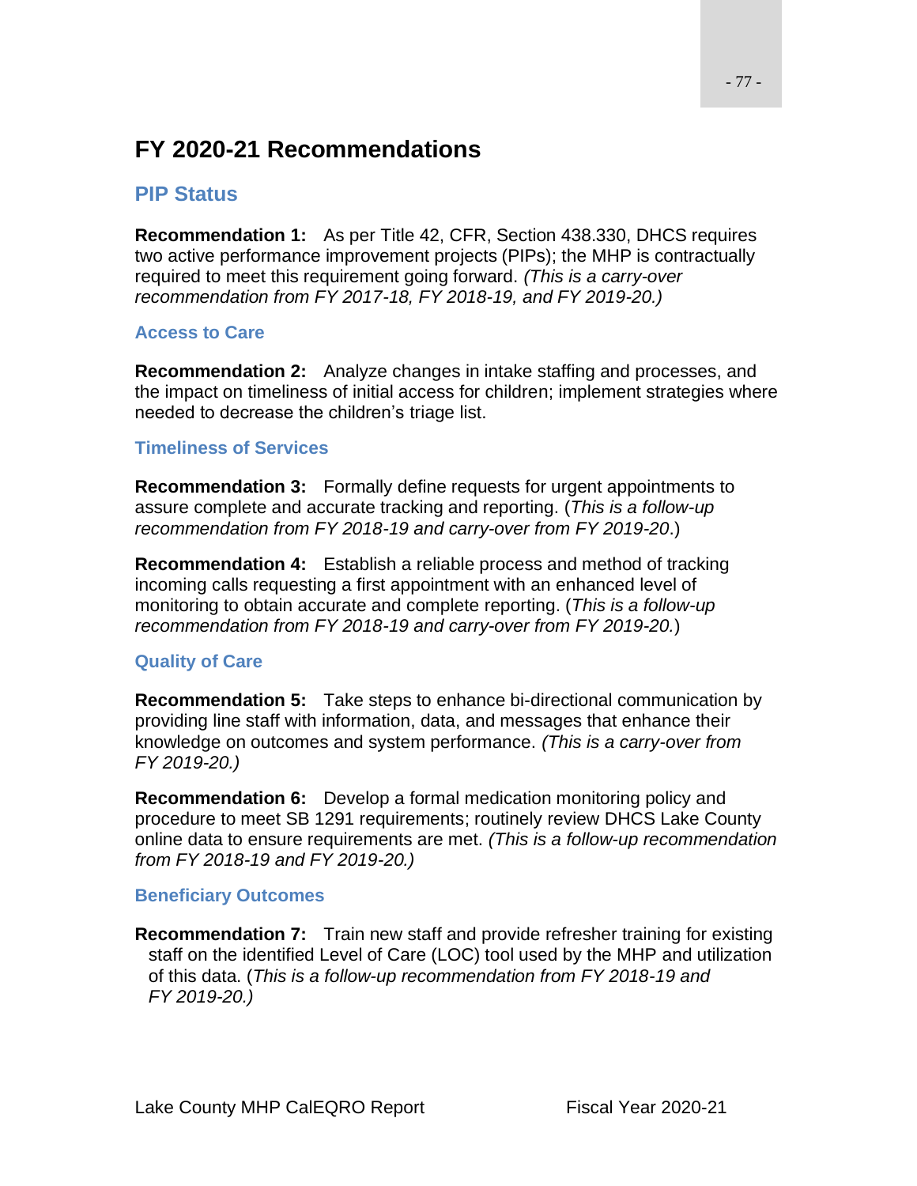# FY 2020-21 Recommendations

## PIP Status

**Recommendation 1:** As per Title 42, CFR, Section 438.330, DHCS requires two active performance improvement projects (PIPs); the MHP is contractually required to meet this requirement going forward. *(This is a carry-over recommendation from FY 2017-18, FY 2018-19, and FY 2019-20.)*

### Access to Care

**Recommendation 2:** Analyze changes in intake staffing and processes, and the impact on timeliness of initial access for children; implement strategies where needed to decrease the children's triage list.

### Timeliness of Services

**Recommendation 3:** Formally define requests for urgent appointments to assure complete and accurate tracking and reporting. (*This is a follow-up recommendation from FY 2018-19 and carry-over from FY 2019-20*.)

**Recommendation 4:** Establish a reliable process and method of tracking incoming calls requesting a first appointment with an enhanced level of monitoring to obtain accurate and complete reporting. (*This is a follow-up recommendation from FY 2018-19 and carry-over from FY 2019-20.*)

### Quality of Care

**Recommendation 5:** Take steps to enhance bi-directional communication by providing line staff with information, data, and messages that enhance their knowledge on outcomes and system performance. *(This is a carry-over from FY 2019-20.)*

**Recommendation 6:** Develop a formal medication monitoring policy and procedure to meet SB 1291 requirements; routinely review DHCS Lake County online data to ensure requirements are met. *(This is a follow-up recommendation from FY 2018-19 and FY 2019-20.)*

### Beneficiary Outcomes

**Recommendation 7:** Train new staff and provide refresher training for existing staff on the identified Level of Care (LOC) tool used by the MHP and utilization of this data. (*This is a follow-up recommendation from FY 2018-19 and FY 2019-20.)*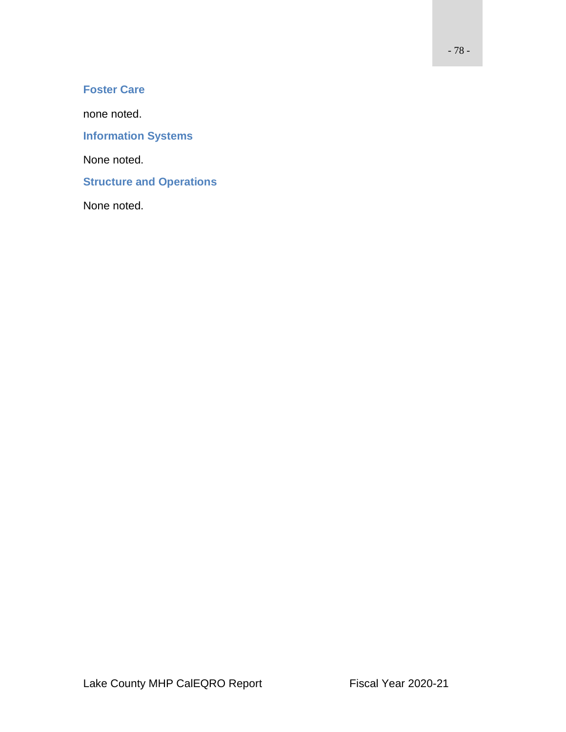### Foster Care

none noted.

### Information Systems

None noted.

### Structure and Operations

None noted.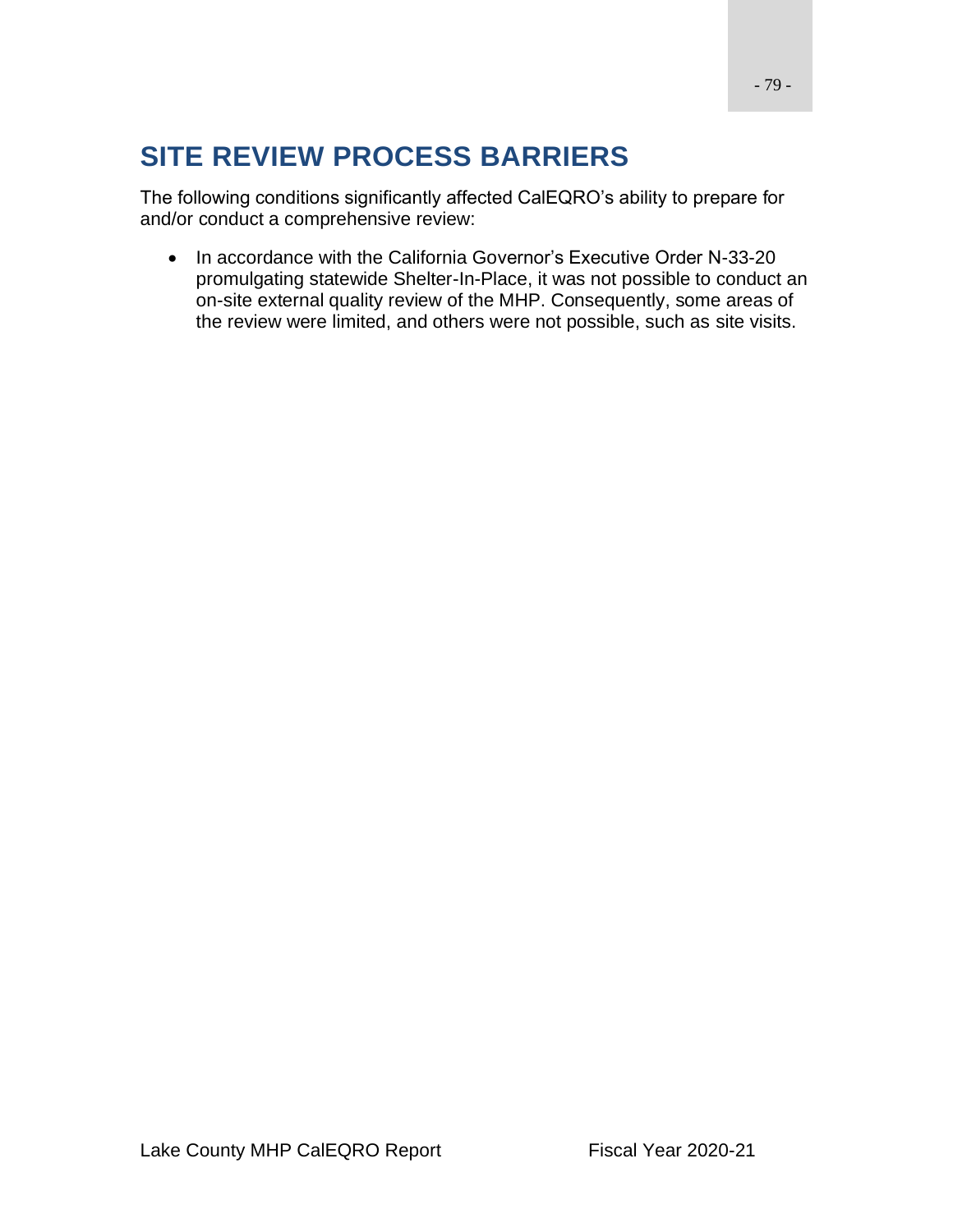# SITE REVIEW PROCESS BARRIERS

The following conditions significantly affected CalEQRO's ability to prepare for and/or conduct a comprehensive review:

- In accordance with the California Governor's Executive Order N-33-20 promulgating statewide Shelter-In-Place, it was not possible to conduct an on-site external quality review of the MHP. Consequently, some areas of the review were limited, and others were not possible, such as site visits.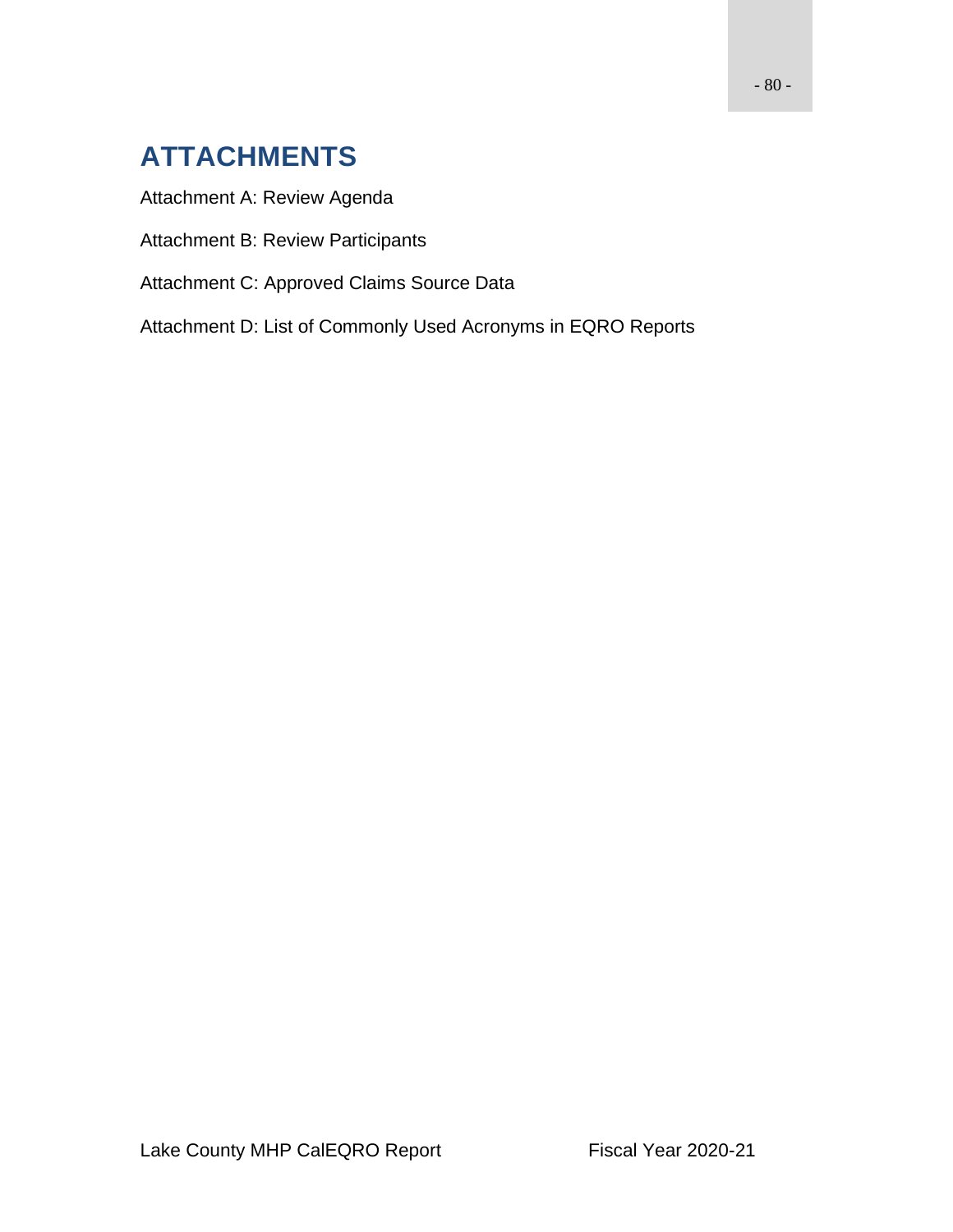# ATTACHMENTS

Attachment A: Review Agenda

Attachment B: Review Participants

Attachment C: Approved Claims Source Data

Attachment D: List of Commonly Used Acronyms in EQRO Reports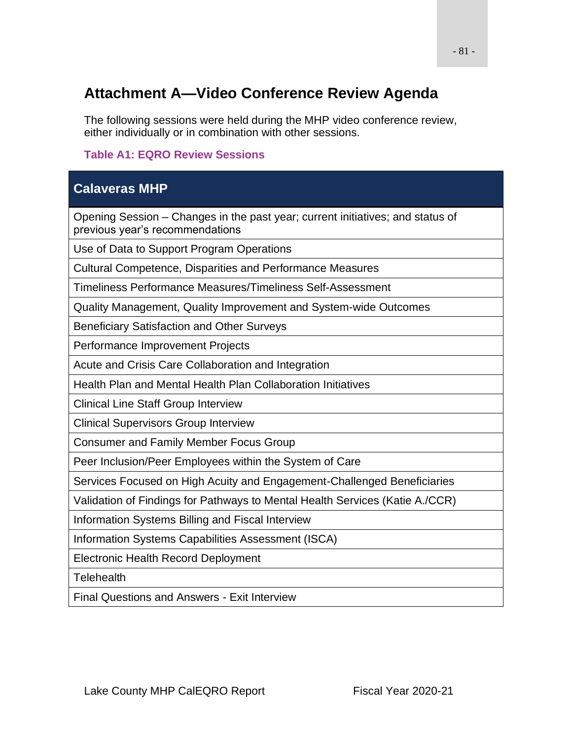# Attachment A—Video Conference Review Agenda

The following sessions were held during the MHP video conference review, either individually or in combination with other sessions.

**Table A1: EQRO Review Sessions**

| Calaveras MHP |
|---|
| Opening Session – Changes in the past year; current initiatives; and status of previous year's recommendations |
| Use of Data to Support Program Operations |
| Cultural Competence, Disparities and Performance Measures |
| Timeliness Performance Measures/Timeliness Self-Assessment |
| Quality Management, Quality Improvement and System-wide Outcomes |
| Beneficiary Satisfaction and Other Surveys |
| Performance Improvement Projects |
| Acute and Crisis Care Collaboration and Integration |
| Health Plan and Mental Health Plan Collaboration Initiatives |
| Clinical Line Staff Group Interview |
| Clinical Supervisors Group Interview |
| Consumer and Family Member Focus Group |
| Peer Inclusion/Peer Employees within the System of Care |
| Services Focused on High Acuity and Engagement-Challenged Beneficiaries |
| Validation of Findings for Pathways to Mental Health Services (Katie A./CCR) |
| Information Systems Billing and Fiscal Interview |
| Information Systems Capabilities Assessment (ISCA) |
| Electronic Health Record Deployment |
| Telehealth |
| Final Questions and Answers - Exit Interview |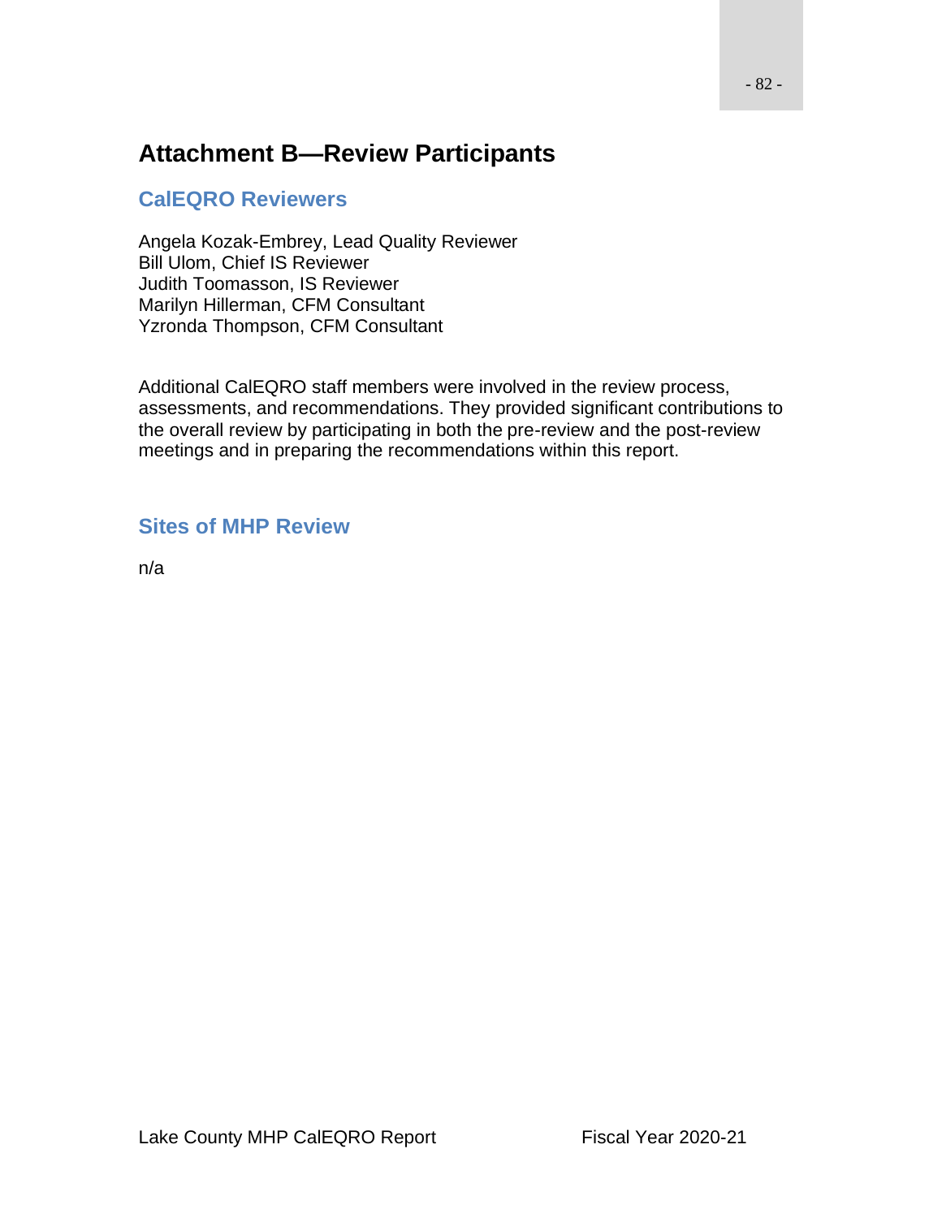# Attachment B—Review Participants

## CalEQRO Reviewers

Angela Kozak-Embrey, Lead Quality Reviewer
Bill Ulom, Chief IS Reviewer
Judith Toomasson, IS Reviewer
Marilyn Hillerman, CFM Consultant
Yzronda Thompson, CFM Consultant

Additional CalEQRO staff members were involved in the review process, assessments, and recommendations. They provided significant contributions to the overall review by participating in both the pre-review and the post-review meetings and in preparing the recommendations within this report.

## Sites of MHP Review

n/a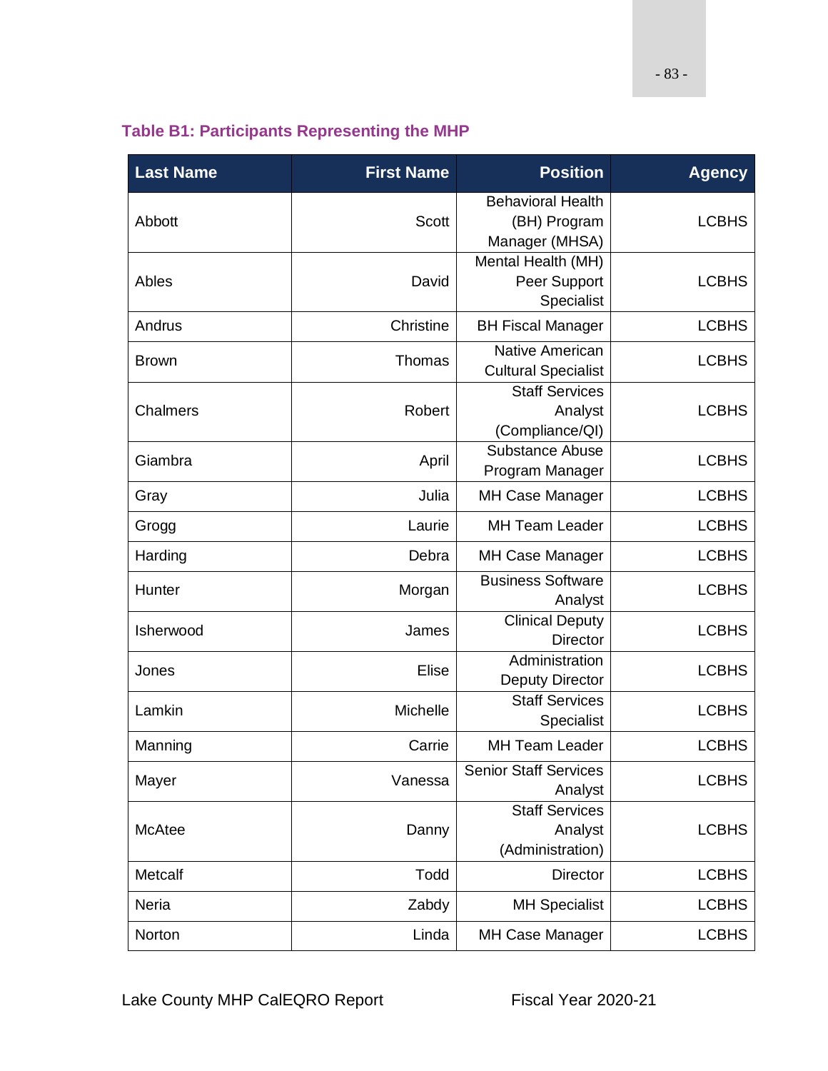### Table B1: Participants Representing the MHP

| Last Name | First Name | Position | Agency |
|---|---|---|---|
| Abbott | Scott | Behavioral Health (BH) Program Manager (MHSA) | LCBHS |
| Ables | David | Mental Health (MH) Peer Support Specialist | LCBHS |
| Andrus | Christine | BH Fiscal Manager | LCBHS |
| Brown | Thomas | Native American Cultural Specialist | LCBHS |
| Chalmers | Robert | Staff Services Analyst (Compliance/QI) | LCBHS |
| Giambra | April | Substance Abuse Program Manager | LCBHS |
| Gray | Julia | MH Case Manager | LCBHS |
| Grogg | Laurie | MH Team Leader | LCBHS |
| Harding | Debra | MH Case Manager | LCBHS |
| Hunter | Morgan | Business Software Analyst | LCBHS |
| Isherwood | James | Clinical Deputy Director | LCBHS |
| Jones | Elise | Administration Deputy Director | LCBHS |
| Lamkin | Michelle | Staff Services Specialist | LCBHS |
| Manning | Carrie | MH Team Leader | LCBHS |
| Mayer | Vanessa | Senior Staff Services Analyst | LCBHS |
| McAtee | Danny | Staff Services Analyst (Administration) | LCBHS |
| Metcalf | Todd | Director | LCBHS |
| Neria | Zabdy | MH Specialist | LCBHS |
| Norton | Linda | MH Case Manager | LCBHS |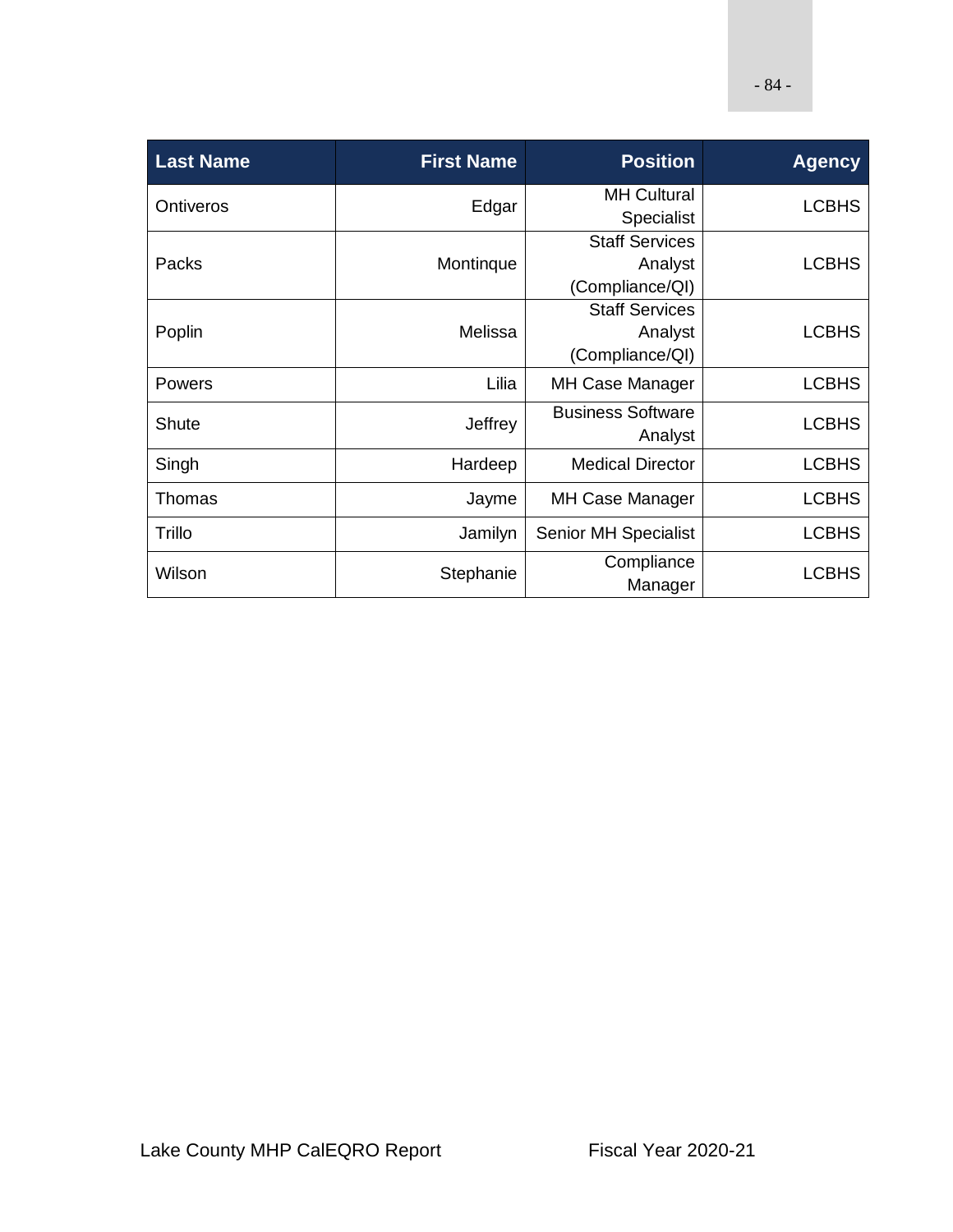| Last Name | First Name | Position | Agency |
| --- | --- | --- | --- |
| Ontiveros | Edgar | MH Cultural Specialist | LCBHS |
| Packs | Montinque | Staff Services Analyst (Compliance/QI) | LCBHS |
| Poplin | Melissa | Staff Services Analyst (Compliance/QI) | LCBHS |
| Powers | Lilia | MH Case Manager | LCBHS |
| Shute | Jeffrey | Business Software Analyst | LCBHS |
| Singh | Hardeep | Medical Director | LCBHS |
| Thomas | Jayme | MH Case Manager | LCBHS |
| Trillo | Jamilyn | Senior MH Specialist | LCBHS |
| Wilson | Stephanie | Compliance Manager | LCBHS |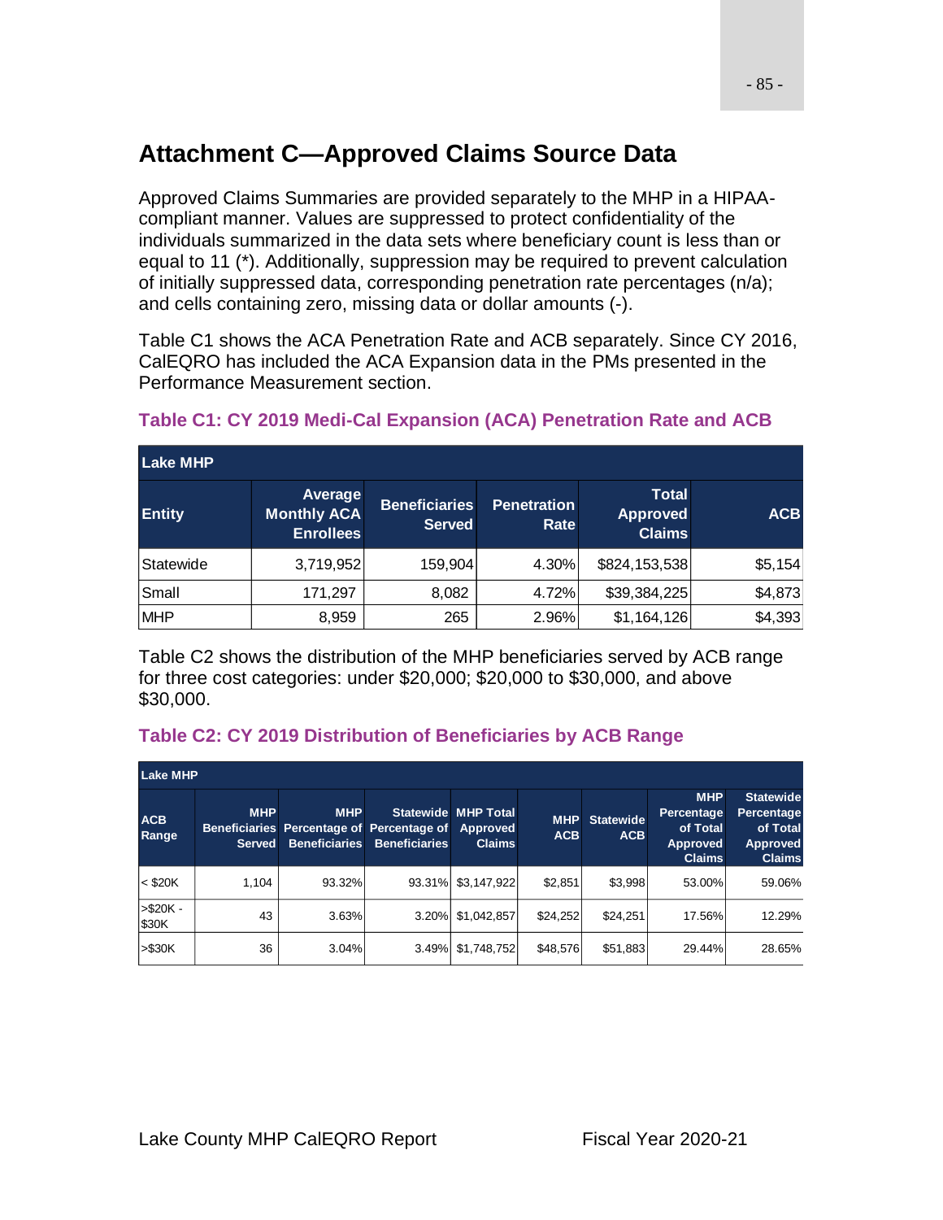# Attachment C—Approved Claims Source Data

Approved Claims Summaries are provided separately to the MHP in a HIPAA-compliant manner. Values are suppressed to protect confidentiality of the individuals summarized in the data sets where beneficiary count is less than or equal to 11 (*). Additionally, suppression may be required to prevent calculation of initially suppressed data, corresponding penetration rate percentages (n/a); and cells containing zero, missing data or dollar amounts (-).

Table C1 shows the ACA Penetration Rate and ACB separately. Since CY 2016, CalEQRO has included the ACA Expansion data in the PMs presented in the Performance Measurement section.

### Table C1: CY 2019 Medi-Cal Expansion (ACA) Penetration Rate and ACB

| Lake MHP | | | | | |
|---|---|---|---|---|---|
| Entity | Average Monthly ACA Enrollees | Beneficiaries Served | Penetration Rate | Total Approved Claims | ACB |
| Statewide | 3,719,952 | 159,904 | 4.30% | $824,153,538 | $5,154 |
| Small | 171,297 | 8,082 | 4.72% | $39,384,225 | $4,873 |
| MHP | 8,959 | 265 | 2.96% | $1,164,126 | $4,393 |

Table C2 shows the distribution of the MHP beneficiaries served by ACB range for three cost categories: under $20,000; $20,000 to $30,000, and above $30,000.

### Table C2: CY 2019 Distribution of Beneficiaries by ACB Range

| Lake MHP | | | | | | | | |
|---|---|---|---|---|---|---|---|---|
| ACB Range | MHP Beneficiaries Served | MHP Percentage of Beneficiaries | Statewide Percentage of Beneficiaries | MHP Total Approved Claims | MHP ACB | Statewide ACB | MHP Percentage of Total Approved Claims | Statewide Percentage of Total Approved Claims |
| < $20K | 1,104 | 93.32% | 93.31% | $3,147,922 | $2,851 | $3,998 | 53.00% | 59.06% |
| >$20K - $30K | 43 | 3.63% | 3.20% | $1,042,857 | $24,252 | $24,251 | 17.56% | 12.29% |
| >$30K | 36 | 3.04% | 3.49% | $1,748,752 | $48,576 | $51,883 | 29.44% | 28.65% |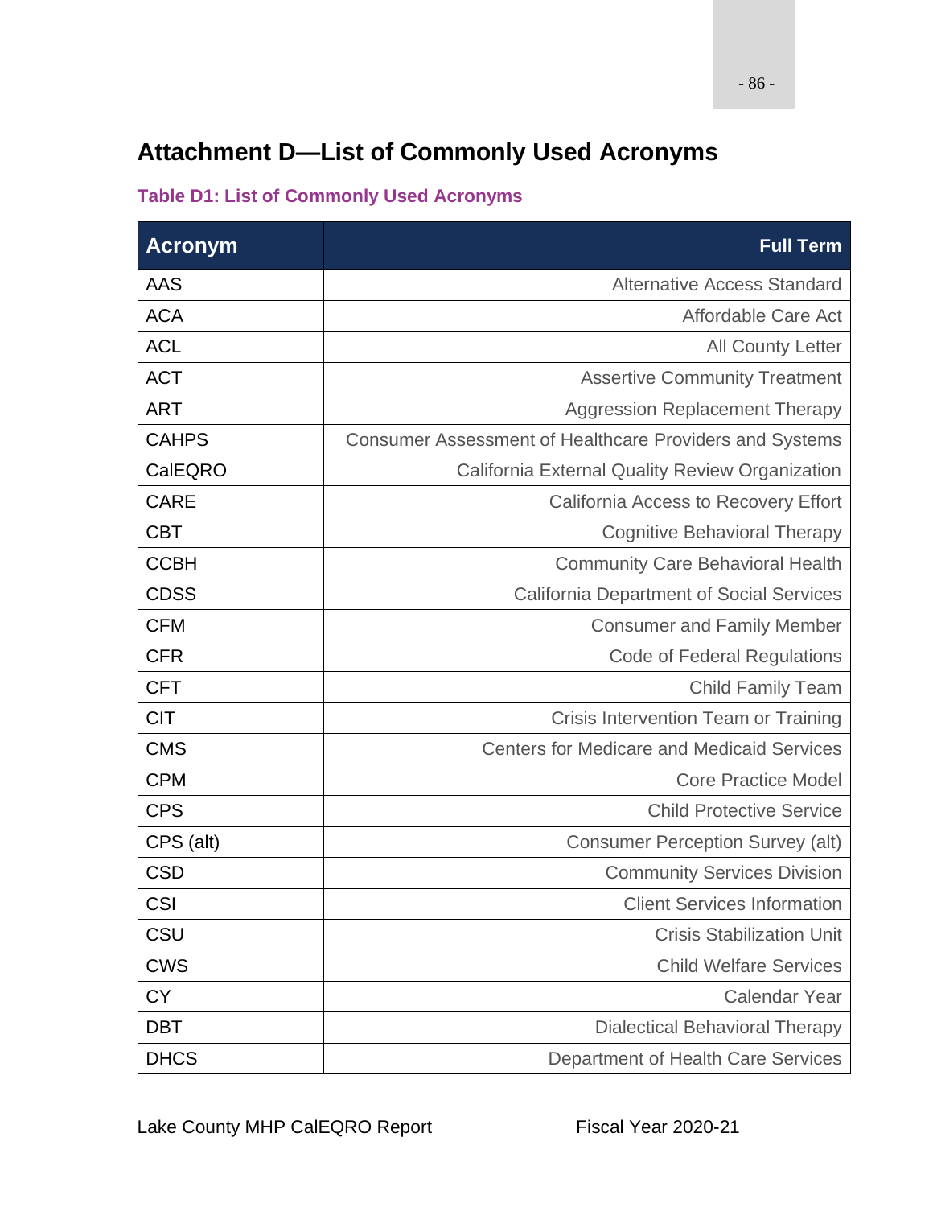# Attachment D—List of Commonly Used Acronyms

**Table D1: List of Commonly Used Acronyms**

| Acronym | Full Term |
|---|---:|
| AAS | Alternative Access Standard |
| ACA | Affordable Care Act |
| ACL | All County Letter |
| ACT | Assertive Community Treatment |
| ART | Aggression Replacement Therapy |
| CAHPS | Consumer Assessment of Healthcare Providers and Systems |
| CalEQRO | California External Quality Review Organization |
| CARE | California Access to Recovery Effort |
| CBT | Cognitive Behavioral Therapy |
| CCBH | Community Care Behavioral Health |
| CDSS | California Department of Social Services |
| CFM | Consumer and Family Member |
| CFR | Code of Federal Regulations |
| CFT | Child Family Team |
| CIT | Crisis Intervention Team or Training |
| CMS | Centers for Medicare and Medicaid Services |
| CPM | Core Practice Model |
| CPS | Child Protective Service |
| CPS (alt) | Consumer Perception Survey (alt) |
| CSD | Community Services Division |
| CSI | Client Services Information |
| CSU | Crisis Stabilization Unit |
| CWS | Child Welfare Services |
| CY | Calendar Year |
| DBT | Dialectical Behavioral Therapy |
| DHCS | Department of Health Care Services |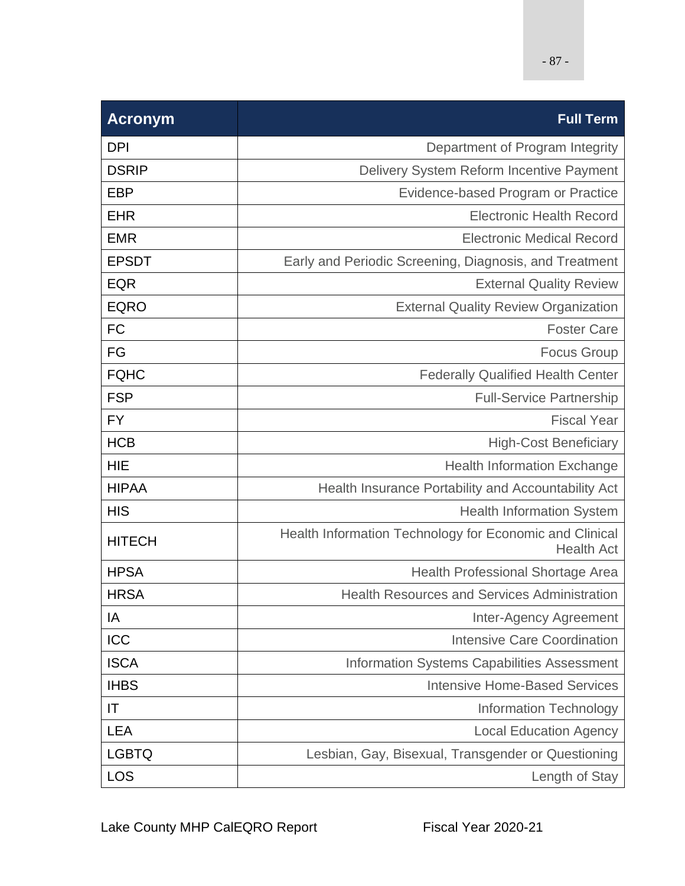| Acronym | Full Term |
|---|---|
| DPI | Department of Program Integrity |
| DSRIP | Delivery System Reform Incentive Payment |
| EBP | Evidence-based Program or Practice |
| EHR | Electronic Health Record |
| EMR | Electronic Medical Record |
| EPSDT | Early and Periodic Screening, Diagnosis, and Treatment |
| EQR | External Quality Review |
| EQRO | External Quality Review Organization |
| FC | Foster Care |
| FG | Focus Group |
| FQHC | Federally Qualified Health Center |
| FSP | Full-Service Partnership |
| FY | Fiscal Year |
| HCB | High-Cost Beneficiary |
| HIE | Health Information Exchange |
| HIPAA | Health Insurance Portability and Accountability Act |
| HIS | Health Information System |
| HITECH | Health Information Technology for Economic and Clinical Health Act |
| HPSA | Health Professional Shortage Area |
| HRSA | Health Resources and Services Administration |
| IA | Inter-Agency Agreement |
| ICC | Intensive Care Coordination |
| ISCA | Information Systems Capabilities Assessment |
| IHBS | Intensive Home-Based Services |
| IT | Information Technology |
| LEA | Local Education Agency |
| LGBTQ | Lesbian, Gay, Bisexual, Transgender or Questioning |
| LOS | Length of Stay |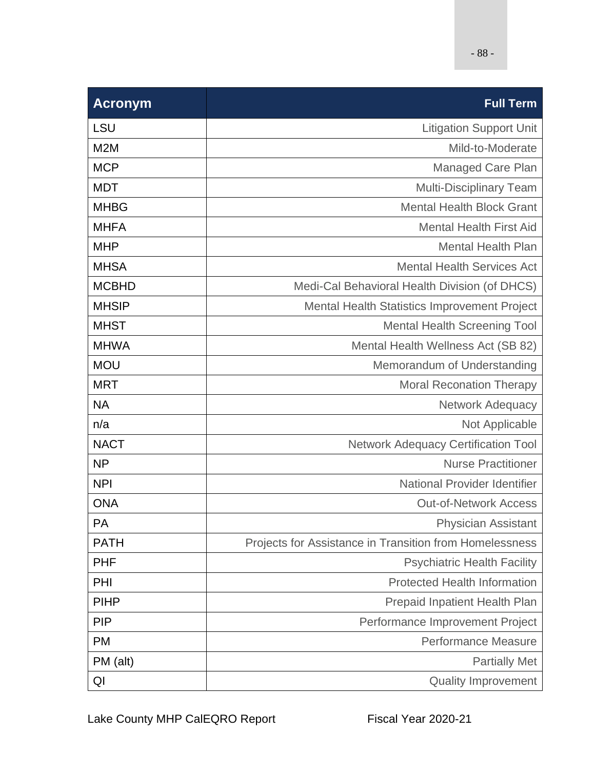| Acronym | Full Term |
| --- | --- |
| LSU | Litigation Support Unit |
| M2M | Mild-to-Moderate |
| MCP | Managed Care Plan |
| MDT | Multi-Disciplinary Team |
| MHBG | Mental Health Block Grant |
| MHFA | Mental Health First Aid |
| MHP | Mental Health Plan |
| MHSA | Mental Health Services Act |
| MCBHD | Medi-Cal Behavioral Health Division (of DHCS) |
| MHSIP | Mental Health Statistics Improvement Project |
| MHST | Mental Health Screening Tool |
| MHWA | Mental Health Wellness Act (SB 82) |
| MOU | Memorandum of Understanding |
| MRT | Moral Reconation Therapy |
| NA | Network Adequacy |
| n/a | Not Applicable |
| NACT | Network Adequacy Certification Tool |
| NP | Nurse Practitioner |
| NPI | National Provider Identifier |
| ONA | Out-of-Network Access |
| PA | Physician Assistant |
| PATH | Projects for Assistance in Transition from Homelessness |
| PHF | Psychiatric Health Facility |
| PHI | Protected Health Information |
| PIHP | Prepaid Inpatient Health Plan |
| PIP | Performance Improvement Project |
| PM | Performance Measure |
| PM (alt) | Partially Met |
| QI | Quality Improvement |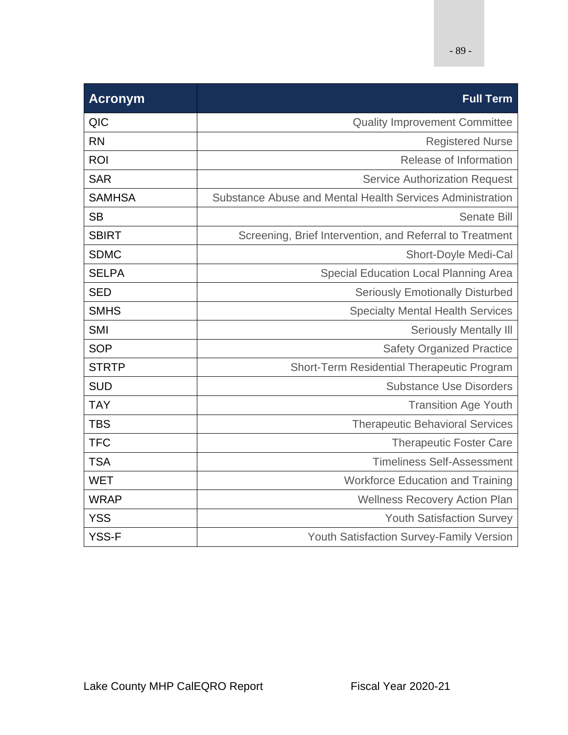| Acronym | Full Term |
|---|---|
| QIC | Quality Improvement Committee |
| RN | Registered Nurse |
| ROI | Release of Information |
| SAR | Service Authorization Request |
| SAMHSA | Substance Abuse and Mental Health Services Administration |
| SB | Senate Bill |
| SBIRT | Screening, Brief Intervention, and Referral to Treatment |
| SDMC | Short-Doyle Medi-Cal |
| SELPA | Special Education Local Planning Area |
| SED | Seriously Emotionally Disturbed |
| SMHS | Specialty Mental Health Services |
| SMI | Seriously Mentally Ill |
| SOP | Safety Organized Practice |
| STRTP | Short-Term Residential Therapeutic Program |
| SUD | Substance Use Disorders |
| TAY | Transition Age Youth |
| TBS | Therapeutic Behavioral Services |
| TFC | Therapeutic Foster Care |
| TSA | Timeliness Self-Assessment |
| WET | Workforce Education and Training |
| WRAP | Wellness Recovery Action Plan |
| YSS | Youth Satisfaction Survey |
| YSS-F | Youth Satisfaction Survey-Family Version |